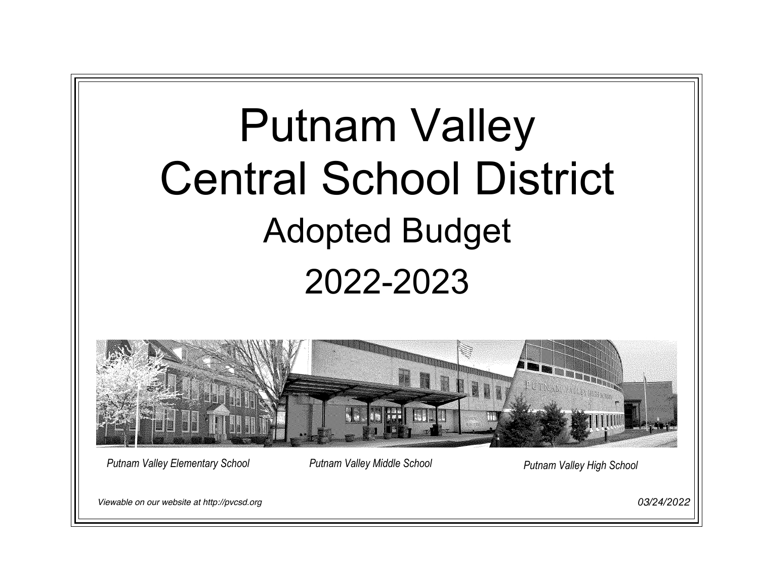# Putnam Valley Central School District

## Adopted Budget

## 2022-2023

*Putnam Valley Elementary School* *Putnam Valley Middle School* *Putnam Valley High School*

*Viewable on our website at http://pvcsd.org*

*03/24/2022*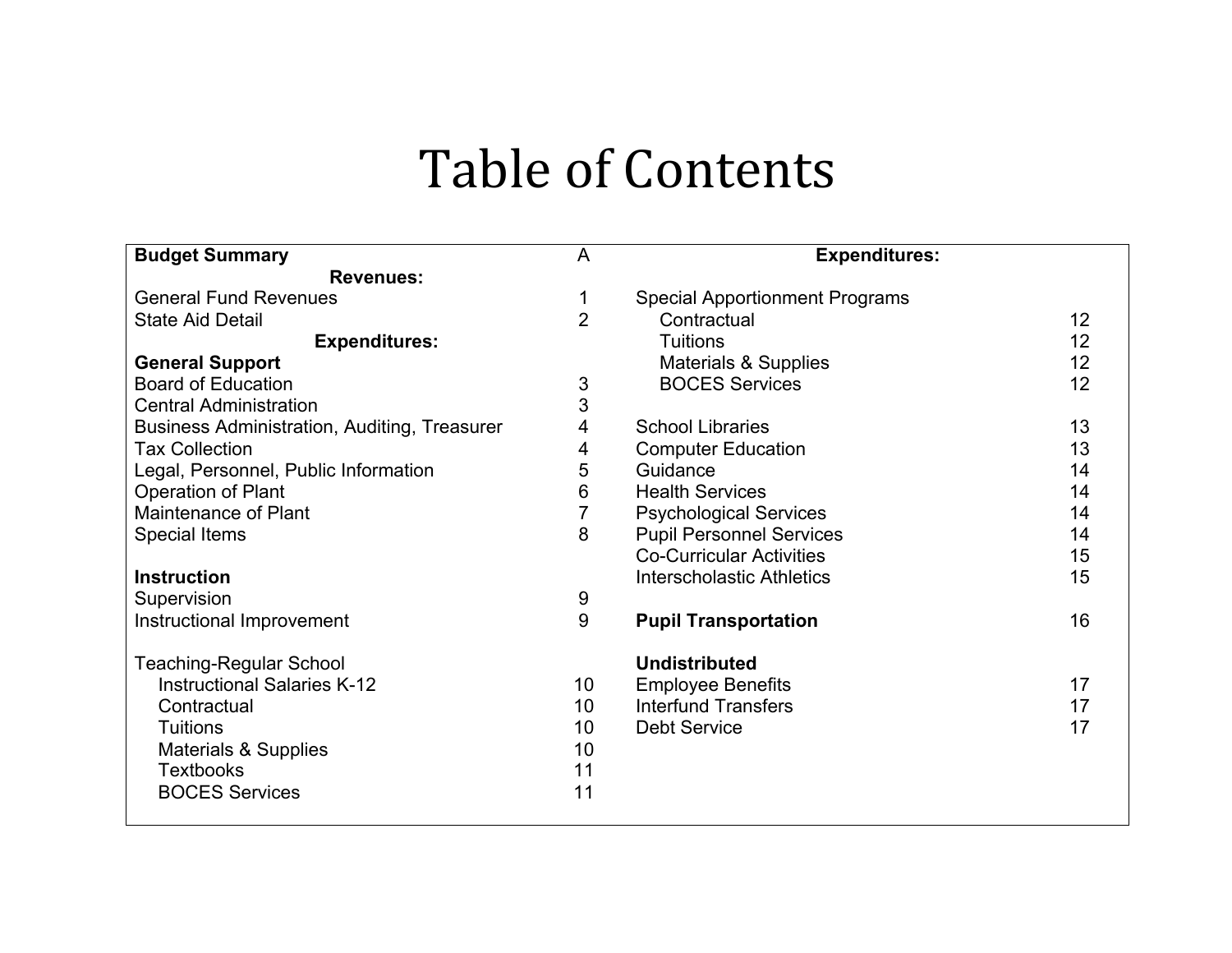# Table of Contents

| **Budget Summary** | A |
|---|---|
| **Revenues:** | |
| General Fund Revenues | 1 |
| State Aid Detail | 2 |
| **Expenditures:** | |
| **General Support** | |
| Board of Education | 3 |
| Central Administration | 3 |
| Business Administration, Auditing, Treasurer | 4 |
| Tax Collection | 4 |
| Legal, Personnel, Public Information | 5 |
| Operation of Plant | 6 |
| Maintenance of Plant | 7 |
| Special Items | 8 |
| | |
| **Instruction** | |
| Supervision | 9 |
| Instructional Improvement | 9 |
| | |
| Teaching-Regular School | |
| Instructional Salaries K-12 | 10 |
| Contractual | 10 |
| Tuitions | 10 |
| Materials & Supplies | 10 |
| Textbooks | 11 |
| BOCES Services | 11 |

| **Expenditures:** | |
|---|---|
| Special Apportionment Programs | |
| Contractual | 12 |
| Tuitions | 12 |
| Materials & Supplies | 12 |
| BOCES Services | 12 |
| | |
| School Libraries | 13 |
| Computer Education | 13 |
| Guidance | 14 |
| Health Services | 14 |
| Psychological Services | 14 |
| Pupil Personnel Services | 14 |
| Co-Curricular Activities | 15 |
| Interscholastic Athletics | 15 |
| | |
| **Pupil Transportation** | 16 |
| | |
| **Undistributed** | |
| Employee Benefits | 17 |
| Interfund Transfers | 17 |
| Debt Service | 17 |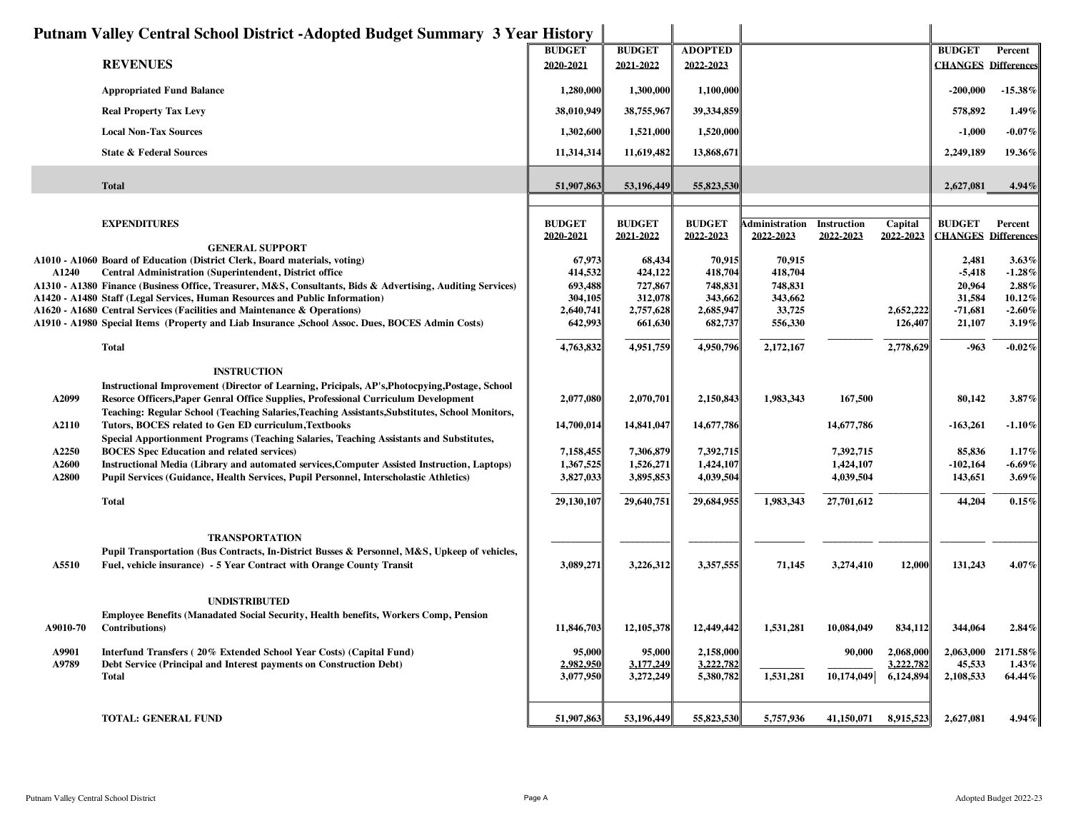# Putnam Valley Central School District -Adopted Budget Summary 3 Year History

| REVENUES | BUDGET 2020-2021 | BUDGET 2021-2022 | ADOPTED 2022-2023 | BUDGET CHANGES | Percent Differences |
|---|---|---|---|---|---|
| Appropriated Fund Balance | 1,280,000 | 1,300,000 | 1,100,000 | -200,000 | -15.38% |
| Real Property Tax Levy | 38,010,949 | 38,755,967 | 39,334,859 | 578,892 | 1.49% |
| Local Non-Tax Sources | 1,302,600 | 1,521,000 | 1,520,000 | -1,000 | -0.07% |
| State & Federal Sources | 11,314,314 | 11,619,482 | 13,868,671 | 2,249,189 | 19.36% |
| Total | 51,907,863 | 53,196,449 | 55,823,530 | 2,627,081 | 4.94% |

| Code | EXPENDITURES | BUDGET 2020-2021 | BUDGET 2021-2022 | BUDGET 2022-2023 | Administration 2022-2023 | Instruction 2022-2023 | Capital 2022-2023 | BUDGET CHANGES | Percent Differences |
|---|---|---|---|---|---|---|---|---|---|
| | **GENERAL SUPPORT** | | | | | | | | |
| A1010 - A1060 | Board of Education (District Clerk, Board materials, voting) | 67,973 | 68,434 | 70,915 | 70,915 | | | 2,481 | 3.63% |
| A1240 | Central Administration (Superintendent, District office | 414,532 | 424,122 | 418,704 | 418,704 | | | -5,418 | -1.28% |
| A1310 - A1380 | Finance (Business Office, Treasurer, M&S, Consultants, Bids & Advertising, Auditing Services) | 693,488 | 727,867 | 748,831 | 748,831 | | | 20,964 | 2.88% |
| A1420 - A1480 | Staff (Legal Services, Human Resources and Public Information) | 304,105 | 312,078 | 343,662 | 343,662 | | | 31,584 | 10.12% |
| A1620 - A1680 | Central Services (Facilities and Maintenance & Operations) | 2,640,741 | 2,757,628 | 2,685,947 | 33,725 | | 2,652,222 | -71,681 | -2.60% |
| A1910 - A1980 | Special Items (Property and Liab Insurance ,School Assoc. Dues, BOCES Admin Costs) | 642,993 | 661,630 | 682,737 | 556,330 | | 126,407 | 21,107 | 3.19% |
| | Total | 4,763,832 | 4,951,759 | 4,950,796 | 2,172,167 | | 2,778,629 | -963 | -0.02% |
| | **INSTRUCTION** | | | | | | | | |
| A2099 | Instructional Improvement (Director of Learning, Pricipals, AP's,Photocpying,Postage, School Resorce Officers,Paper Genral Office Supplies, Professional Curriculum Development | 2,077,080 | 2,070,701 | 2,150,843 | 1,983,343 | 167,500 | | 80,142 | 3.87% |
| A2110 | Teaching: Regular School (Teaching Salaries,Teaching Assistants,Substitutes, School Monitors, Tutors, BOCES related to Gen ED curriculum,Textbooks | 14,700,014 | 14,841,047 | 14,677,786 | | 14,677,786 | | -163,261 | -1.10% |
| A2250 | Special Apportionment Programs (Teaching Salaries, Teaching Assistants and Substitutes, BOCES Spec Education and related services) | 7,158,455 | 7,306,879 | 7,392,715 | | 7,392,715 | | 85,836 | 1.17% |
| A2600 | Instructional Media (Library and automated services,Computer Assisted Instruction, Laptops) | 1,367,525 | 1,526,271 | 1,424,107 | | 1,424,107 | | -102,164 | -6.69% |
| A2800 | Pupil Services (Guidance, Health Services, Pupil Personnel, Interscholastic Athletics) | 3,827,033 | 3,895,853 | 4,039,504 | | 4,039,504 | | 143,651 | 3.69% |
| | Total | 29,130,107 | 29,640,751 | 29,684,955 | 1,983,343 | 27,701,612 | | 44,204 | 0.15% |
| | **TRANSPORTATION** | | | | | | | | |
| A5510 | Pupil Transportation (Bus Contracts, In-District Busses & Personnel, M&S, Upkeep of vehicles, Fuel, vehicle insurance) - 5 Year Contract with Orange County Transit | 3,089,271 | 3,226,312 | 3,357,555 | 71,145 | 3,274,410 | 12,000 | 131,243 | 4.07% |
| | **UNDISTRIBUTED** | | | | | | | | |
| A9010-70 | Employee Benefits (Manadated Social Security, Health benefits, Workers Comp, Pension Contributions) | 11,846,703 | 12,105,378 | 12,449,442 | 1,531,281 | 10,084,049 | 834,112 | 344,064 | 2.84% |
| A9901 | Interfund Transfers ( 20% Extended School Year Costs) (Capital Fund) | 95,000 | 95,000 | 2,158,000 | | 90,000 | 2,068,000 | 2,063,000 | 2171.58% |
| A9789 | Debt Service (Principal and Interest payments on Construction Debt) | 2,982,950 | 3,177,249 | 3,222,782 | | | 3,222,782 | 45,533 | 1.43% |
| | Total | 3,077,950 | 3,272,249 | 5,380,782 | 1,531,281 | 10,174,049 | 6,124,894 | 2,108,533 | 64.44% |
| | **TOTAL: GENERAL FUND** | 51,907,863 | 53,196,449 | 55,823,530 | 5,757,936 | 41,150,071 | 8,915,523 | 2,627,081 | 4.94% |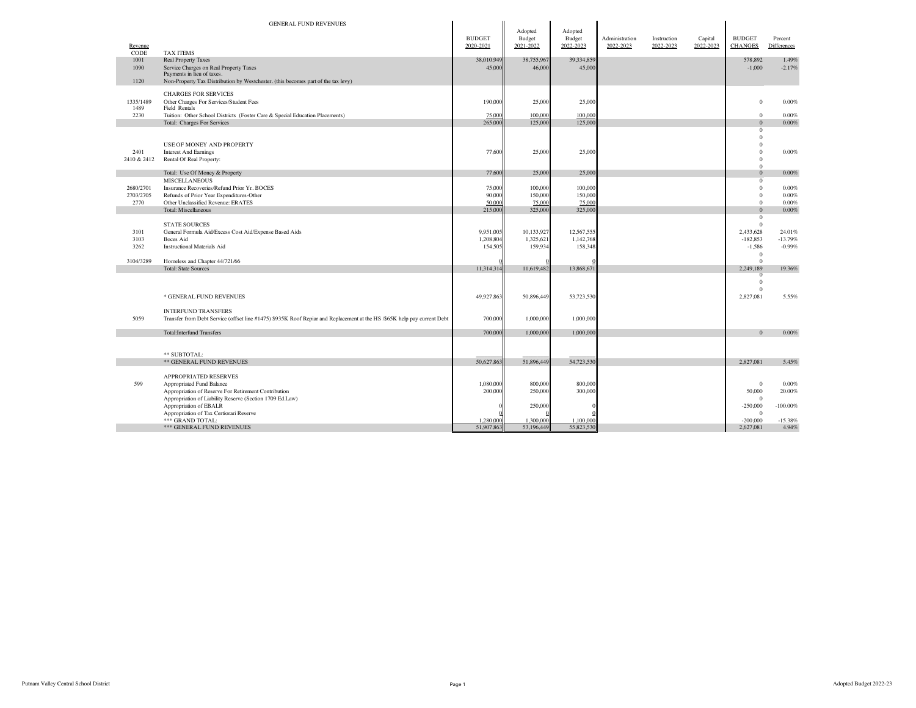## GENERAL FUND REVENUES

| Revenue CODE | | BUDGET 2020-2021 | Adopted Budget 2021-2022 | Adopted Budget 2022-2023 | Administration 2022-2023 | Instruction 2022-2023 | Capital 2022-2023 | BUDGET CHANGES | Percent Differences |
|---|---|---|---|---|---|---|---|---|---|
| | TAX ITEMS | | | | | | | | |
| 1001 | Real Property Taxes | 38,010,949 | 38,755,967 | 39,334,859 | | | | 578,892 | 1.49% |
| 1090 | Service Charges on Real Property Taxes | 45,000 | 46,000 | 45,000 | | | | -1,000 | -2.17% |
| | Payments in lieu of taxes. | | | | | | | | |
| 1120 | Non-Property Tax Distribution by Westchester. (this becomes part of the tax levy) | | | | | | | | |
| | CHARGES FOR SERVICES | | | | | | | | |
| 1335/1489 | Other Charges For Services/Student Fees | 190,000 | 25,000 | 25,000 | | | | 0 | 0.00% |
| 1489 | Field Rentals | | | | | | | | |
| 2230 | Tuition: Other School Districts (Foster Care & Special Education Placements) | 75,000 | 100,000 | 100,000 | | | | 0 | 0.00% |
| | Total: Charges For Services | 265,000 | 125,000 | 125,000 | | | | 0 | 0.00% |
| | | | | | | | | 0 | |
| | | | | | | | | 0 | |
| | USE OF MONEY AND PROPERTY | | | | | | | 0 | |
| 2401 | Interest And Earnings | 77,600 | 25,000 | 25,000 | | | | 0 | 0.00% |
| 2410 & 2412 | Rental Of Real Property: | | | | | | | 0 | |
| | | | | | | | | 0 | |
| | Total: Use Of Money & Property | 77,600 | 25,000 | 25,000 | | | | 0 | 0.00% |
| | MISCELLANEOUS | | | | | | | 0 | |
| 2680/2701 | Insurance Recoveries/Refund Prior Yr. BOCES | 75,000 | 100,000 | 100,000 | | | | 0 | 0.00% |
| 2703/2705 | Refunds of Prior Year Expenditures-Other | 90,000 | 150,000 | 150,000 | | | | 0 | 0.00% |
| 2770 | Other Unclassified Revenue: ERATES | 50,000 | 75,000 | 75,000 | | | | 0 | 0.00% |
| | Total: Miscellaneous | 215,000 | 325,000 | 325,000 | | | | 0 | 0.00% |
| | | | | | | | | 0 | |
| | STATE SOURCES | | | | | | | 0 | |
| 3101 | General Formula Aid/Excess Cost Aid/Expense Based Aids | 9,951,005 | 10,133,927 | 12,567,555 | | | | 2,433,628 | 24.01% |
| 3103 | Boces Aid | 1,208,804 | 1,325,621 | 1,142,768 | | | | -182,853 | -13.79% |
| 3262 | Instructional Materials Aid | 154,505 | 159,934 | 158,348 | | | | -1,586 | -0.99% |
| | | | | | | | | 0 | |
| 3104/3289 | Homeless and Chapter 44/721/66 | 0 | 0 | 0 | | | | 0 | |
| | Total: State Sources | 11,314,314 | 11,619,482 | 13,868,671 | | | | 2,249,189 | 19.36% |
| | | | | | | | | 0 | |
| | | | | | | | | 0 | |
| | | | | | | | | 0 | |
| | * GENERAL FUND REVENUES | 49,927,863 | 50,896,449 | 53,723,530 | | | | 2,827,081 | 5.55% |
| | INTERFUND TRANSFERS | | | | | | | | |
| 5059 | Transfer from Debt Service (offset line #1475) $935K Roof Repiar and Replacement at the HS /$65K help pay current Debt | 700,000 | 1,000,000 | 1,000,000 | | | | | |
| | Total:Interfund Transfers | 700,000 | 1,000,000 | 1,000,000 | | | | 0 | 0.00% |
| | ** SUBTOTAL: | | | | | | | | |
| | ** GENERAL FUND REVENUES | 50,627,863 | 51,896,449 | 54,723,530 | | | | 2,827,081 | 5.45% |
| | APPROPRIATED RESERVES | | | | | | | | |
| 599 | Appropriated Fund Balance | 1,080,000 | 800,000 | 800,000 | | | | 0 | 0.00% |
| | Appropriation of Reserve For Retirement Contribution | 200,000 | 250,000 | 300,000 | | | | 50,000 | 20.00% |
| | Appropriation of Liability Reserve (Section 1709 Ed.Law) | | | | | | | 0 | |
| | Appropriation of EBALR | 0 | 250,000 | 0 | | | | -250,000 | -100.00% |
| | Appropriation of Tax Certiorari Reserve | 0 | 0 | 0 | | | | 0 | |
| | *** GRAND TOTAL: | 1,280,000 | 1,300,000 | 1,100,000 | | | | -200,000 | -15.38% |
| | *** GENERAL FUND REVENUES | 51,907,863 | 53,196,449 | 55,823,530 | | | | 2,627,081 | 4.94% |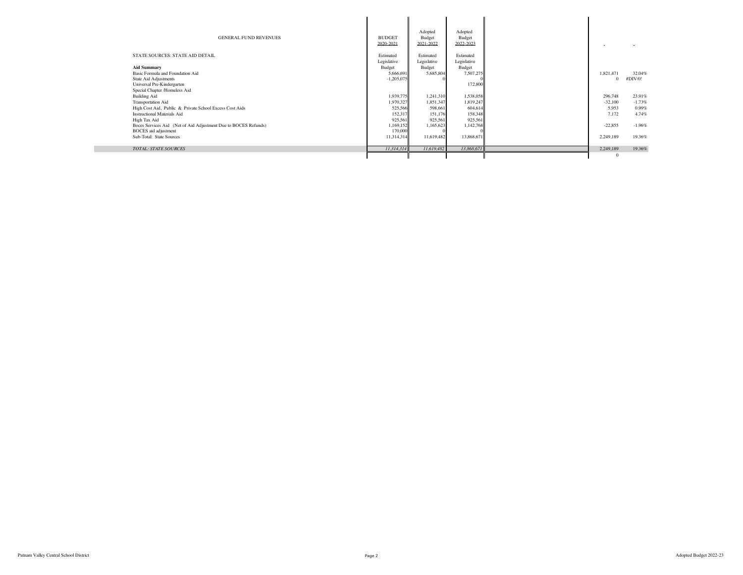| GENERAL FUND REVENUES | BUDGET 2020-2021 | Adopted Budget 2021-2022 | Adopted Budget 2022-2023 | | | |
|---|---|---|---|---|---|---|
| STATE SOURCES: STATE AID DETAIL | Estimated Legislative | Estimated Legislative | Estimated Legislative | | | |
| **Aid Summary** | Budget | Budget | Budget | | | |
| Basic Formula and Foundation Aid | 5,666,691 | 5,685,804 | 7,507,275 | | 1,821,471 | 32.04% |
| State Aid Adjustments | -1,205,075 | 0 | 0 | | 0 | #DIV/0! |
| Universal Pre-Kindergarten | | | 172,800 | | | |
| Special Chapter /Homeless Aid | | | | | | |
| Building Aid | 1,939,775 | 1,241,310 | 1,538,058 | | 296,748 | 23.91% |
| Transportation Aid | 1,970,327 | 1,851,347 | 1,819,247 | | -32,100 | -1.73% |
| High Cost Aid, Public & Private School Excess Cost Aids | 525,566 | 598,661 | 604,614 | | 5,953 | 0.99% |
| Instructional Materials Aid | 152,317 | 151,176 | 158,348 | | 7,172 | 4.74% |
| High Tax Aid | 925,561 | 925,561 | 925,561 | | | |
| Boces Services Aid (Net of Aid Adjustment Due to BOCES Refunds) | 1,169,152 | 1,165,623 | 1,142,768 | | -22,855 | -1.96% |
| BOCES aid adjustment | 170,000 | 0 | 0 | | | |
| Sub-Total: State Sources | 11,314,314 | 11,619,482 | 13,868,671 | | 2,249,189 | 19.36% |
| *TOTAL: STATE SOURCES* | *11,314,314* | *11,619,482* | *13,868,671* | | 2,249,189 | 19.36% |
| | | | | | 0 | |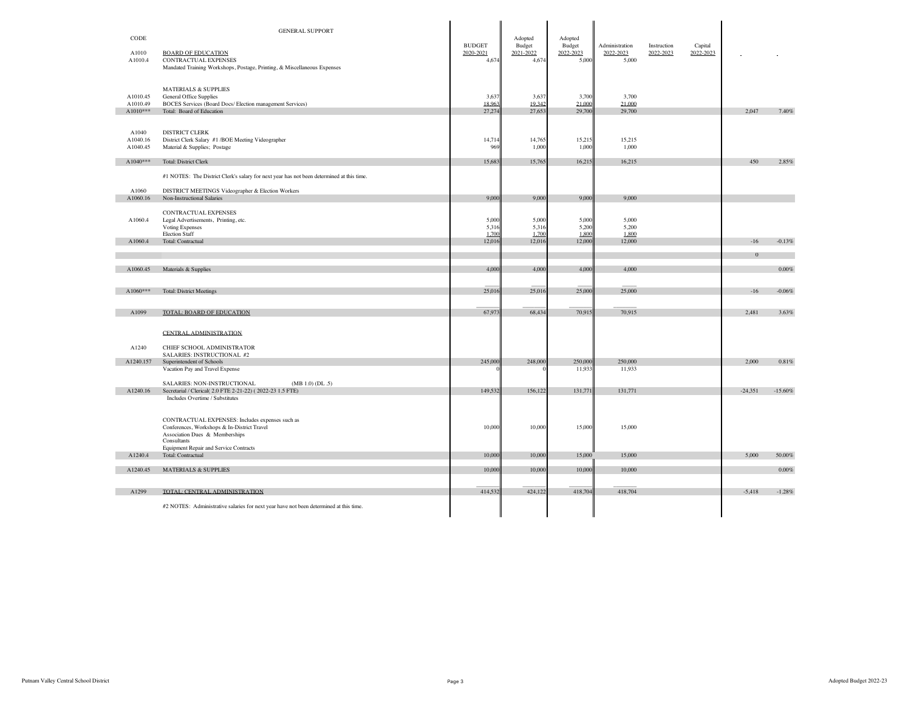# GENERAL SUPPORT

| CODE | | BUDGET 2020-2021 | Adopted Budget 2021-2022 | Adopted Budget 2022-2023 | Administration 2022-2023 | Instruction 2022-2023 | Capital 2022-2023 | | |
|---|---|---|---|---|---|---|---|---|---|
| A1010 | BOARD OF EDUCATION | | | | | | | | |
| A1010.4 | CONTRACTUAL EXPENSES | 4,674 | 4,674 | 5,000 | 5,000 | | | | |
| | Mandated Training Workshops, Postage, Printing, & Miscellaneous Expenses | | | | | | | | |
| | MATERIALS & SUPPLIES | | | | | | | | |
| A1010.45 | General Office Supplies | 3,637 | 3,637 | 3,700 | 3,700 | | | | |
| A1010.49 | BOCES Services (Board Docs/ Election management Services) | 18,963 | 19,342 | 21,000 | 21,000 | | | | |
| A1010*** | Total: Board of Education | 27,274 | 27,653 | 29,700 | 29,700 | | | 2,047 | 7.40% |
| A1040 | DISTRICT CLERK | | | | | | | | |
| A1040.16 | District Clerk Salary #1 /BOE Meeting Videographer | 14,714 | 14,765 | 15,215 | 15,215 | | | | |
| A1040.45 | Material & Supplies; Postage | 969 | 1,000 | 1,000 | 1,000 | | | | |
| A1040*** | Total: District Clerk | 15,683 | 15,765 | 16,215 | 16,215 | | | 450 | 2.85% |
| | #1 NOTES: The District Clerk's salary for next year has not been determined at this time. | | | | | | | | |
| A1060 | DISTRICT MEETINGS Videographer & Election Workers | | | | | | | | |
| A1060.16 | Non-Instructional Salaries | 9,000 | 9,000 | 9,000 | 9,000 | | | | |
| | CONTRACTUAL EXPENSES | | | | | | | | |
| A1060.4 | Legal Advertisements, Printing, etc. | 5,000 | 5,000 | 5,000 | 5,000 | | | | |
| | Voting Expenses | 5,316 | 5,316 | 5,200 | 5,200 | | | | |
| | Election Staff | 1,700 | 1,700 | 1,800 | 1,800 | | | | |
| A1060.4 | Total: Contractual | 12,016 | 12,016 | 12,000 | 12,000 | | | -16 | -0.13% |
| | | | | | | | | 0 | |
| A1060.45 | Materials & Supplies | 4,000 | 4,000 | 4,000 | 4,000 | | | | 0.00% |
| A1060*** | Total: District Meetings | 25,016 | 25,016 | 25,000 | 25,000 | | | -16 | -0.06% |
| A1099 | TOTAL: BOARD OF EDUCATION | 67,973 | 68,434 | 70,915 | 70,915 | | | 2,481 | 3.63% |
| | CENTRAL ADMINISTRATION | | | | | | | | |
| A1240 | CHIEF SCHOOL ADMINISTRATOR | | | | | | | | |
| | SALARIES: INSTRUCTIONAL #2 | | | | | | | | |
| A1240.157 | Superintendent of Schools | 245,000 | 248,000 | 250,000 | 250,000 | | | 2,000 | 0.81% |
| | Vacation Pay and Travel Expense | 0 | 0 | 11,933 | 11,933 | | | | |
| | SALARIES: NON-INSTRUCTIONAL (MB 1.0) (DL .5) | | | | | | | | |
| A1240.16 | Secretarial / Clerical( 2.0 FTE 2-21-22) ( 2022-23 1.5 FTE) | 149,532 | 156,122 | 131,771 | 131,771 | | | -24,351 | -15.60% |
| | Includes Overtime / Substitutes | | | | | | | | |
| | CONTRACTUAL EXPENSES: Includes expenses such as | | | | | | | | |
| | Conferences, Workshops & In-District Travel | 10,000 | 10,000 | 15,000 | 15,000 | | | | |
| | Association Dues & Memberships | | | | | | | | |
| | Consultants | | | | | | | | |
| | Equipment Repair and Service Contracts | | | | | | | | |
| A1240.4 | Total: Contractual | 10,000 | 10,000 | 15,000 | 15,000 | | | 5,000 | 50.00% |
| A1240.45 | MATERIALS & SUPPLIES | 10,000 | 10,000 | 10,000 | 10,000 | | | | 0.00% |
| A1299 | TOTAL: CENTRAL ADMINISTRATION | 414,532 | 424,122 | 418,704 | 418,704 | | | -5,418 | -1.28% |
| | #2 NOTES: Administrative salaries for next year have not been determined at this time. | | | | | | | | |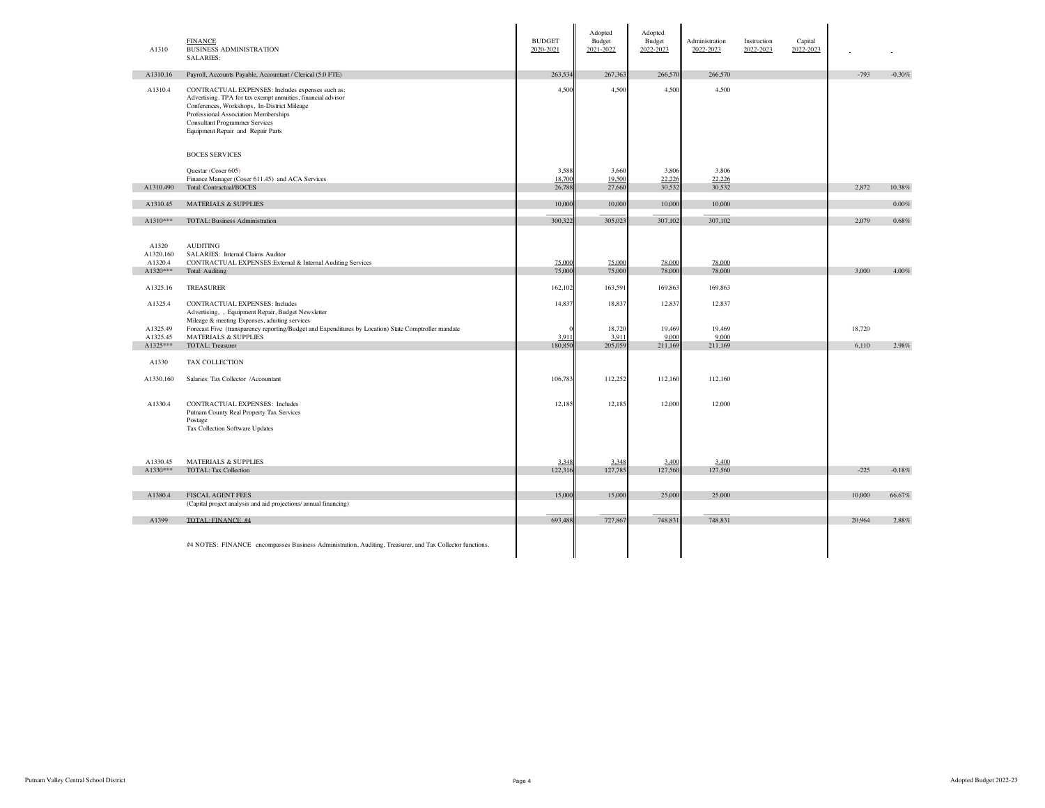| | | BUDGET 2020-2021 | Adopted Budget 2021-2022 | Adopted Budget 2022-2023 | Administration 2022-2023 | Instruction 2022-2023 | Capital 2022-2023 | | |
|---|---|---|---|---|---|---|---|---|---|
| A1310 | FINANCE<br>BUSINESS ADMINISTRATION<br>SALARIES: | | | | | | | | |
| A1310.16 | Payroll, Accounts Payable, Accountant / Clerical (5.0 FTE) | 263,534 | 267,363 | 266,570 | 266,570 | | | -793 | -0.30% |
| A1310.4 | CONTRACTUAL EXPENSES: Includes expenses such as:<br>Advertising. TPA for tax exempt annuities, financial advisor<br>Conferences, Workshops, In-District Mileage<br>Professional Association Memberships<br>Consultant Programmer Services<br>Equipment Repair and Repair Parts | 4,500 | 4,500 | 4,500 | 4,500 | | | | |
| | BOCES SERVICES | | | | | | | | |
| | Questar (Coser 605) | 3,588 | 3,660 | 3,806 | 3,806 | | | | |
| | Finance Manager (Coser 611.45) and ACA Services | 18,700 | 19,500 | 22,226 | 22,226 | | | | |
| A1310.490 | Total: Contractual/BOCES | 26,788 | 27,660 | 30,532 | 30,532 | | | 2,872 | 10.38% |
| A1310.45 | MATERIALS & SUPPLIES | 10,000 | 10,000 | 10,000 | 10,000 | | | | 0.00% |
| A1310*** | TOTAL: Business Administration | 300,322 | 305,023 | 307,102 | 307,102 | | | 2,079 | 0.68% |
| A1320 | AUDITING | | | | | | | | |
| A1320.160 | SALARIES: Internal Claims Auditor | | | | | | | | |
| A1320.4 | CONTRACTUAL EXPENSES:External & Internal Auditing Services | 75,000 | 75,000 | 78,000 | 78,000 | | | | |
| A1320*** | Total: Auditing | 75,000 | 75,000 | 78,000 | 78,000 | | | 3,000 | 4.00% |
| A1325.16 | TREASURER | 162,102 | 163,591 | 169,863 | 169,863 | | | | |
| A1325.4 | CONTRACTUAL EXPENSES: Includes<br>Advertising, , Equipment Repair, Budget Newsletter<br>Mileage & meeting Expenses, aduiting services | 14,837 | 18,837 | 12,837 | 12,837 | | | | |
| A1325.49 | Forecast Five (transparency reporting/Budget and Expenditures by Location) State Comptroller mandate | 0 | 18,720 | 19,469 | 19,469 | | | 18,720 | |
| A1325.45 | MATERIALS & SUPPLIES | 3,911 | 3,911 | 9,000 | 9,000 | | | | |
| A1325*** | TOTAL: Treasurer | 180,850 | 205,059 | 211,169 | 211,169 | | | 6,110 | 2.98% |
| A1330 | TAX COLLECTION | | | | | | | | |
| A1330.160 | Salaries: Tax Collector /Accountant | 106,783 | 112,252 | 112,160 | 112,160 | | | | |
| A1330.4 | CONTRACTUAL EXPENSES: Includes<br>Putnam County Real Property Tax Services<br>Postage<br>Tax Collection Software Updates | 12,185 | 12,185 | 12,000 | 12,000 | | | | |
| A1330.45 | MATERIALS & SUPPLIES | 3,348 | 3,348 | 3,400 | 3,400 | | | | |
| A1330*** | TOTAL: Tax Collection | 122,316 | 127,785 | 127,560 | 127,560 | | | -225 | -0.18% |
| A1380.4 | FISCAL AGENT FEES<br>(Capital project analysis and aid projections/ annual financing) | 15,000 | 15,000 | 25,000 | 25,000 | | | 10,000 | 66.67% |
| A1399 | TOTAL: FINANCE #4 | 693,488 | 727,867 | 748,831 | 748,831 | | | 20,964 | 2.88% |

#4 NOTES: FINANCE encompasses Business Administration, Auditing, Treasurer, and Tax Collector functions.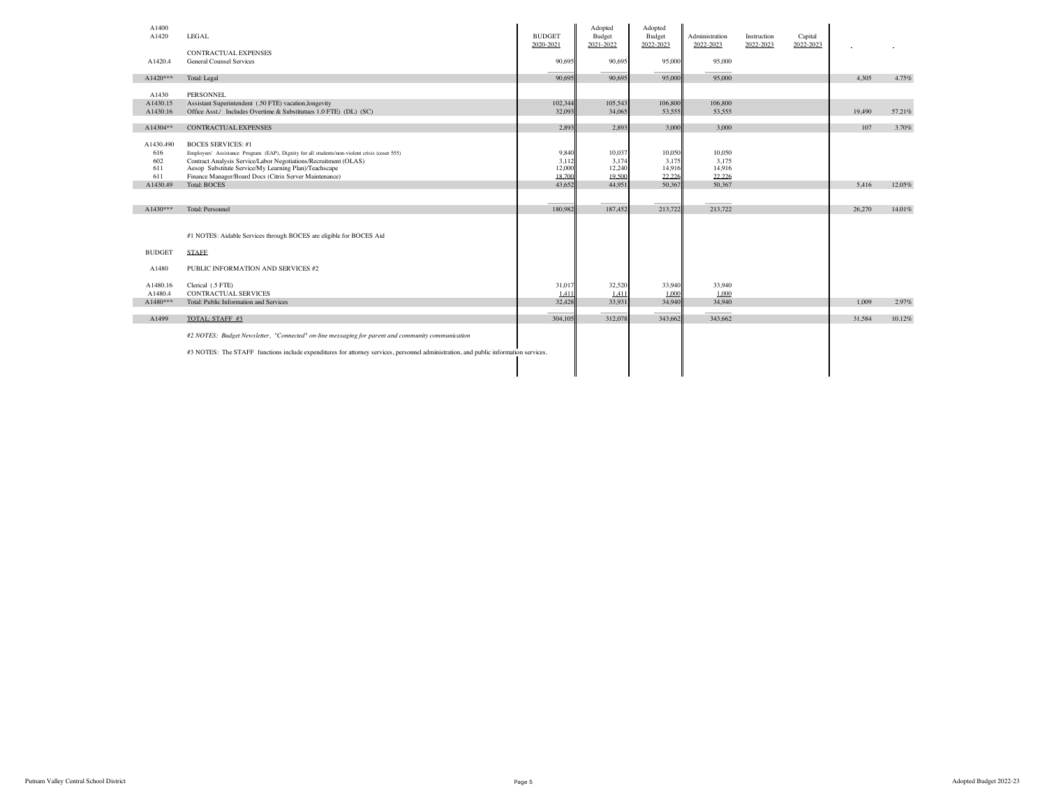| Code | Description | BUDGET 2020-2021 | Adopted Budget 2021-2022 | Adopted Budget 2022-2023 | Administration 2022-2023 | Instruction 2022-2023 | Capital 2022-2023 | | |
|---|---|---|---|---|---|---|---|---|---|
| A1400 | | | | | | | | | |
| A1420 | LEGAL | | | | | | | | |
| | CONTRACTUAL EXPENSES | | | | | | | | |
| A1420.4 | General Counsel Services | 90,695 | 90,695 | 95,000 | 95,000 | | | | |
| A1420*** | Total: Legal | 90,695 | 90,695 | 95,000 | 95,000 | | | 4,305 | 4.75% |
| A1430 | PERSONNEL | | | | | | | | |
| A1430.15 | Assistant Superintendent (.50 FTE) vacation,longevity | 102,344 | 105,543 | 106,800 | 106,800 | | | | |
| A1430.16 | Office Asst./ Includes Overtime & Substitutues 1.0 FTE) (DL) (SC) | 32,093 | 34,065 | 53,555 | 53,555 | | | 19,490 | 57.21% |
| A14304** | CONTRACTUAL EXPENSES | 2,893 | 2,893 | 3,000 | 3,000 | | | 107 | 3.70% |
| A1430.490 | BOCES SERVICES: #1 | | | | | | | | |
| 616 | Employees' Assistance Program (EAP), Dignity for all students/non-violent crisis (coser 555) | 9,840 | 10,037 | 10,050 | 10,050 | | | | |
| 602 | Contract Analysis Service/Labor Negotiations/Recruitment (OLAS) | 3,112 | 3,174 | 3,175 | 3,175 | | | | |
| 611 | Aesop Substitute Service/My Learning Plan)/Teachscape | 12,000 | 12,240 | 14,916 | 14,916 | | | | |
| 611 | Finance Manager/Board Docs (Citrix Server Maintenance) | 18,700 | 19,500 | 22,226 | 22,226 | | | | |
| A1430.49 | Total: BOCES | 43,652 | 44,951 | 50,367 | 50,367 | | | 5,416 | 12.05% |
| A1430*** | Total: Personnel | 180,982 | 187,452 | 213,722 | 213,722 | | | 26,270 | 14.01% |
| | #1 NOTES: Aidable Services through BOCES are eligible for BOCES Aid | | | | | | | | |
| BUDGET | STAFF | | | | | | | | |
| A1480 | PUBLIC INFORMATION AND SERVICES #2 | | | | | | | | |
| A1480.16 | Clerical (.5 FTE) | 31,017 | 32,520 | 33,940 | 33,940 | | | | |
| A1480.4 | CONTRACTUAL SERVICES | 1,411 | 1,411 | 1,000 | 1,000 | | | | |
| A1480*** | Total: Public Information and Services | 32,428 | 33,931 | 34,940 | 34,940 | | | 1,009 | 2.97% |
| A1499 | TOTAL: STAFF #3 | 304,105 | 312,078 | 343,662 | 343,662 | | | 31,584 | 10.12% |

*#2 NOTES: Budget Newsletter, "Connected" on-line messaging for parent and community communication*

#3 NOTES: The STAFF functions include expenditures for attorney services, personnel administration, and public information services.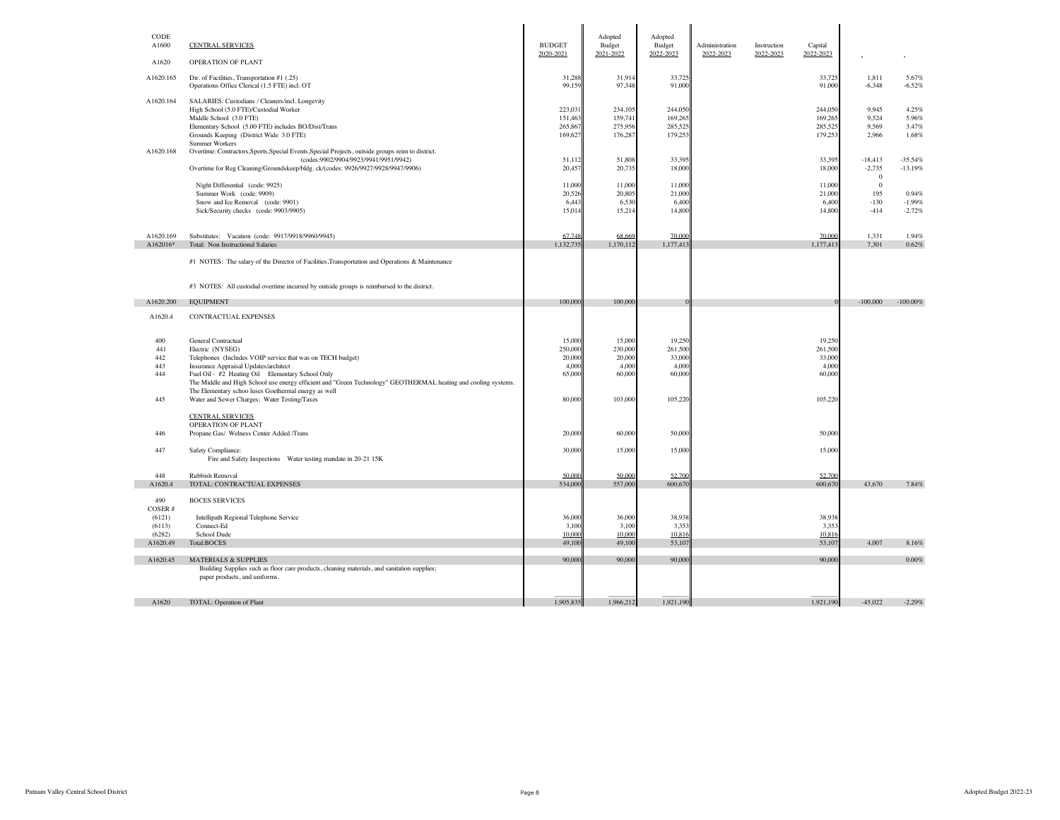| CODE | | | Adopted | Adopted | | | | | |
|---|---|---|---|---|---|---|---|---|---|
| A1600 | CENTRAL SERVICES | BUDGET 2020-2021 | Budget 2021-2022 | Budget 2022-2023 | Administration 2022-2023 | Instruction 2022-2023 | Capital 2022-2023 | | |
| A1620 | OPERATION OF PLANT | | | | | | | | |
| A1620.165 | Dir. of Facilities, Transportation #1 (.25) | 31,288 | 31,914 | 33,725 | | | 33,725 | 1,811 | 5.67% |
| | Operations Office Clerical (1.5 FTE) incl. OT | 99,159 | 97,348 | 91,000 | | | 91,000 | -6,348 | -6.52% |
| A1620.164 | SALARIES: Custodians / Cleaners/incl. Longevity | | | | | | | | |
| | High School (5.0 FTE)/Custodial Worker | 223,031 | 234,105 | 244,050 | | | 244,050 | 9,945 | 4.25% |
| | Middle School (3.0 FTE) | 151,463 | 159,741 | 169,265 | | | 169,265 | 9,524 | 5.96% |
| | Elementary School (5.00 FTE) includes BO/Dist/Trans | 265,867 | 275,956 | 285,525 | | | 285,525 | 9,569 | 3.47% |
| | Grounds Keeping (District Wide 3.0 FTE) | 169,627 | 176,287 | 179,253 | | | 179,253 | 2,966 | 1.68% |
| | Summer Workers | | | | | | | | |
| A1620.168 | Overtime: Contractors,Sports,Special Events,Special Projects, outside groups reim to district. (codes:9902/9904/9923/9941/9951/9942) | 51,112 | 51,808 | 33,395 | | | 33,395 | -18,413 | -35.54% |
| | Overtime for Reg Cleaning/Groundskeep/bldg. ck/(codes: 9926/9927/9928/9947/9906) | 20,457 | 20,735 | 18,000 | | | 18,000 | -2,735 | -13.19% |
| | | | | | | | | 0 | |
| | Night Differential (code: 9925) | 11,000 | 11,000 | 11,000 | | | 11,000 | 0 | |
| | Summer Work (code: 9909) | 20,526 | 20,805 | 21,000 | | | 21,000 | 195 | 0.94% |
| | Snow and Ice Removal (code: 9901) | 6,443 | 6,530 | 6,400 | | | 6,400 | -130 | -1.99% |
| | Sick/Security checks (code: 9903/9905) | 15,014 | 15,214 | 14,800 | | | 14,800 | -414 | -2.72% |
| A1620.169 | Substitutes: Vacation (code: 9917/9918/9960/9945) | 67,748 | 68,669 | 70,000 | | | 70,000 | 1,331 | 1.94% |
| A162016* | Total: Non Instructional Salaries | 1,132,735 | 1,170,112 | 1,177,413 | | | 1,177,413 | 7,301 | 0.62% |
| | #1 NOTES: The salary of the Director of Facilities,Transportation and Operations & Maintenance | | | | | | | | |
| | #3 NOTES: All custodial overtime incurred by outside groups is reimbursed to the district. | | | | | | | | |
| A1620.200 | EQUIPMENT | 100,000 | 100,000 | 0 | | | 0 | -100,000 | -100.00% |
| A1620.4 | CONTRACTUAL EXPENSES | | | | | | | | |
| 400 | General Contractual | 15,000 | 15,000 | 19,250 | | | 19,250 | | |
| 441 | Electric (NYSEG) | 250,000 | 230,000 | 261,500 | | | 261,500 | | |
| 442 | Telephones (Includes VOIP service that was on TECH budget) | 20,000 | 20,000 | 33,000 | | | 33,000 | | |
| 443 | Insurance Appraisal Updates/architect | 4,000 | 4,000 | 4,000 | | | 4,000 | | |
| 444 | Fuel Oil - #2 Heating Oil Elementary School Only | 65,000 | 60,000 | 60,000 | | | 60,000 | | |
| | The Middle and High School use energy efficient and "Green Technology" GEOTHERMAL heating and cooling systems. The Elementary schoo luses Goethermal energy as well | | | | | | | | |
| 445 | Water and Sewer Charges; Water Testing/Taxes | 80,000 | 103,000 | 105,220 | | | 105,220 | | |
| | CENTRAL SERVICES | | | | | | | | |
| | OPERATION OF PLANT | | | | | | | | |
| 446 | Propane Gas/ Welness Center Added /Trans | 20,000 | 60,000 | 50,000 | | | 50,000 | | |
| 447 | Safety Compliance: Fire and Safety Inspections Water testing mandate in 20-21 15K | 30,000 | 15,000 | 15,000 | | | 15,000 | | |
| 448 | Rubbish Removal | 50,000 | 50,000 | 52,700 | | | 52,700 | | |
| A1620.4 | TOTAL: CONTRACTUAL EXPENSES | 534,000 | 557,000 | 600,670 | | | 600,670 | 43,670 | 7.84% |
| 490 | BOCES SERVICES | | | | | | | | |
| COSER # | | | | | | | | | |
| (6121) | Intellipath Regional Telephone Service | 36,000 | 36,000 | 38,938 | | | 38,938 | | |
| (6113) | Connect-Ed | 3,100 | 3,100 | 3,353 | | | 3,353 | | |
| (6282) | School Dude | 10,000 | 10,000 | 10,816 | | | 10,816 | | |
| A1620.49 | Total:BOCES | 49,100 | 49,100 | 53,107 | | | 53,107 | 4,007 | 8.16% |
| A1620.45 | MATERIALS & SUPPLIES | 90,000 | 90,000 | 90,000 | | | 90,000 | | 0.00% |
| | Building Supplies such as floor care products, cleaning materials, and sanitation supplies; paper products, and uniforms. | | | | | | | | |
| A1620 | TOTAL: Operation of Plant | 1,905,835 | 1,966,212 | 1,921,190 | | | 1,921,190 | -45,022 | -2.29% |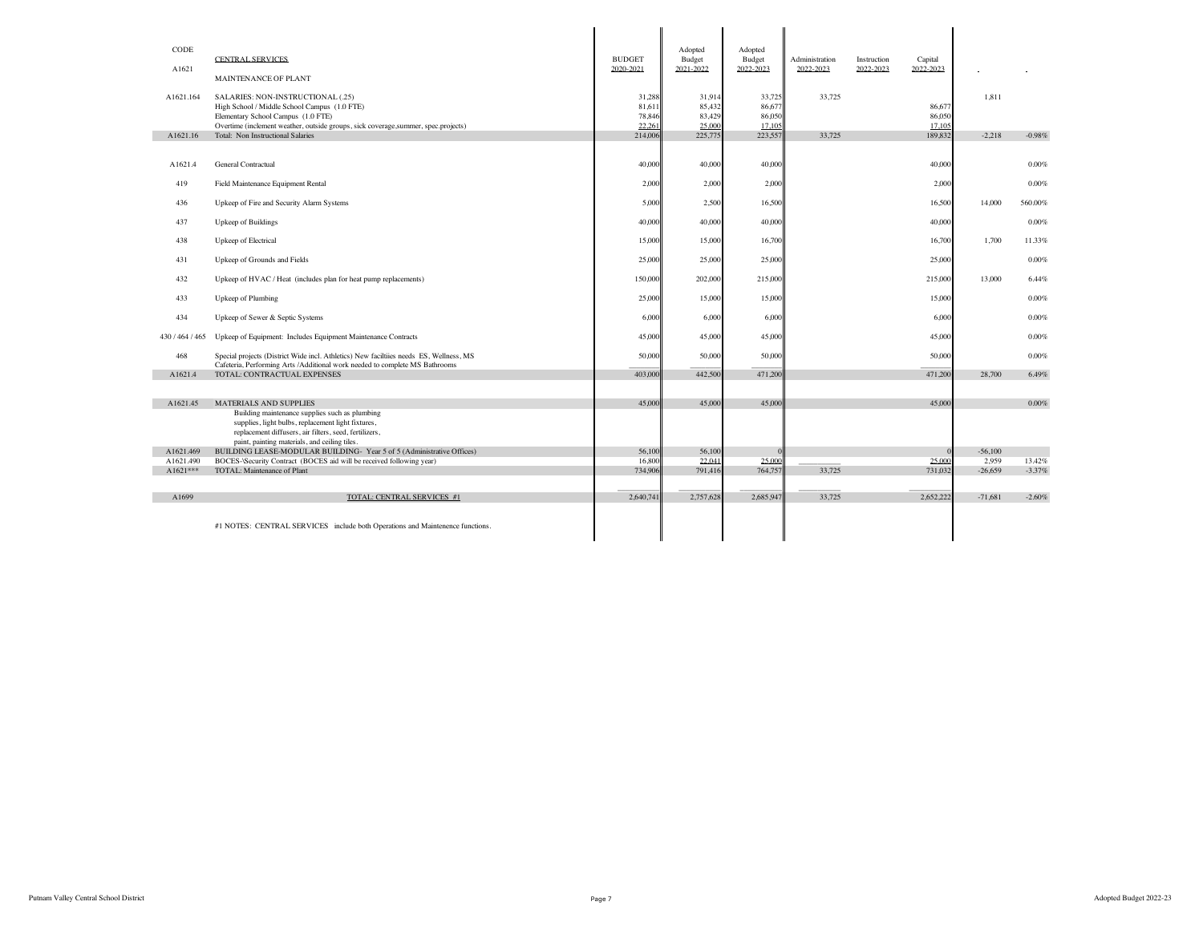| CODE | CENTRAL SERVICES | BUDGET 2020-2021 | Adopted Budget 2021-2022 | Adopted Budget 2022-2023 | Administration 2022-2023 | Instruction 2022-2023 | Capital 2022-2023 | | |
|---|---|---|---|---|---|---|---|---|---|
| A1621 | MAINTENANCE OF PLANT | | | | | | | | |
| A1621.164 | SALARIES: NON-INSTRUCTIONAL (.25) | 31,288 | 31,914 | 33,725 | 33,725 | | | 1,811 | |
| | High School / Middle School Campus (1.0 FTE) | 81,611 | 85,432 | 86,677 | | | 86,677 | | |
| | Elementary School Campus (1.0 FTE) | 78,846 | 83,429 | 86,050 | | | 86,050 | | |
| | Overtime (inclement weather, outside groups, sick coverage,summer, spec.projects) | 22,261 | 25,000 | 17,105 | | | 17,105 | | |
| A1621.16 | Total: Non Instructional Salaries | 214,006 | 225,775 | 223,557 | 33,725 | | 189,832 | -2,218 | -0.98% |
| A1621.4 | General Contractual | 40,000 | 40,000 | 40,000 | | | 40,000 | | 0.00% |
| 419 | Field Maintenance Equipment Rental | 2,000 | 2,000 | 2,000 | | | 2,000 | | 0.00% |
| 436 | Upkeep of Fire and Security Alarm Systems | 5,000 | 2,500 | 16,500 | | | 16,500 | 14,000 | 560.00% |
| 437 | Upkeep of Buildings | 40,000 | 40,000 | 40,000 | | | 40,000 | | 0.00% |
| 438 | Upkeep of Electrical | 15,000 | 15,000 | 16,700 | | | 16,700 | 1,700 | 11.33% |
| 431 | Upkeep of Grounds and Fields | 25,000 | 25,000 | 25,000 | | | 25,000 | | 0.00% |
| 432 | Upkeep of HVAC / Heat (includes plan for heat pump replacements) | 150,000 | 202,000 | 215,000 | | | 215,000 | 13,000 | 6.44% |
| 433 | Upkeep of Plumbing | 25,000 | 15,000 | 15,000 | | | 15,000 | | 0.00% |
| 434 | Upkeep of Sewer & Septic Systems | 6,000 | 6,000 | 6,000 | | | 6,000 | | 0.00% |
| 430 / 464 / 465 | Upkeep of Equipment: Includes Equipment Maintenance Contracts | 45,000 | 45,000 | 45,000 | | | 45,000 | | 0.00% |
| 468 | Special projects (District Wide incl. Athletics) New faciltiies needs ES, Wellness, MS Cafeteria, Performing Arts /Additional work needed to complete MS Bathrooms | 50,000 | 50,000 | 50,000 | | | 50,000 | | 0.00% |
| A1621.4 | TOTAL: CONTRACTUAL EXPENSES | 403,000 | 442,500 | 471,200 | | | 471,200 | 28,700 | 6.49% |
| A1621.45 | MATERIALS AND SUPPLIES<br>Building maintenance supplies such as plumbing supplies, light bulbs, replacement light fixtures, replacement diffusers, air filters, seed, fertilizers, paint, painting materials, and ceiling tiles. | 45,000 | 45,000 | 45,000 | | | 45,000 | | 0.00% |
| A1621.469 | BUILDING LEASE-MODULAR BUILDING- Year 5 of 5 (Administrative Offices) | 56,100 | 56,100 | 0 | | | 0 | -56,100 | |
| A1621.490 | BOCES-\Security Contract (BOCES aid will be received following year) | 16,800 | 22,041 | 25,000 | | | 25,000 | 2,959 | 13.42% |
| A1621*** | TOTAL: Maintenance of Plant | 734,906 | 791,416 | 764,757 | 33,725 | | 731,032 | -26,659 | -3.37% |
| A1699 | TOTAL: CENTRAL SERVICES #1 | 2,640,741 | 2,757,628 | 2,685,947 | 33,725 | | 2,652,222 | -71,681 | -2.60% |

#1 NOTES: CENTRAL SERVICES include both Operations and Maintenence functions.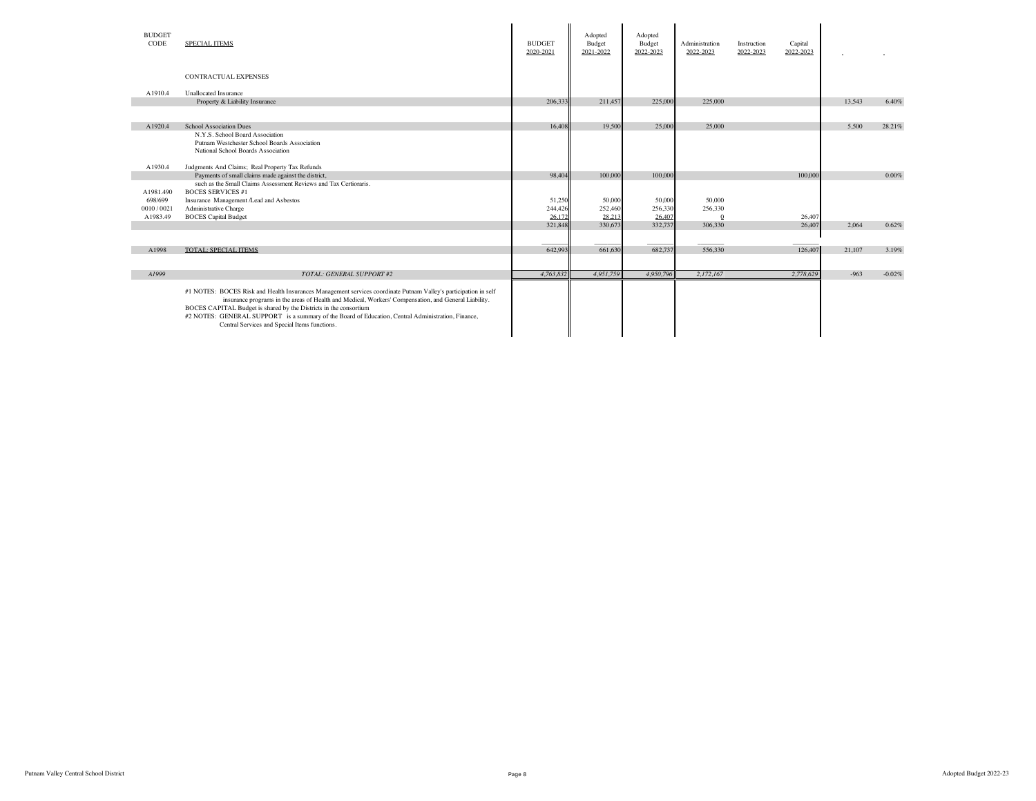| BUDGET CODE | SPECIAL ITEMS | BUDGET 2020-2021 | Adopted Budget 2021-2022 | Adopted Budget 2022-2023 | Administration 2022-2023 | Instruction 2022-2023 | Capital 2022-2023 | | |
|---|---|---|---|---|---|---|---|---|---|
| | CONTRACTUAL EXPENSES | | | | | | | | |
| A1910.4 | Unallocated Insurance | | | | | | | | |
| | Property & Liability Insurance | 206,333 | 211,457 | 225,000 | 225,000 | | | 13,543 | 6.40% |
| A1920.4 | School Association Dues | 16,408 | 19,500 | 25,000 | 25,000 | | | 5,500 | 28.21% |
| | N.Y.S. School Board Association | | | | | | | | |
| | Putnam Westchester School Boards Association | | | | | | | | |
| | National School Boards Association | | | | | | | | |
| A1930.4 | Judgments And Claims; Real Property Tax Refunds | | | | | | | | |
| | Payments of small claims made against the district, | 98,404 | 100,000 | 100,000 | | | 100,000 | | 0.00% |
| | such as the Small Claims Assessment Reviews and Tax Certioraris. | | | | | | | | |
| A1981.490 | BOCES SERVICES #1 | | | | | | | | |
| 698/699 | Insurance Management /Lead and Asbestos | 51,250 | 50,000 | 50,000 | 50,000 | | | | |
| 0010 / 0021 | Administrative Charge | 244,426 | 252,460 | 256,330 | 256,330 | | | | |
| A1983.49 | BOCES Capital Budget | 26,172 | 28,213 | 26,407 | 0 | | 26,407 | | |
| | | 321,848 | 330,673 | 332,737 | 306,330 | | 26,407 | 2,064 | 0.62% |
| A1998 | TOTAL: SPECIAL ITEMS | 642,993 | 661,630 | 682,737 | 556,330 | | 126,407 | 21,107 | 3.19% |
| *A1999* | *TOTAL: GENERAL SUPPORT #2* | *4,763,832* | *4,951,759* | *4,950,796* | *2,172,167* | | *2,778,629* | -963 | -0.02% |

#1 NOTES: BOCES Risk and Health Insurances Management services coordinate Putnam Valley's participation in self insurance programs in the areas of Health and Medical, Workers' Compensation, and General Liability.

BOCES CAPITAL Budget is shared by the Districts in the consortium

#2 NOTES: GENERAL SUPPORT is a summary of the Board of Education, Central Administration, Finance, Central Services and Special Items functions.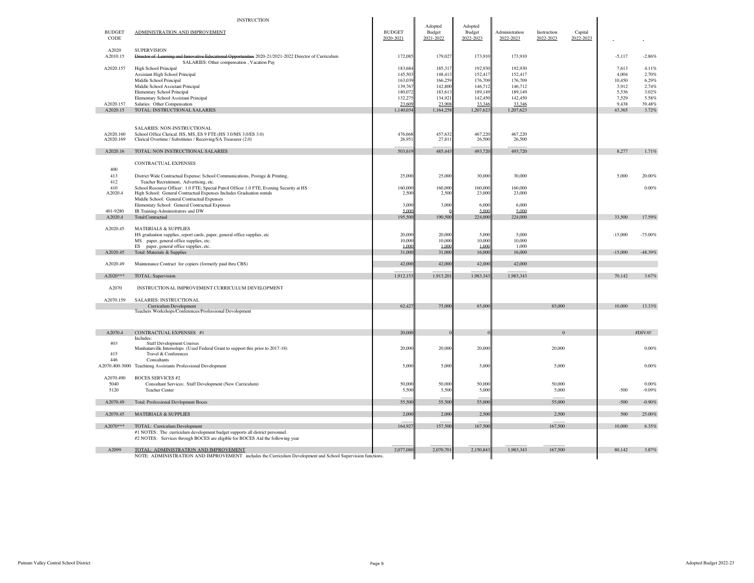INSTRUCTION

| BUDGET CODE | ADMINISTRATION AND IMPROVEMENT | BUDGET 2020-2021 | Adopted Budget 2021-2022 | Adopted Budget 2022-2023 | Administration 2022-2023 | Instruction 2022-2023 | Capital 2022-2023 | | |
|---|---|---|---|---|---|---|---|---|---|
| A2020 | SUPERVISION | | | | | | | | |
| A2010.15 | ~~Director of Learning and Innovative Educational Opportunities~~ 2020-21/2021-2022 Director of Curriculum | 172,085 | 179,027 | 173,910 | 173,910 | | | -5,117 | -2.86% |
| | SALARIES: Other compensation , Vacation Pay | | | | | | | | |
| A2020.157 | High School Principal | 183,684 | 185,317 | 192,930 | 192,930 | | | 7,613 | 4.11% |
| | Assistant High School Principal | 145,503 | 148,413 | 152,417 | 152,417 | | | 4,004 | 2.70% |
| | Middle School Principal | 163,039 | 166,259 | 176,709 | 176,709 | | | 10,450 | 6.29% |
| | Middle School Assistant Principal | 139,767 | 142,800 | 146,712 | 146,712 | | | 3,912 | 2.74% |
| | Elementary School Principal | 180,072 | 183,613 | 189,149 | 189,149 | | | 5,536 | 3.02% |
| | Elementary School Assistant Principal | 132,275 | 134,921 | 142,450 | 142,450 | | | 7,529 | 5.58% |
| A2020.157 | Salaries: Other Compensation | 23,609 | 23,908 | 33,346 | 33,346 | | | 9,438 | 39.48% |
| A2020.15 | TOTAL: INSTRUCTIONAL SALARIES | 1,140,034 | 1,164,258 | 1,207,623 | 1,207,623 | | | 43,365 | 3.72% |
| | SALARIES: NON-INSTRUCTIONAL | | | | | | | | |
| A2020.160 | School Office Clerical: HS, MS, ES 9 FTE (HS 3.0/MS 3.0/ES 3.0) | 476,668 | 457,632 | 467,220 | 467,220 | | | | |
| A2020.169 | Clerical Overtime / Substitutes / Receiving/SA Treasurer (2.0) | 26,951 | 27,811 | 26,500 | 26,500 | | | | |
| A2020.16 | TOTAL: NON INSTRUCTIONAL SALARIES | 503,619 | 485,443 | 493,720 | 493,720 | | | 8,277 | 1.71% |
| | CONTRACTUAL EXPENSES | | | | | | | | |
| 400 | | | | | | | | | |
| 413 | District Wide Contractual Expense: School Communications, Postage & Printing, | 25,000 | 25,000 | 30,000 | 30,000 | | | 5,000 | 20.00% |
| 412 | Teacher Recruitment, Advertising, etc. | | | | | | | | |
| 410 | School Resource Officer: 1.0 FTE; Special Patrol Officer 1.0 FTE, Evening Security at HS | 160,000 | 160,000 | 160,000 | 160,000 | | | | 0.00% |
| A2020.4 | High School: General Contractual Expenses Includes Graduation rentals | 2,500 | 2,500 | 23,000 | 23,000 | | | | |
| | Middle School: General Contractual Expenses | | | | | | | | |
| | Elementary School: General Contractual Expenses | 3,000 | 3,000 | 6,000 | 6,000 | | | | |
| 401-9280 | IB Training-Administrators and DW | 5,000 | 0 | 5,000 | 5,000 | | | | |
| A2020.4 | Total:Contractual | 195,500 | 190,500 | 224,000 | 224,000 | | | 33,500 | 17.59% |
| A2020.45 | MATERIALS & SUPPLIES | | | | | | | | |
| | HS graduation supplies, report cards, paper, general office supplies, etc | 20,000 | 20,000 | 5,000 | 5,000 | | | -15,000 | -75.00% |
| | MS paper, general office supplies, etc. | 10,000 | 10,000 | 10,000 | 10,000 | | | | |
| | ES paper, general office supplies, etc. | 1,000 | 1,000 | 1,000 | 1,000 | | | | |
| A2020.45 | Total: Materials & Supplies | 31,000 | 31,000 | 16,000 | 16,000 | | | -15,000 | -48.39% |
| A2020.49 | Maintenance Contract for copiers (formerly paid thru CBS) | 42,000 | 42,000 | 42,000 | 42,000 | | | | |
| A2020*** | TOTAL: Supervision | 1,912,153 | 1,913,201 | 1,983,343 | 1,983,343 | | | 70,142 | 3.67% |
| A2070 | INSTRUCTIONAL IMPROVEMENT CURRICULUM DEVELOPMENT | | | | | | | | |
| A2070.159 | SALARIES: INSTRUCTIONAL | | | | | | | | |
| | Curriculum Development | 62,427 | 75,000 | 85,000 | | 85,000 | | 10,000 | 13.33% |
| | Teachers Workshops/Conferences/Professional Devlopment | | | | | | | | |
| A2070.4 | CONTRACTUAL EXPENSES #1 | 20,000 | 0 | 0 | | 0 | | | #DIV/0! |
| | Includes: | | | | | | | | |
| 403 | Staff Development Courses | | | | | | | | |
| | Manhatanville Internships (Used Federal Grant to support this prior to 2017-18) | 20,000 | 20,000 | 20,000 | | 20,000 | | | 0.00% |
| 415 | Travel & Conferences | | | | | | | | |
| 446 | Consultants | | | | | | | | |
| A2070.400-3000 | Teachinng Assistants Professional Development | 5,000 | 5,000 | 5,000 | | 5,000 | | | 0.00% |
| A2070.490 | BOCES SERVICES #2 | | | | | | | | |
| 5040 | Consultant Services; Staff Development (New Curriculum) | 50,000 | 50,000 | 50,000 | | 50,000 | | | 0.00% |
| 5120 | Teacher Center | 5,500 | 5,500 | 5,000 | | 5,000 | | -500 | -9.09% |
| A2070.49 | Total: Professional Devlopment Boces | 55,500 | 55,500 | 55,000 | | 55,000 | | -500 | -0.90% |
| A2070.45 | MATERIALS & SUPPLIES | 2,000 | 2,000 | 2,500 | | 2,500 | | 500 | 25.00% |
| A2070*** | TOTAL: Curriculum Development | 164,927 | 157,500 | 167,500 | | 167,500 | | 10,000 | 6.35% |
| | #1 NOTES: The curriculum development budget supports all district personnel. | | | | | | | | |
| | #2 NOTES: Services through BOCES are eligible for BOCES Aid the following year | | | | | | | | |
| A2099 | TOTAL: ADMINISTRATION AND IMPROVEMENT | 2,077,080 | 2,070,701 | 2,150,843 | 1,983,343 | 167,500 | | 80,142 | 3.87% |

NOTE: ADMINISTRATION AND IMPROVEMENT includes the Curriculum Development and School Supervision functions.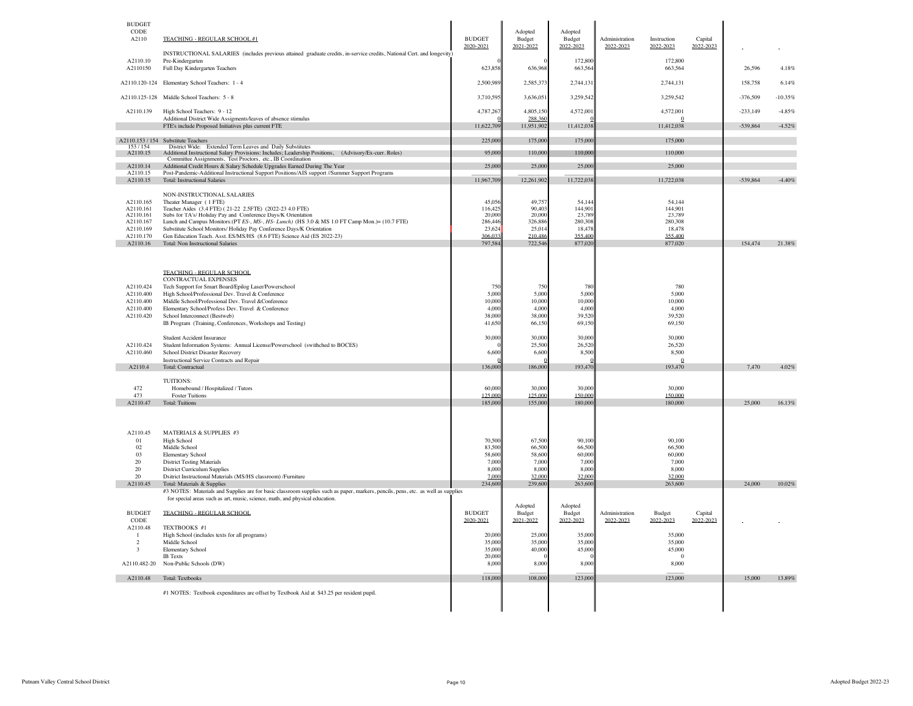| BUDGET CODE | TEACHING - REGULAR SCHOOL #1 | BUDGET 2020-2021 | Adopted Budget 2021-2022 | Adopted Budget 2022-2023 | Administration 2022-2023 | Instruction 2022-2023 | Capital 2022-2023 | | |
|---|---|---|---|---|---|---|---|---|---|
| A2110 | | | | | | | | | |
| | INSTRUCTIONAL SALARIES (includes previous attained graduate credits, in-service credits, National Cert. and longevity) | | | | | | | | |
| A2110.10 | Pre-Kindergarten | 0 | 0 | 172,800 | | 172,800 | | | |
| A2110150 | Full Day Kindergarten Teachers | 623,858 | 636,968 | 663,564 | | 663,564 | | 26,596 | 4.18% |
| A2110.120-124 | Elementary School Teachers: 1 - 4 | 2,500,989 | 2,585,373 | 2,744,131 | | 2,744,131 | | 158,758 | 6.14% |
| A2110.125-128 | Middle School Teachers: 5 - 8 | 3,710,595 | 3,636,051 | 3,259,542 | | 3,259,542 | | -376,509 | -10.35% |
| A2110.139 | High School Teachers: 9 - 12 | 4,787,267 | 4,805,150 | 4,572,001 | | 4,572,001 | | -233,149 | -4.85% |
| | Additional District Wide Assigments/leaves of absence stimulus | 0 | 288,360 | 0 | | 0 | | | |
| | FTE's include Proposed Initiatives plus current FTE | 11,622,709 | 11,951,902 | 11,412,038 | | 11,412,038 | | -539,864 | -4.52% |
| A2110.153 / 154 | Substitute Teachers | 225,000 | 175,000 | 175,000 | | 175,000 | | | |
| 153 / 154 | District Wide: Extended Term Leaves and Daily Substitutes | | | | | | | | |
| A2110.15 | Additional Instructional Salary Provisions: Includes; Leadership Positions, (Advisory/Ex-curr. Roles) Committee Assignments, Test Proctors, etc., IB Coordination | 95,000 | 110,000 | 110,000 | | 110,000 | | | |
| A2110.14 | Additional Credit Hours & Salary Schedule Upgrades Earned During The Year | 25,000 | 25,000 | 25,000 | | 25,000 | | | |
| A2110.15 | Post-Pandemic-Additional Instructional Support Positions/AIS support //Summer Support Programs | | | | | | | | |
| A2110.15 | Total: Instructional Salaries | 11,967,709 | 12,261,902 | 11,722,038 | | 11,722,038 | | -539,864 | -4.40% |
| | NON-INSTRUCTIONAL SALARIES | | | | | | | | |
| A2110.165 | Theater Manager ( 1 FTE) | 45,056 | 49,757 | 54,144 | | 54,144 | | | |
| A2110.161 | Teacher Aides (3.4 FTE) ( 21-22 2.5FTE) (2022-23 4.0 FTE) | 116,425 | 90,403 | 144,901 | | 144,901 | | | |
| A2110.161 | Subs for TA's/ Holiday Pay and Conference Days/K Orientation | 20,000 | 20,000 | 23,789 | | 23,789 | | | |
| A2110.167 | Lunch and Campus Monitors:(PT *ES-, MS-, HS- Lunch*) (HS 3.0 & MS 1.0 FT Camp Mon.)= (10.7 FTE) | 286,446 | 326,886 | 280,308 | | 280,308 | | | |
| A2110.169 | Substitute School Monitors/ Holiday Pay Conference Days/K Orientation | 23,624 | 25,014 | 18,478 | | 18,478 | | | |
| A2110.170 | Gen Education Teach. Asst. ES/MS/HS (8.6 FTE) Science Aid (ES 2022-23) | 306,033 | 210,486 | 355,400 | | 355,400 | | | |
| A2110.16 | Total: Non Instructional Salaries | 797,584 | 722,546 | 877,020 | | 877,020 | | 154,474 | 21.38% |
| | TEACHING - REGULAR SCHOOL | | | | | | | | |
| | CONTRACTUAL EXPENSES | | | | | | | | |
| A2110.424 | Tech Support for Smart Board/Epilog Laser/Powerschool | 750 | 750 | 780 | | 780 | | | |
| A2110.400 | High School/Professional Dev. Travel & Conference | 5,000 | 5,000 | 5,000 | | 5,000 | | | |
| A2110.400 | Middle School/Professional Dev. Travel &Conference | 10,000 | 10,000 | 10,000 | | 10,000 | | | |
| A2110.400 | Elementary School/Profess Dev. Travel & Conference | 4,000 | 4,000 | 4,000 | | 4,000 | | | |
| A2110.420 | School Interconnect (Bestweb) | 38,000 | 38,000 | 39,520 | | 39,520 | | | |
| | IB Program (Training, Conferences, Workshops and Testing) | 41,650 | 66,150 | 69,150 | | 69,150 | | | |
| | Student Accident Insurance | 30,000 | 30,000 | 30,000 | | 30,000 | | | |
| A2110.424 | Student Information Systems: Annual License/Powerschool (swithched to BOCES) | 0 | 25,500 | 26,520 | | 26,520 | | | |
| A2110.460 | School District Disaster Recovery | 6,600 | 6,600 | 8,500 | | 8,500 | | | |
| | Instructional Service Contracts and Repair | 0 | 0 | 0 | | 0 | | | |
| A2110.4 | Total: Contractual | 136,000 | 186,000 | 193,470 | | 193,470 | | 7,470 | 4.02% |
| | TUITIONS: | | | | | | | | |
| 472 | Homebound / Hospitalized / Tutors | 60,000 | 30,000 | 30,000 | | 30,000 | | | |
| 473 | Foster Tuitions | 125,000 | 125,000 | 150,000 | | 150,000 | | | |
| A2110.47 | Total: Tuitions | 185,000 | 155,000 | 180,000 | | 180,000 | | 25,000 | 16.13% |
| A2110.45 | MATERIALS & SUPPLIES #3 | | | | | | | | |
| 01 | High School | 70,500 | 67,500 | 90,100 | | 90,100 | | | |
| 02 | Middle School | 83,500 | 66,500 | 66,500 | | 66,500 | | | |
| 03 | Elementary School | 58,600 | 58,600 | 60,000 | | 60,000 | | | |
| 20 | District Testing Materials | 7,000 | 7,000 | 7,000 | | 7,000 | | | |
| 20 | District Curriculum Supplies | 8,000 | 8,000 | 8,000 | | 8,000 | | | |
| 20 | Dsitrict Instructional Materials (MS/HS classroom) /Furniture | 7,000 | 32,000 | 32,000 | | 32,000 | | | |
| A2110.45 | Total: Materials & Supplies | 234,600 | 239,600 | 263,600 | | 263,600 | | 24,000 | 10.02% |

#3 NOTES: Materials and Supplies are for basic classroom supplies such as paper, markers, pencils, pens, etc. as well as supplies for special areas such as art, music, science, math, and physical education.

| BUDGET CODE | TEACHING - REGULAR SCHOOL | BUDGET 2020-2021 | Adopted Budget 2021-2022 | Adopted Budget 2022-2023 | Administration 2022-2023 | Budget 2022-2023 | Capital 2022-2023 | | |
|---|---|---|---|---|---|---|---|---|---|
| A2110.48 | TEXTBOOKS #1 | | | | | | | | |
| 1 | High School (includes texts for all programs) | 20,000 | 25,000 | 35,000 | | 35,000 | | | |
| 2 | Middle School | 35,000 | 35,000 | 35,000 | | 35,000 | | | |
| 3 | Elementary School | 35,000 | 40,000 | 45,000 | | 45,000 | | | |
| | IB Texts | 20,000 | 0 | 0 | | 0 | | | |
| A2110.482-20 | Non-Public Schools (DW) | 8,000 | 8,000 | 8,000 | | 8,000 | | | |
| A2110.48 | Total: Textbooks | 118,000 | 108,000 | 123,000 | | 123,000 | | 15,000 | 13.89% |

#1 NOTES: Textbook expenditures are offset by Textbook Aid at $43.25 per resident pupil.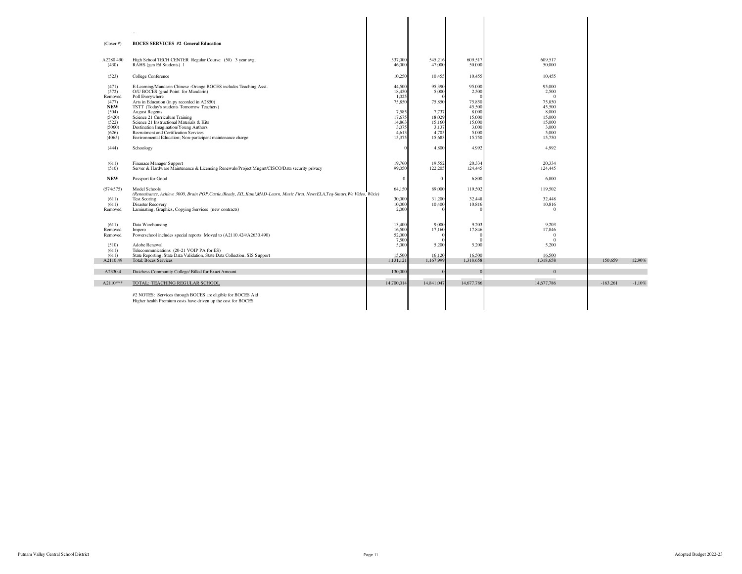| (Coser #) | BOCES SERVICES #2 General Education | | | | | | |
|---|---|---|---|---|---|---|---|
| A2280.490 | High School TECH CENTER Regular Course: (50) 3 year avg. | 537,000 | 545,216 | 609,517 | 609,517 | | |
| (430) | RAHS (gen Ed Students) 1 | 46,000 | 47,000 | 50,000 | 50,000 | | |
| (523) | College Conference | 10,250 | 10,455 | 10,455 | 10,455 | | |
| (471) | E-Learning/Mandarin Chinese -Orange BOCES includes Teaching Asst. | 44,500 | 95,390 | 95,000 | 95,000 | | |
| (572) | O/U BOCES (grad Point for Mandarin) | 18,450 | 5,000 | 2,500 | 2,500 | | |
| Removed | Poll Everywhere | 1,025 | 0 | 0 | 0 | | |
| (477) | Arts in Education (in py recorded in A2850) | 75,850 | 75,850 | 75,850 | 75,850 | | |
| **NEW** | TSTT (Today's students Tomorrow Teachers) | | | 45,500 | 45,500 | | |
| (504) | August Regents | 7,585 | 7,737 | 8,000 | 8,000 | | |
| (5420) | Science 21 Curriculum Training | 17,675 | 18,029 | 15,000 | 15,000 | | |
| (522) | Science 21 Instructional Materials & Kits | 14,863 | 15,160 | 15,000 | 15,000 | | |
| (5060) | Destination Imagination/Young Authors | 3,075 | 3,137 | 3,000 | 3,000 | | |
| (626) | Recruitment and Certification Services | 4,613 | 4,705 | 5,000 | 5,000 | | |
| (4065) | Environmental Education; Non-participant maintenance charge | 15,375 | 15,683 | 15,750 | 15,750 | | |
| (444) | Schoology | 0 | 4,800 | 4,992 | 4,992 | | |
| (611) | Finanace Manager Support | 19,760 | 19,552 | 20,334 | 20,334 | | |
| (510) | Server & Hardware Maintenance & Licensing Renewals/Project Mngmt/CISCO/Data security privacy | 99,050 | 122,205 | 124,445 | 124,445 | | |
| **NEW** | Passport for Good | 0 | 0 | 6,800 | 6,800 | | |
| (574/575) | Model Schools<br>*(Rennaisance, Achieve 3000, Brain POP,Castle,iReady, IXL,Kami,MAD-Learn, Music First, NewsELA,Teq-Smart,We Video, Wixie)* | 64,150 | 89,000 | 119,502 | 119,502 | | |
| (611) | Test Scoring | 30,000 | 31,200 | 32,448 | 32,448 | | |
| (611) | Disaster Recovery | 10,000 | 10,400 | 10,816 | 10,816 | | |
| Removed | Laminating, Graphics, Copying Services (new contracts) | 2,000 | 0 | 0 | 0 | | |
| (611) | Data Warehousing | 13,400 | 9,000 | 9,203 | 9,203 | | |
| Removed | Impero | 16,500 | 17,160 | 17,846 | 17,846 | | |
| Removed | Powerschool includes special reports Moved to (A2110.424/A2630.490) | 52,000 | 0 | 0 | 0 | | |
| | | 7,500 | 0 | 0 | 0 | | |
| (510) | Adobe Renewal | 5,000 | 5,200 | 5,200 | 5,200 | | |
| (611) | Telecommunications (20-21 VOIP PA for ES) | | | | | | |
| (611) | State Reporting, State Data Validation, State Data Collection, SIS Support | 15,500 | 16,120 | 16,500 | 16,500 | | |
| A2110.49 | Total: Boces Services | 1,131,121 | 1,167,999 | 1,318,658 | 1,318,658 | 150,659 | 12.90% |
| A2330.4 | Dutchess Community College/ Billed for Exact Amount | 130,000 | 0 | 0 | 0 | | |
| A2110*** | TOTAL: TEACHING REGULAR SCHOOL | 14,700,014 | 14,841,047 | 14,677,786 | 14,677,786 | -163,261 | -1.10% |

#2 NOTES: Services through BOCES are eligible for BOCES Aid
Higher health Premium costs have driven up the cost for BOCES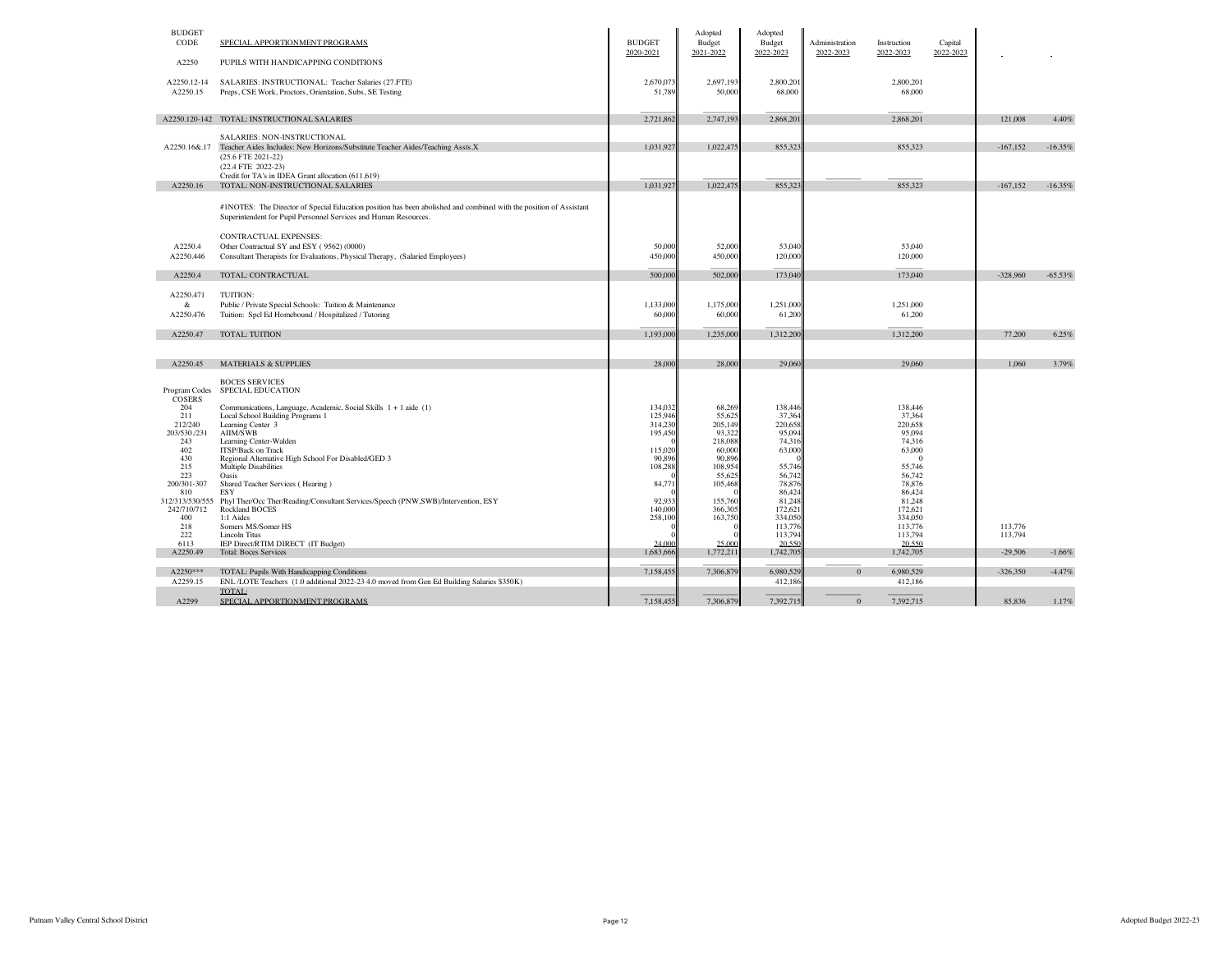| BUDGET CODE | SPECIAL APPORTIONMENT PROGRAMS | BUDGET 2020-2021 | Adopted Budget 2021-2022 | Adopted Budget 2022-2023 | Administration 2022-2023 | Instruction 2022-2023 | Capital 2022-2023 | | |
|---|---|---|---|---|---|---|---|---|---|
| A2250 | PUPILS WITH HANDICAPPING CONDITIONS | | | | | | | | |
| A2250.12-14 | SALARIES: INSTRUCTIONAL: Teacher Salaries (27.FTE) | 2,670,073 | 2,697,193 | 2,800,201 | | 2,800,201 | | | |
| A2250.15 | Preps, CSE Work, Proctors, Orientation, Subs, SE Testing | 51,789 | 50,000 | 68,000 | | 68,000 | | | |
| A2250.120-142 | TOTAL: INSTRUCTIONAL SALARIES | 2,721,862 | 2,747,193 | 2,868,201 | | 2,868,201 | | 121,008 | 4.40% |
| | SALARIES: NON-INSTRUCTIONAL | | | | | | | | |
| A2250.16&.17 | Teacher Aides Includes: New Horizons/Substitute Teacher Aides/Teaching Assts.X | 1,031,927 | 1,022,475 | 855,323 | | 855,323 | | -167,152 | -16.35% |
| | (25.6 FTE 2021-22) | | | | | | | | |
| | (22.4 FTE 2022-23) | | | | | | | | |
| | Credit for TA's in IDEA Grant allocation (611,619) | | | | | | | | |
| A2250.16 | TOTAL: NON-INSTRUCTIONAL SALARIES | 1,031,927 | 1,022,475 | 855,323 | | 855,323 | | -167,152 | -16.35% |
| | #1NOTES: The Director of Special Education position has been abolished and combined with the position of Assistant Superintendent for Pupil Personnel Services and Human Resources. | | | | | | | | |
| | CONTRACTUAL EXPENSES: | | | | | | | | |
| A2250.4 | Other Contractual SY and ESY ( 9562) (0000) | 50,000 | 52,000 | 53,040 | | 53,040 | | | |
| A2250.446 | Consultant Therapists for Evaluations, Physical Therapy, (Salaried Employees) | 450,000 | 450,000 | 120,000 | | 120,000 | | | |
| A2250.4 | TOTAL: CONTRACTUAL | 500,000 | 502,000 | 173,040 | | 173,040 | | -328,960 | -65.53% |
| A2250.471 | TUITION: | | | | | | | | |
| & | Public / Private Special Schools: Tuition & Maintenance | 1,133,000 | 1,175,000 | 1,251,000 | | 1,251,000 | | | |
| A2250.476 | Tuition: Spcl Ed Homebound / Hospitalized / Tutoring | 60,000 | 60,000 | 61,200 | | 61,200 | | | |
| A2250.47 | TOTAL: TUITION | 1,193,000 | 1,235,000 | 1,312,200 | | 1,312,200 | | 77,200 | 6.25% |
| A2250.45 | MATERIALS & SUPPLIES | 28,000 | 28,000 | 29,060 | | 29,060 | | 1,060 | 3.79% |
| | BOCES SERVICES | | | | | | | | |
| Program Codes | SPECIAL EDUCATION | | | | | | | | |
| COSERS | | | | | | | | | |
| 204 | Communications, Language, Academic, Social Skills 1 + 1 aide (1) | 134,032 | 68,269 | 138,446 | | 138,446 | | | |
| 211 | Local School Building Programs 1 | 125,946 | 55,625 | 37,364 | | 37,364 | | | |
| 212/240 | Learning Center 3 | 314,230 | 205,149 | 220,658 | | 220,658 | | | |
| 203/530./231 | AIIM/SWB | 195,450 | 93,322 | 95,094 | | 95,094 | | | |
| 243 | Learning Center-Walden | 0 | 218,088 | 74,316 | | 74,316 | | | |
| 402 | ITSP/Back on Track | 115,020 | 60,000 | 63,000 | | 63,000 | | | |
| 430 | Regional Alternative High School For Disabled/GED 3 | 90,896 | 90,896 | 0 | | 0 | | | |
| 215 | Multiple Disabilities | 108,288 | 108,954 | 55,746 | | 55,746 | | | |
| 223 | Oasis | 0 | 55,625 | 56,742 | | 56,742 | | | |
| 200/301-307 | Shared Teacher Services ( Hearing ) | 84,771 | 105,468 | 78,876 | | 78,876 | | | |
| 810 | ESY | 0 | 0 | 86,424 | | 86,424 | | | |
| 312/313/530/555 | Phyl Ther/Occ Ther/Reading/Consultant Services/Speech (PNW,SWB)/Intervention, ESY | 92,933 | 155,760 | 81,248 | | 81,248 | | | |
| 242/710/712 | Rockland BOCES | 140,000 | 366,305 | 172,621 | | 172,621 | | | |
| 400 | 1:1 Aides | 258,100 | 163,750 | 334,050 | | 334,050 | | | |
| 218 | Somers MS/Somer HS | 0 | 0 | 113,776 | | 113,776 | | 113,776 | |
| 222 | Lincoln Titus | 0 | 0 | 113,794 | | 113,794 | | 113,794 | |
| 6113 | IEP Direct/RTIM DIRECT (IT Budget) | 24,000 | 25,000 | 20,550 | | 20,550 | | | |
| A2250.49 | Total: Boces Services | 1,683,666 | 1,772,211 | 1,742,705 | | 1,742,705 | | -29,506 | -1.66% |
| A2250*** | TOTAL: Pupils With Handicapping Conditions | 7,158,455 | 7,306,879 | 6,980,529 | 0 | 6,980,529 | | -326,350 | -4.47% |
| A2259.15 | ENL /LOTE Teachers (1.0 additional 2022-23 4.0 moved from Gen Ed Building Salaries $350K) | | | 412,186 | | 412,186 | | | |
| A2299 | TOTAL: SPECIAL APPORTIONMENT PROGRAMS | 7,158,455 | 7,306,879 | 7,392,715 | 0 | 7,392,715 | | 85,836 | 1.17% |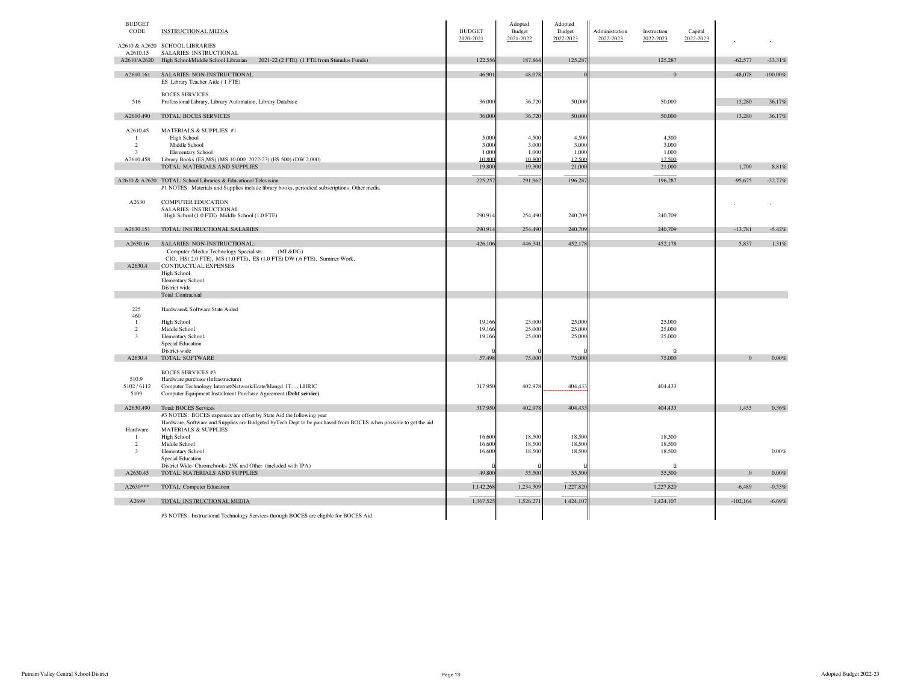| BUDGET CODE | INSTRUCTIONAL MEDIA | BUDGET 2020-2021 | Adopted Budget 2021-2022 | Adopted Budget 2022-2023 | Administration 2022-2023 | Instruction 2022-2023 | Capital 2022-2023 | | |
|---|---|---|---|---|---|---|---|---|---|
| A2610 & A2620 | SCHOOL LIBRARIES | | | | | | | | |
| A2610.15 | SALARIES: INSTRUCTIONAL | | | | | | | | |
| A2610/A2620 | High School/Middle School Librarian 2021-22 (2 FTE) (1 FTE from Stimulus Funds) | 122,556 | 187,864 | 125,287 | | 125,287 | | -62,577 | -33.31% |
| A2610.161 | SALARIES: NON-INSTRUCTIONAL | 46,901 | 48,078 | 0 | | 0 | | -48,078 | -100.00% |
| | ES Library Teacher Aide ( 1 FTE) | | | | | | | | |
| | BOCES SERVICES | | | | | | | | |
| 516 | Professional Library, Library Automation, Library Database | 36,000 | 36,720 | 50,000 | | 50,000 | | 13,280 | 36.17% |
| A2610.490 | TOTAL: BOCES SERVICES | 36,000 | 36,720 | 50,000 | | 50,000 | | 13,280 | 36.17% |
| A2610.45 | MATERIALS & SUPPLIES #1 | | | | | | | | |
| 1 | High School | 5,000 | 4,500 | 4,500 | | 4,500 | | | |
| 2 | Middle School | 3,000 | 3,000 | 3,000 | | 3,000 | | | |
| 3 | Elementary School | 1,000 | 1,000 | 1,000 | | 1,000 | | | |
| A2610.458 | Library Books (ES,MS) (MS 10,000 2022-23) (ES 500) (DW 2,000) | 10,800 | 10,800 | 12,500 | | 12,500 | | | |
| | TOTAL: MATERIALS AND SUPPLIES | 19,800 | 19,300 | 21,000 | | 21,000 | | 1,700 | 8.81% |
| A2610 & A2620 | TOTAL: School Libraries & Educational Television | 225,257 | 291,962 | 196,287 | | 196,287 | | -95,675 | -32.77% |
| | #1 NOTES: Materials and Supplies include library books, periodical subscriptions, Other media | | | | | | | | |
| A2630 | COMPUTER EDUCATION | | | | | | | - | - |
| | SALARIES: INSTRUCTIONAL | | | | | | | | |
| | High School (1.0 FTE) Middle School (1.0 FTE) | 290,914 | 254,490 | 240,709 | | 240,709 | | | |
| A2630.151 | TOTAL: INSTRUCTIONAL SALARIES | 290,914 | 254,490 | 240,709 | | 240,709 | | -13,781 | -5.42% |
| A2630.16 | SALARIES: NON-INSTRUCTIONAL: | 426,106 | 446,341 | 452,178 | | 452,178 | | 5,837 | 1.31% |
| | Computer /Media/ Technology Specialists: (ML&DG) | | | | | | | | |
| | CIO, HS( 2.0 FTE), MS (1.0 FTE), ES (1.0 FTE) DW (.6 FTE), Summer Work, | | | | | | | | |
| A2630.4 | CONTRACTUAL EXPENSES | | | | | | | | |
| | High School | | | | | | | | |
| | Elementary School | | | | | | | | |
| | District wide | | | | | | | | |
| | Total :Contractual | | | | | | | | |
| 225 | Hardware& Software:State Aided | | | | | | | | |
| 460 | | | | | | | | | |
| 1 | High School | 19,166 | 25,000 | 25,000 | | 25,000 | | | |
| 2 | Middle School | 19,166 | 25,000 | 25,000 | | 25,000 | | | |
| 3 | Elementary School: | 19,166 | 25,000 | 25,000 | | 25,000 | | | |
| | Special Education | | | | | | | | |
| | District-wide | 0 | 0 | 0 | | 0 | | | |
| A2630.4 | TOTAL: SOFTWARE | 57,498 | 75,000 | 75,000 | | 75,000 | | 0 | 0.00% |
| | BOCES SERVICES #3 | | | | | | | | |
| 510.9 | Hardware purchase (Infrastructure) | | | | | | | | |
| 5102 / 6112 | Computer Technology Internet/Network/Erate/Mangd. IT…. LHRIC | 317,950 | 402,978 | 404,433 | | 404,433 | | | |
| 5109 | Computer Equipment Installment Purchase Agreement **(Debt service)** | | | | | | | | |
| A2630.490 | Total: BOCES Services | 317,950 | 402,978 | 404,433 | | 404,433 | | 1,455 | 0.36% |
| | #3 NOTES: BOCES expenses are offset by State Aid the following year | | | | | | | | |
| | Hardware, Software and Supplies are Budgeted byTech Dept to be purchased from BOCES when possible to get the aid | | | | | | | | |
| Hardware | MATERIALS & SUPPLIES | | | | | | | | |
| 1 | High School | 16,600 | 18,500 | 18,500 | | 18,500 | | | |
| 2 | Middle School | 16,600 | 18,500 | 18,500 | | 18,500 | | | |
| 3 | Elementary School | 16,600 | 18,500 | 18,500 | | 18,500 | | | 0.00% |
| | Special Education | | | | | | | | |
| | District Wide- Chromebooks 25K and Other (included with IPA) | 0 | 0 | 0 | | 0 | | | |
| A2630.45 | TOTAL: MATERIALS AND SUPPLIES | 49,800 | 55,500 | 55,500 | | 55,500 | | 0 | 0.00% |
| A2630*** | TOTAL: Computer Education | 1,142,268 | 1,234,309 | 1,227,820 | | 1,227,820 | | -6,489 | -0.53% |
| A2699 | TOTAL: INSTRUCTIONAL MEDIA | 1,367,525 | 1,526,271 | 1,424,107 | | 1,424,107 | | -102,164 | -6.69% |

#3 NOTES: Instructional Technology Services through BOCES are eligible for BOCES Aid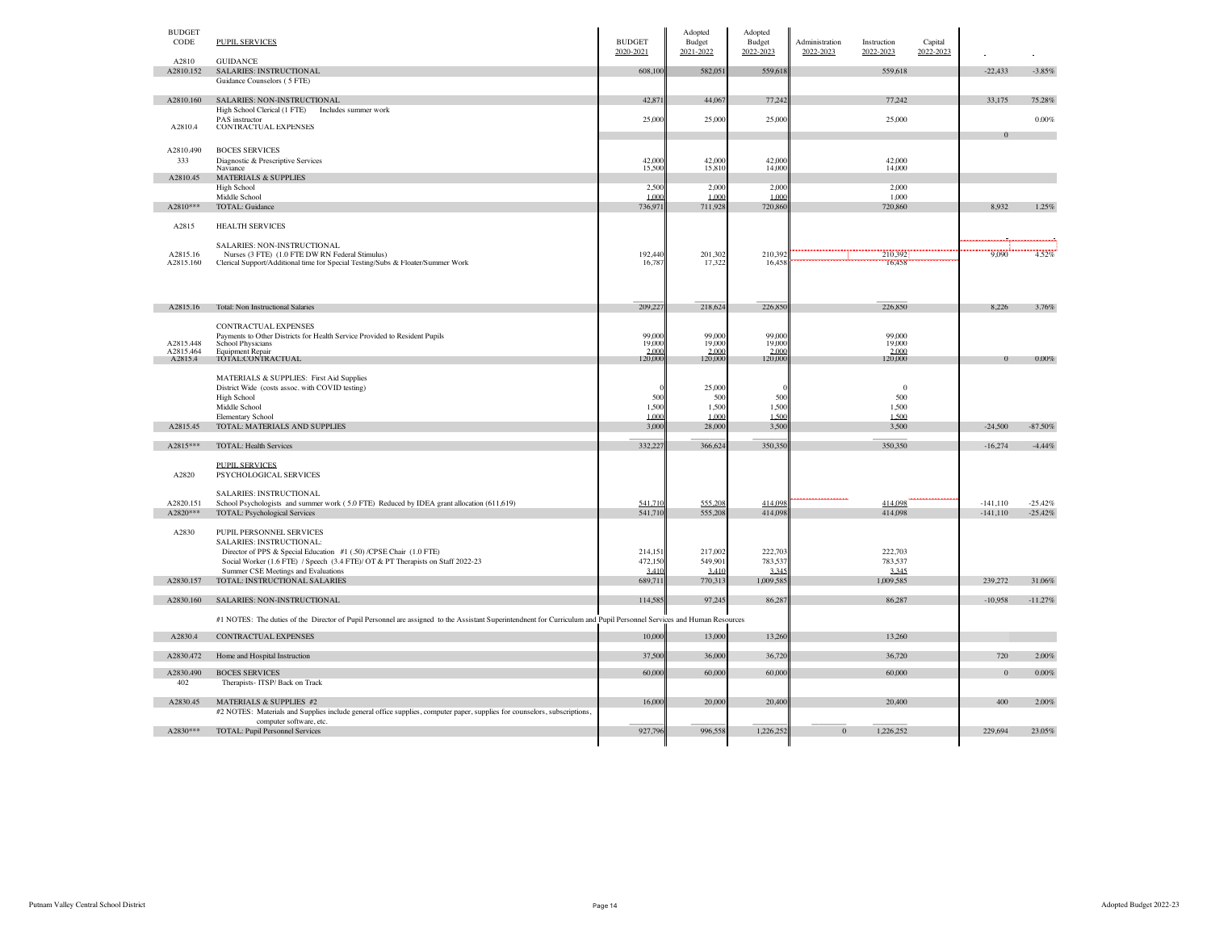| BUDGET CODE | PUPIL SERVICES | BUDGET 2020-2021 | Adopted Budget 2021-2022 | Adopted Budget 2022-2023 | Administration 2022-2023 | Instruction 2022-2023 | Capital 2022-2023 | | |
|---|---|---|---|---|---|---|---|---|---|
| A2810 | GUIDANCE | | | | | | | | |
| A2810.152 | SALARIES: INSTRUCTIONAL | 608,100 | 582,051 | 559,618 | | 559,618 | | -22,433 | -3.85% |
| | Guidance Counselors ( 5 FTE) | | | | | | | | |
| A2810.160 | SALARIES: NON-INSTRUCTIONAL | 42,871 | 44,067 | 77,242 | | 77,242 | | 33,175 | 75.28% |
| | High School Clerical (1 FTE) Includes summer work | | | | | | | | |
| | PAS instructor | 25,000 | 25,000 | 25,000 | | 25,000 | | | 0.00% |
| A2810.4 | CONTRACTUAL EXPENSES | | | | | | | 0 | |
| A2810.490 | BOCES SERVICES | | | | | | | | |
| 333 | Diagnostic & Prescriptive Services | 42,000 | 42,000 | 42,000 | | 42,000 | | | |
| | Naviance | 15,500 | 15,810 | 14,000 | | 14,000 | | | |
| A2810.45 | MATERIALS & SUPPLIES | | | | | | | | |
| | High School | 2,500 | 2,000 | 2,000 | | 2,000 | | | |
| | Middle School | 1,000 | 1,000 | 1,000 | | 1,000 | | | |
| A2810*** | TOTAL: Guidance | 736,971 | 711,928 | 720,860 | | 720,860 | | 8,932 | 1.25% |
| A2815 | HEALTH SERVICES | | | | | | | | |
| | SALARIES: NON-INSTRUCTIONAL | | | | | | | | |
| A2815.16 | Nurses (3 FTE) (1.0 FTE DW RN Federal Stimulus) | 192,440 | 201,302 | 210,392 | | 210,392 | | 9,090 | 4.52% |
| A2815.160 | Clerical Support/Additional time for Special Testing/Subs & Floater/Summer Work | 16,787 | 17,322 | 16,458 | | 16,458 | | | |
| A2815.16 | Total: Non Instructional Salaries | 209,227 | 218,624 | 226,850 | | 226,850 | | 8,226 | 3.76% |
| | CONTRACTUAL EXPENSES | | | | | | | | |
| | Payments to Other Districts for Health Service Provided to Resident Pupils | 99,000 | 99,000 | 99,000 | | 99,000 | | | |
| A2815.448 | School Physicians | 19,000 | 19,000 | 19,000 | | 19,000 | | | |
| A2815.464 | Equipment Repair | 2,000 | 2,000 | 2,000 | | 2,000 | | | |
| A2815.4 | TOTAL:CONTRACTUAL | 120,000 | 120,000 | 120,000 | | 120,000 | | 0 | 0.00% |
| | MATERIALS & SUPPLIES: First Aid Supplies | | | | | | | | |
| | District Wide (costs assoc. with COVID testing) | 0 | 25,000 | 0 | | 0 | | | |
| | High School | 500 | 500 | 500 | | 500 | | | |
| | Middle School | 1,500 | 1,500 | 1,500 | | 1,500 | | | |
| | Elementary School | 1,000 | 1,000 | 1,500 | | 1,500 | | | |
| A2815.45 | TOTAL: MATERIALS AND SUPPLIES | 3,000 | 28,000 | 3,500 | | 3,500 | | -24,500 | -87.50% |
| A2815*** | TOTAL: Health Services | 332,227 | 366,624 | 350,350 | | 350,350 | | -16,274 | -4.44% |
| | PUPIL SERVICES | | | | | | | | |
| A2820 | PSYCHOLOGICAL SERVICES | | | | | | | | |
| | SALARIES: INSTRUCTIONAL | | | | | | | | |
| A2820.151 | School Psychologists and summer work ( 5.0 FTE) Reduced by IDEA grant allocation (611,619) | 541,710 | 555,208 | 414,098 | | 414,098 | | -141,110 | -25.42% |
| A2820*** | TOTAL: Psychological Services | 541,710 | 555,208 | 414,098 | | 414,098 | | -141,110 | -25.42% |
| A2830 | PUPIL PERSONNEL SERVICES | | | | | | | | |
| | SALARIES: INSTRUCTIONAL: | | | | | | | | |
| | Director of PPS & Special Education #1 (.50) /CPSE Chair (1.0 FTE) | 214,151 | 217,002 | 222,703 | | 222,703 | | | |
| | Social Worker (1.6 FTE) / Speech (3.4 FTE)/ OT & PT Therapists on Staff 2022-23 | 472,150 | 549,901 | 783,537 | | 783,537 | | | |
| | Summer CSE Meetings and Evaluations | 3,410 | 3,410 | 3,345 | | 3,345 | | | |
| A2830.157 | TOTAL: INSTRUCTIONAL SALARIES | 689,711 | 770,313 | 1,009,585 | | 1,009,585 | | 239,272 | 31.06% |
| A2830.160 | SALARIES: NON-INSTRUCTIONAL | 114,585 | 97,245 | 86,287 | | 86,287 | | -10,958 | -11.27% |
| | #1 NOTES: The duties of the Director of Pupil Personnel are assigned to the Assistant Superintendent for Curriculum and Pupil Personnel Services and Human Resources | | | | | | | | |
| A2830.4 | CONTRACTUAL EXPENSES | 10,000 | 13,000 | 13,260 | | 13,260 | | | |
| A2830.472 | Home and Hospital Instruction | 37,500 | 36,000 | 36,720 | | 36,720 | | 720 | 2.00% |
| A2830.490 | BOCES SERVICES | 60,000 | 60,000 | 60,000 | | 60,000 | | 0 | 0.00% |
| 402 | Therapists- ITSP/ Back on Track | | | | | | | | |
| A2830.45 | MATERIALS & SUPPLIES #2 | 16,000 | 20,000 | 20,400 | | 20,400 | | 400 | 2.00% |
| | #2 NOTES: Materials and Supplies include general office supplies, computer paper, supplies for counselors, subscriptions, computer software, etc. | | | | | | | | |
| A2830*** | TOTAL: Pupil Personnel Services | 927,796 | 996,558 | 1,226,252 | 0 | 1,226,252 | | 229,694 | 23.05% |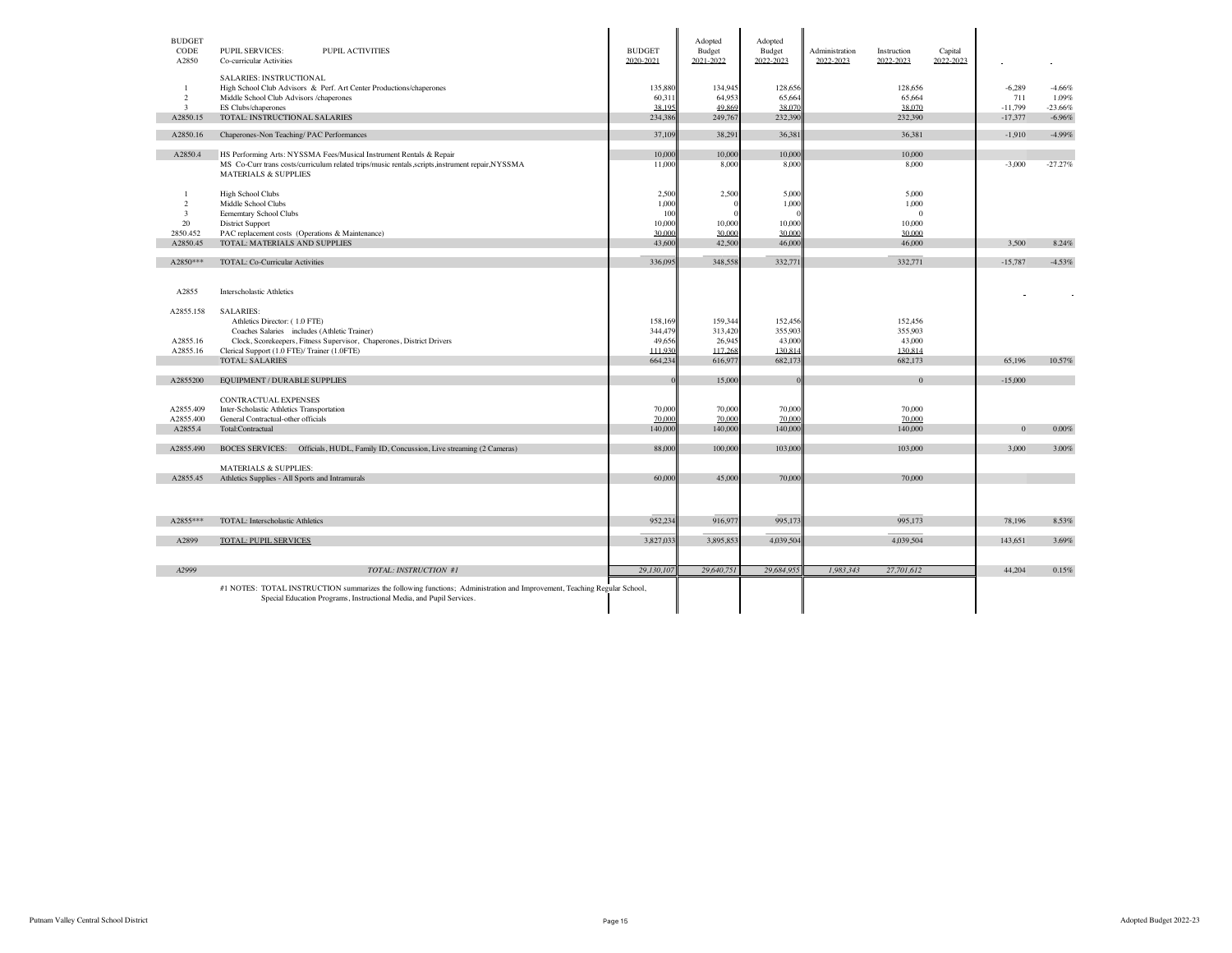| BUDGET CODE | PUPIL SERVICES: PUPIL ACTIVITIES | BUDGET 2020-2021 | Adopted Budget 2021-2022 | Adopted Budget 2022-2023 | Administration 2022-2023 | Instruction 2022-2023 | Capital 2022-2023 | | |
|---|---|---|---|---|---|---|---|---|---|
| A2850 | Co-curricular Activities | | | | | | | | |
| | SALARIES: INSTRUCTIONAL | | | | | | | | |
| 1 | High School Club Advisors & Perf. Art Center Productions/chaperones | 135,880 | 134,945 | 128,656 | | 128,656 | | -6,289 | -4.66% |
| 2 | Middle School Club Advisors /chaperones | 60,311 | 64,953 | 65,664 | | 65,664 | | 711 | 1.09% |
| 3 | ES Clubs/chaperones | 38,195 | 49,869 | 38,070 | | 38,070 | | -11,799 | -23.66% |
| A2850.15 | TOTAL: INSTRUCTIONAL SALARIES | 234,386 | 249,767 | 232,390 | | 232,390 | | -17,377 | -6.96% |
| A2850.16 | Chaperones-Non Teaching/ PAC Performances | 37,109 | 38,291 | 36,381 | | 36,381 | | -1,910 | -4.99% |
| A2850.4 | HS Performing Arts: NYSSMA Fees/Musical Instrument Rentals & Repair | 10,000 | 10,000 | 10,000 | | 10,000 | | | |
| | MS Co-Curr trans costs/curriculum related trips/music rentals,scripts,instrument repair,NYSSMA | 11,000 | 8,000 | 8,000 | | 8,000 | | -3,000 | -27.27% |
| | MATERIALS & SUPPLIES | | | | | | | | |
| 1 | High School Clubs | 2,500 | 2,500 | 5,000 | | 5,000 | | | |
| 2 | Middle School Clubs | 1,000 | 0 | 1,000 | | 1,000 | | | |
| 3 | Eementary School Clubs | 100 | 0 | 0 | | 0 | | | |
| 20 | District Support | 10,000 | 10,000 | 10,000 | | 10,000 | | | |
| 2850.452 | PAC replacement costs (Operations & Maintenance) | 30,000 | 30,000 | 30,000 | | 30,000 | | | |
| A2850.45 | TOTAL: MATERIALS AND SUPPLIES | 43,600 | 42,500 | 46,000 | | 46,000 | | 3,500 | 8.24% |
| A2850*** | TOTAL: Co-Curricular Activities | 336,095 | 348,558 | 332,771 | | 332,771 | | -15,787 | -4.53% |
| A2855 | Interscholastic Athletics | | | | | | | - | - |
| A2855.158 | SALARIES: | | | | | | | | |
| | Athletics Director: ( 1.0 FTE) | 158,169 | 159,344 | 152,456 | | 152,456 | | | |
| | Coaches Salaries includes (Athletic Trainer) | 344,479 | 313,420 | 355,903 | | 355,903 | | | |
| A2855.16 | Clock, Scorekeepers, Fitness Supervisor, Chaperones, District Drivers | 49,656 | 26,945 | 43,000 | | 43,000 | | | |
| A2855.16 | Clerical Support (1.0 FTE)/ Trainer (1.0FTE) | 111,930 | 117,268 | 130,814 | | 130,814 | | | |
| | TOTAL: SALARIES | 664,234 | 616,977 | 682,173 | | 682,173 | | 65,196 | 10.57% |
| A2855200 | EQUIPMENT / DURABLE SUPPLIES | 0 | 15,000 | 0 | | 0 | | -15,000 | |
| | CONTRACTUAL EXPENSES | | | | | | | | |
| A2855.409 | Inter-Scholastic Athletics Transportation | 70,000 | 70,000 | 70,000 | | 70,000 | | | |
| A2855.400 | General Contractual-other officials | 70,000 | 70,000 | 70,000 | | 70,000 | | | |
| A2855.4 | Total:Contractual | 140,000 | 140,000 | 140,000 | | 140,000 | | 0 | 0.00% |
| A2855.490 | BOCES SERVICES: Officials, HUDL, Family ID, Concussion, Live streaming (2 Cameras) | 88,000 | 100,000 | 103,000 | | 103,000 | | 3,000 | 3.00% |
| | MATERIALS & SUPPLIES: | | | | | | | | |
| A2855.45 | Athletics Supplies - All Sports and Intramurals | 60,000 | 45,000 | 70,000 | | 70,000 | | | |
| A2855*** | TOTAL: Interscholastic Athletics | 952,234 | 916,977 | 995,173 | | 995,173 | | 78,196 | 8.53% |
| A2899 | TOTAL: PUPIL SERVICES | 3,827,033 | 3,895,853 | 4,039,504 | | 4,039,504 | | 143,651 | 3.69% |
| *A2999* | *TOTAL: INSTRUCTION #1* | *29,130,107* | *29,640,751* | *29,684,955* | *1,983,343* | *27,701,612* | | 44,204 | 0.15% |

#1 NOTES: TOTAL INSTRUCTION summarizes the following functions; Administration and Improvement, Teaching Regular School, Special Education Programs, Instructional Media, and Pupil Services.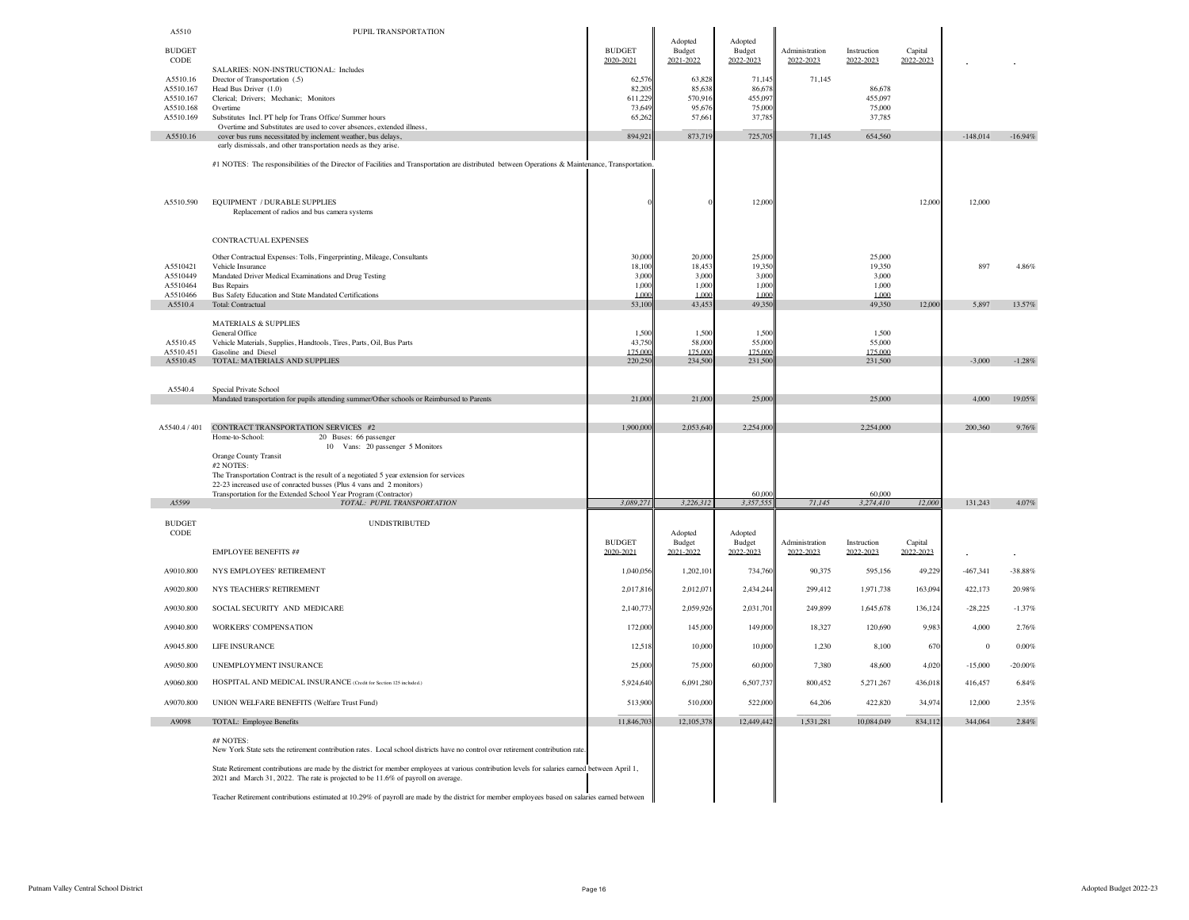## A5510 PUPIL TRANSPORTATION

| BUDGET CODE | | BUDGET 2020-2021 | Adopted Budget 2021-2022 | Adopted Budget 2022-2023 | Administration 2022-2023 | Instruction 2022-2023 | Capital 2022-2023 | | |
|---|---|---|---|---|---|---|---|---|---|
| | SALARIES: NON-INSTRUCTIONAL: Includes | | | | | | | | |
| A5510.16 | Drector of Transportation (.5) | 62,576 | 63,828 | 71,145 | 71,145 | | | | |
| A5510.167 | Head Bus Driver (1.0) | 82,205 | 85,638 | 86,678 | | 86,678 | | | |
| A5510.167 | Clerical; Drivers; Mechanic; Monitors | 611,229 | 570,916 | 455,097 | | 455,097 | | | |
| A5510.168 | Overtime | 73,649 | 95,676 | 75,000 | | 75,000 | | | |
| A5510.169 | Substitutes Incl. PT help for Trans Office/ Summer hours | 65,262 | 57,661 | 37,785 | | 37,785 | | | |
| | Overtime and Substitutes are used to cover absences, extended illness, | | | | | | | | |
| A5510.16 | cover bus runs necessitated by inclement weather, bus delays, early dismissals, and other transportation needs as they arise. | 894,921 | 873,719 | 725,705 | 71,145 | 654,560 | | -148,014 | -16.94% |
| | #1 NOTES: The responsibilities of the Director of Facilities and Transportation are distributed between Operations & Maintenance, Transportation. | | | | | | | | |
| A5510.590 | EQUIPMENT / DURABLE SUPPLIES<br>Replacement of radios and bus camera systems | 0 | 0 | 12,000 | | | 12,000 | 12,000 | |
| | CONTRACTUAL EXPENSES | | | | | | | | |
| | Other Contractual Expenses: Tolls, Fingerprinting, Mileage, Consultants | 30,000 | 20,000 | 25,000 | | 25,000 | | | |
| A5510421 | Vehicle Insurance | 18,100 | 18,453 | 19,350 | | 19,350 | | 897 | 4.86% |
| A5510449 | Mandated Driver Medical Examinations and Drug Testing | 3,000 | 3,000 | 3,000 | | 3,000 | | | |
| A5510464 | Bus Repairs | 1,000 | 1,000 | 1,000 | | 1,000 | | | |
| A5510466 | Bus Safety Education and State Mandated Certifications | 1,000 | 1,000 | 1,000 | | 1,000 | | | |
| A5510.4 | Total: Contractual | 53,100 | 43,453 | 49,350 | | 49,350 | 12,000 | 5,897 | 13.57% |
| | MATERIALS & SUPPLIES | | | | | | | | |
| | General Office | 1,500 | 1,500 | 1,500 | | 1,500 | | | |
| A5510.45 | Vehicle Materials, Supplies, Handtools, Tires, Parts, Oil, Bus Parts | 43,750 | 58,000 | 55,000 | | 55,000 | | | |
| A5510.451 | Gasoline and Diesel | 175,000 | 175,000 | 175,000 | | 175,000 | | | |
| A5510.45 | TOTAL: MATERIALS AND SUPPLIES | 220,250 | 234,500 | 231,500 | | 231,500 | | -3,000 | -1.28% |
| A5540.4 | Special Private School<br>Mandated transportation for pupils attending summer/Other schools or Reimbursed to Parents | 21,000 | 21,000 | 25,000 | | 25,000 | | 4,000 | 19.05% |
| A5540.4 / 401 | CONTRACT TRANSPORTATION SERVICES #2 | 1,900,000 | 2,053,640 | 2,254,000 | | 2,254,000 | | 200,360 | 9.76% |
| | Home-to-School: 20 Buses: 66 passenger<br>10 Vans: 20 passenger 5 Monitors | | | | | | | | |
| | Orange County Transit | | | | | | | | |
| | #2 NOTES:<br>The Transportation Contract is the result of a negotiated 5 year extension for services<br>22-23 increased use of conracted busses (Plus 4 vans and 2 monitors) | | | | | | | | |
| | Transportation for the Extended School Year Program (Contractor) | | | 60,000 | | 60,000 | | | |
| *A5599* | *TOTAL: PUPIL TRANSPORTATION* | *3,089,271* | *3,226,312* | *3,357,555* | *71,145* | *3,274,410* | *12,000* | 131,243 | 4.07% |

## UNDISTRIBUTED

| BUDGET CODE | EMPLOYEE BENEFITS ## | BUDGET 2020-2021 | Adopted Budget 2021-2022 | Adopted Budget 2022-2023 | Administration 2022-2023 | Instruction 2022-2023 | Capital 2022-2023 | | |
|---|---|---|---|---|---|---|---|---|---|
| A9010.800 | NYS EMPLOYEES' RETIREMENT | 1,040,056 | 1,202,101 | 734,760 | 90,375 | 595,156 | 49,229 | -467,341 | -38.88% |
| A9020.800 | NYS TEACHERS' RETIREMENT | 2,017,816 | 2,012,071 | 2,434,244 | 299,412 | 1,971,738 | 163,094 | 422,173 | 20.98% |
| A9030.800 | SOCIAL SECURITY AND MEDICARE | 2,140,773 | 2,059,926 | 2,031,701 | 249,899 | 1,645,678 | 136,124 | -28,225 | -1.37% |
| A9040.800 | WORKERS' COMPENSATION | 172,000 | 145,000 | 149,000 | 18,327 | 120,690 | 9,983 | 4,000 | 2.76% |
| A9045.800 | LIFE INSURANCE | 12,518 | 10,000 | 10,000 | 1,230 | 8,100 | 670 | 0 | 0.00% |
| A9050.800 | UNEMPLOYMENT INSURANCE | 25,000 | 75,000 | 60,000 | 7,380 | 48,600 | 4,020 | -15,000 | -20.00% |
| A9060.800 | HOSPITAL AND MEDICAL INSURANCE (Credit for Section 125 included.) | 5,924,640 | 6,091,280 | 6,507,737 | 800,452 | 5,271,267 | 436,018 | 416,457 | 6.84% |
| A9070.800 | UNION WELFARE BENEFITS (Welfare Trust Fund) | 513,900 | 510,000 | 522,000 | 64,206 | 422,820 | 34,974 | 12,000 | 2.35% |
| A9098 | TOTAL: Employee Benefits | 11,846,703 | 12,105,378 | 12,449,442 | 1,531,281 | 10,084,049 | 834,112 | 344,064 | 2.84% |

## NOTES:

New York State sets the retirement contribution rates. Local school districts have no control over retirement contribution rate.

State Retirement contributions are made by the district for member employees at various contribution levels for salaries earned between April 1, 2021 and March 31, 2022. The rate is projected to be 11.6% of payroll on average.

Teacher Retirement contributions estimated at 10.29% of payroll are made by the district for member employees based on salaries earned between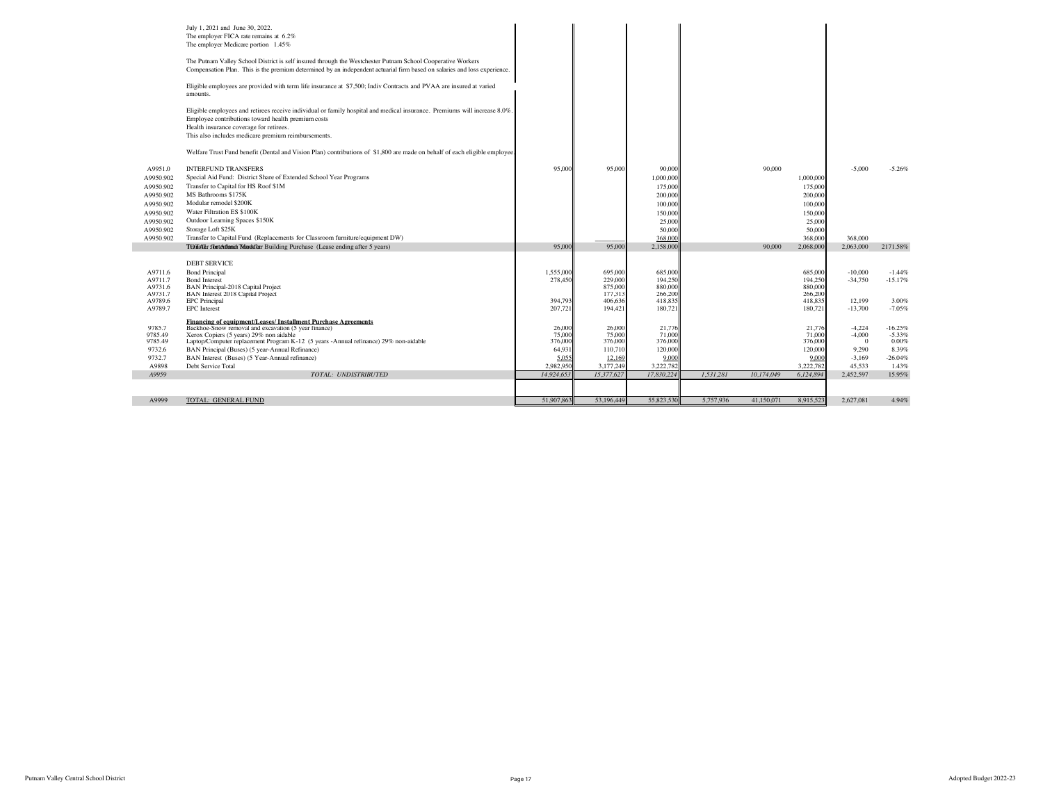| | | | | | | | | | |
|---|---|---|---|---|---|---|---|---|---|
| | July 1, 2021 and June 30, 2022.<br>The employer FICA rate remains at 6.2%<br>The employer Medicare portion 1.45% | | | | | | | | |
| | The Putnam Valley School District is self insured through the Westchester Putnam School Cooperative Workers Compensation Plan. This is the premium determined by an independent actuarial firm based on salaries and loss experience. | | | | | | | | |
| | Eligible employees are provided with term life insurance at $7,500; Indiv Contracts and PVAA are insured at varied amounts. | | | | | | | | |
| | Eligible employees and retirees receive individual or family hospital and medical insurance. Premiums will increase 8.0%.<br>Employee contributions toward health premium costs<br>Health insurance coverage for retirees.<br>This also includes medicare premium reimbursements. | | | | | | | | |
| | Welfare Trust Fund benefit (Dental and Vision Plan) contributions of $1,800 are made on behalf of each eligible employee. | | | | | | | | |
| A9951.0 | INTERFUND TRANSFERS | 95,000 | 95,000 | 90,000 | | 90,000 | | -5,000 | -5.26% |
| A9950.902 | Special Aid Fund: District Share of Extended School Year Programs | | | 1,000,000 | | | 1,000,000 | | |
| A9950.902 | Transfer to Capital for HS Roof $1M | | | 175,000 | | | 175,000 | | |
| A9950.902 | MS Bathrooms $175K | | | 200,000 | | | 200,000 | | |
| A9950.902 | Modular remodel $200K | | | 100,000 | | | 100,000 | | |
| A9950.902 | Water Filtration ES $100K | | | 150,000 | | | 150,000 | | |
| A9950.902 | Outdoor Learning Spaces $150K | | | 25,000 | | | 25,000 | | |
| A9950.902 | Storage Loft $25K | | | 50,000 | | | 50,000 | | |
| A9950.902 | Transfer to Capital Fund (Replacements for Classroom furniture/equipment DW) | | | 368,000 | | | 368,000 | 368,000 | |
| | TOTAL: Interfund Transfers / Modular Building Purchase (Lease ending after 5 years) | 95,000 | 95,000 | 2,158,000 | | 90,000 | 2,068,000 | 2,063,000 | 2171.58% |
| | DEBT SERVICE | | | | | | | | |
| A9711.6 | Bond Principal | 1,555,000 | 695,000 | 685,000 | | | 685,000 | -10,000 | -1.44% |
| A9711.7 | Bond Interest | 278,450 | 229,000 | 194,250 | | | 194,250 | -34,750 | -15.17% |
| A9731.6 | BAN Principal-2018 Capital Project | | 875,000 | 880,000 | | | 880,000 | | |
| A9731.7 | BAN Interest 2018 Capital Project | | 177,313 | 266,200 | | | 266,200 | | |
| A9789.6 | EPC Principal | 394,793 | 406,636 | 418,835 | | | 418,835 | 12,199 | 3.00% |
| A9789.7 | EPC Interest | 207,721 | 194,421 | 180,721 | | | 180,721 | -13,700 | -7.05% |
| | **Financing of equipment/Leases/ Installment Purchase Agreements** | | | | | | | | |
| 9785.7 | Backhoe-Snow removal and excavation (5 year finance) | 26,000 | 26,000 | 21,776 | | | 21,776 | -4,224 | -16.25% |
| 9785.49 | Xerox Copiers (5 years) 29% non aidable | 75,000 | 75,000 | 71,000 | | | 71,000 | -4,000 | -5.33% |
| 9785.49 | Laptop/Computer replacement Program K-12 (5 years -Annual refinance) 29% non-aidable | 376,000 | 376,000 | 376,000 | | | 376,000 | 0 | 0.00% |
| 9732.6 | BAN Principal (Buses) (5 year-Annual Refinance) | 64,931 | 110,710 | 120,000 | | | 120,000 | 9,290 | 8.39% |
| 9732.7 | BAN Interest (Buses) (5 Year-Annual refinance) | 5,055 | 12,169 | 9,000 | | | 9,000 | -3,169 | -26.04% |
| A9898 | Debt Service Total | 2,982,950 | 3,177,249 | 3,222,782 | | | 3,222,782 | 45,533 | 1.43% |
| *A9959* | *TOTAL: UNDISTRIBUTED* | *14,924,653* | *15,377,627* | *17,830,224* | *1,531,281* | *10,174,049* | *6,124,894* | 2,452,597 | 15.95% |
| A9999 | TOTAL: GENERAL FUND | 51,907,863 | 53,196,449 | 55,823,530 | 5,757,936 | 41,150,071 | 8,915,523 | 2,627,081 | 4.94% |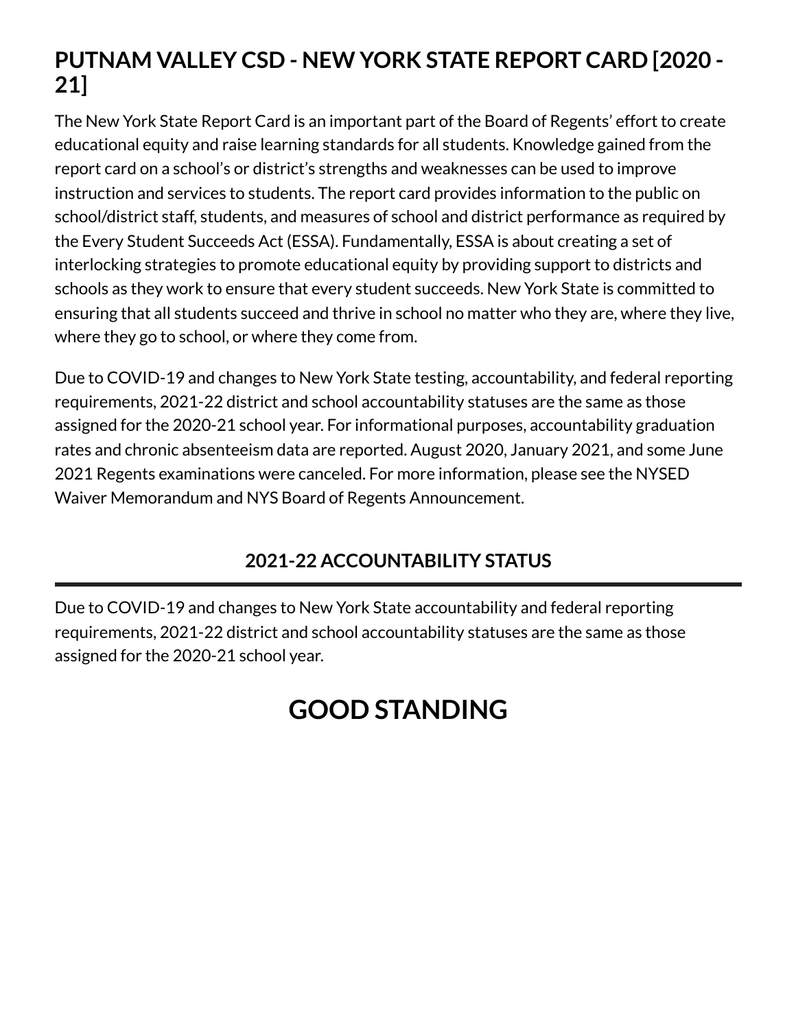# PUTNAM VALLEY CSD - NEW YORK STATE REPORT CARD [2020 - 21]

The New York State Report Card is an important part of the Board of Regents' effort to create educational equity and raise learning standards for all students. Knowledge gained from the report card on a school's or district's strengths and weaknesses can be used to improve instruction and services to students. The report card provides information to the public on school/district staff, students, and measures of school and district performance as required by the Every Student Succeeds Act (ESSA). Fundamentally, ESSA is about creating a set of interlocking strategies to promote educational equity by providing support to districts and schools as they work to ensure that every student succeeds. New York State is committed to ensuring that all students succeed and thrive in school no matter who they are, where they live, where they go to school, or where they come from.

Due to COVID-19 and changes to New York State testing, accountability, and federal reporting requirements, 2021-22 district and school accountability statuses are the same as those assigned for the 2020-21 school year. For informational purposes, accountability graduation rates and chronic absenteeism data are reported. August 2020, January 2021, and some June 2021 Regents examinations were canceled. For more information, please see the NYSED Waiver Memorandum and NYS Board of Regents Announcement.

## 2021-22 ACCOUNTABILITY STATUS

Due to COVID-19 and changes to New York State accountability and federal reporting requirements, 2021-22 district and school accountability statuses are the same as those assigned for the 2020-21 school year.

# GOOD STANDING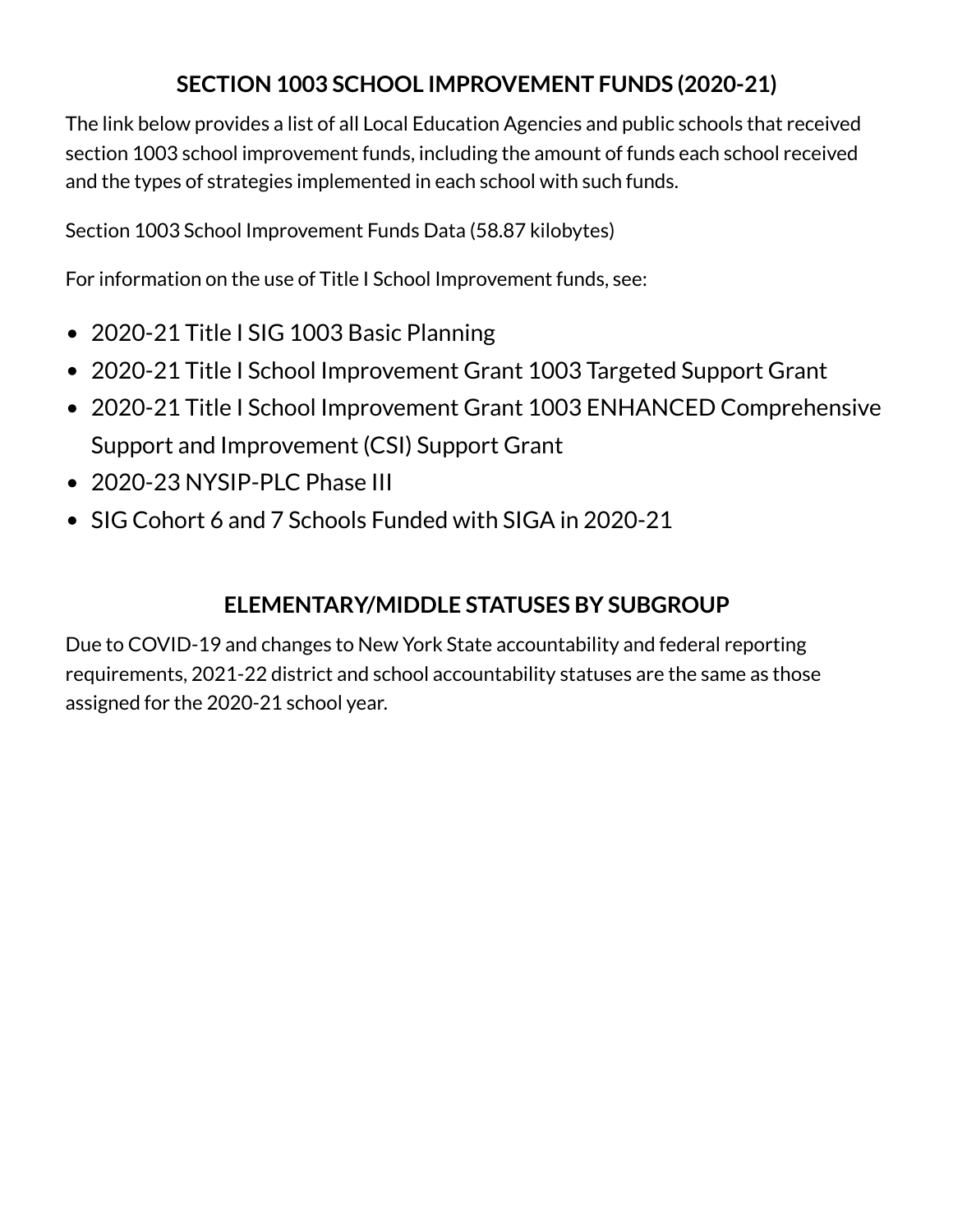## SECTION 1003 SCHOOL IMPROVEMENT FUNDS (2020-21)

The link below provides a list of all Local Education Agencies and public schools that received section 1003 school improvement funds, including the amount of funds each school received and the types of strategies implemented in each school with such funds.

Section 1003 School Improvement Funds Data (58.87 kilobytes)

For information on the use of Title I School Improvement funds, see:

- 2020-21 Title I SIG 1003 Basic Planning
- 2020-21 Title I School Improvement Grant 1003 Targeted Support Grant
- 2020-21 Title I School Improvement Grant 1003 ENHANCED Comprehensive Support and Improvement (CSI) Support Grant
- 2020-23 NYSIP-PLC Phase III
- SIG Cohort 6 and 7 Schools Funded with SIGA in 2020-21

## ELEMENTARY/MIDDLE STATUSES BY SUBGROUP

Due to COVID-19 and changes to New York State accountability and federal reporting requirements, 2021-22 district and school accountability statuses are the same as those assigned for the 2020-21 school year.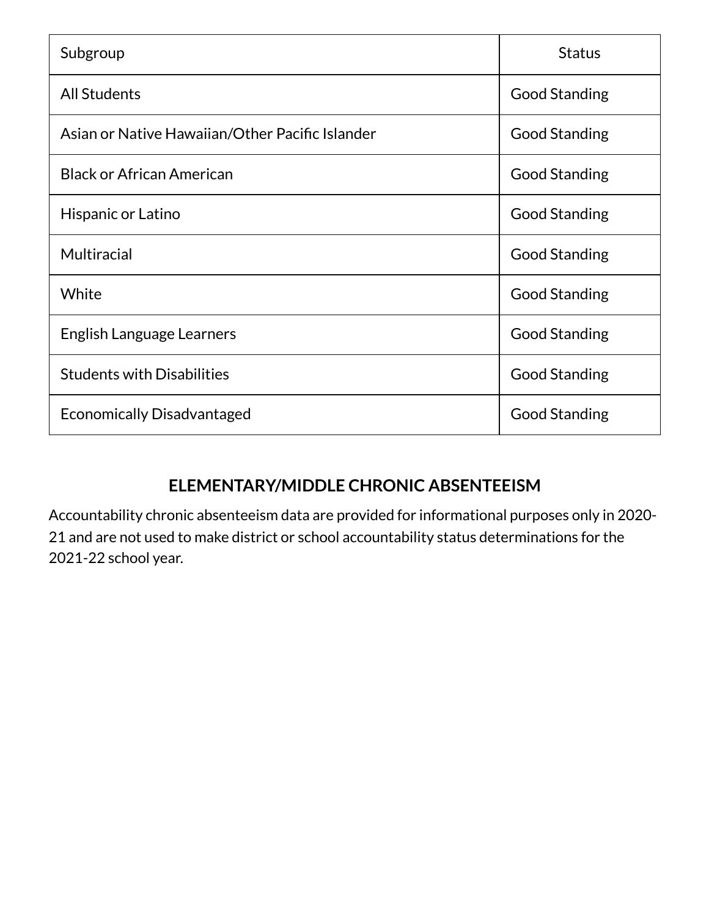| Subgroup | Status |
| --- | --- |
| All Students | Good Standing |
| Asian or Native Hawaiian/Other Pacific Islander | Good Standing |
| Black or African American | Good Standing |
| Hispanic or Latino | Good Standing |
| Multiracial | Good Standing |
| White | Good Standing |
| English Language Learners | Good Standing |
| Students with Disabilities | Good Standing |
| Economically Disadvantaged | Good Standing |

## ELEMENTARY/MIDDLE CHRONIC ABSENTEEISM

Accountability chronic absenteeism data are provided for informational purposes only in 2020-21 and are not used to make district or school accountability status determinations for the 2021-22 school year.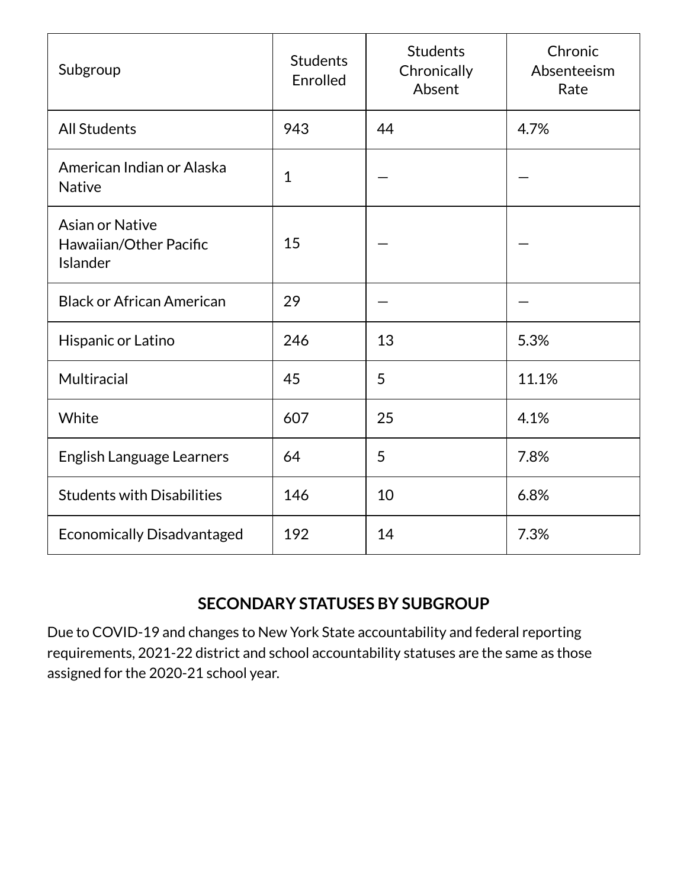| Subgroup | Students Enrolled | Students Chronically Absent | Chronic Absenteeism Rate |
|---|---|---|---|
| All Students | 943 | 44 | 4.7% |
| American Indian or Alaska Native | 1 | — | — |
| Asian or Native Hawaiian/Other Pacific Islander | 15 | — | — |
| Black or African American | 29 | — | — |
| Hispanic or Latino | 246 | 13 | 5.3% |
| Multiracial | 45 | 5 | 11.1% |
| White | 607 | 25 | 4.1% |
| English Language Learners | 64 | 5 | 7.8% |
| Students with Disabilities | 146 | 10 | 6.8% |
| Economically Disadvantaged | 192 | 14 | 7.3% |

## SECONDARY STATUSES BY SUBGROUP

Due to COVID-19 and changes to New York State accountability and federal reporting requirements, 2021-22 district and school accountability statuses are the same as those assigned for the 2020-21 school year.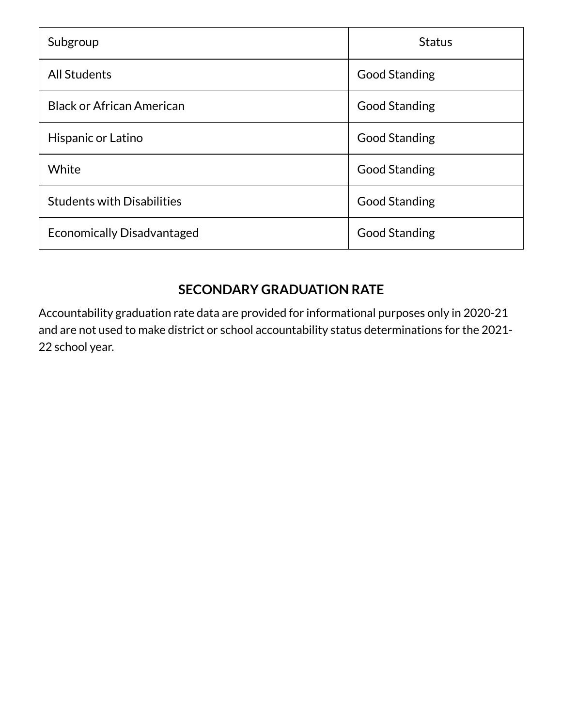| Subgroup | Status |
| --- | --- |
| All Students | Good Standing |
| Black or African American | Good Standing |
| Hispanic or Latino | Good Standing |
| White | Good Standing |
| Students with Disabilities | Good Standing |
| Economically Disadvantaged | Good Standing |

## SECONDARY GRADUATION RATE

Accountability graduation rate data are provided for informational purposes only in 2020-21 and are not used to make district or school accountability status determinations for the 2021-22 school year.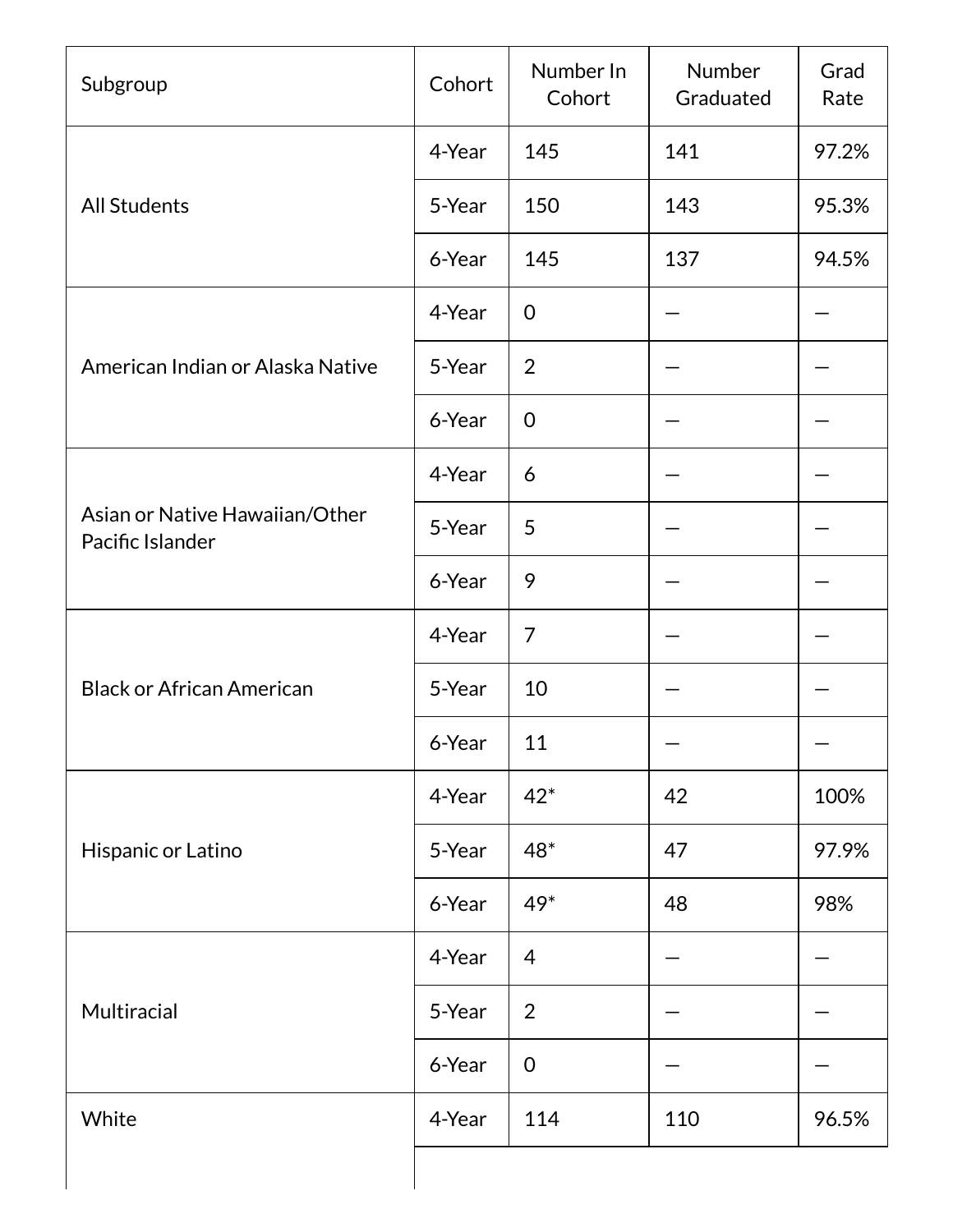| Subgroup | Cohort | Number In Cohort | Number Graduated | Grad Rate |
|---|---|---|---|---|
| All Students | 4-Year | 145 | 141 | 97.2% |
| | 5-Year | 150 | 143 | 95.3% |
| | 6-Year | 145 | 137 | 94.5% |
| American Indian or Alaska Native | 4-Year | 0 | — | — |
| | 5-Year | 2 | — | — |
| | 6-Year | 0 | — | — |
| Asian or Native Hawaiian/Other Pacific Islander | 4-Year | 6 | — | — |
| | 5-Year | 5 | — | — |
| | 6-Year | 9 | — | — |
| Black or African American | 4-Year | 7 | — | — |
| | 5-Year | 10 | — | — |
| | 6-Year | 11 | — | — |
| Hispanic or Latino | 4-Year | 42* | 42 | 100% |
| | 5-Year | 48* | 47 | 97.9% |
| | 6-Year | 49* | 48 | 98% |
| Multiracial | 4-Year | 4 | — | — |
| | 5-Year | 2 | — | — |
| | 6-Year | 0 | — | — |
| White | 4-Year | 114 | 110 | 96.5% |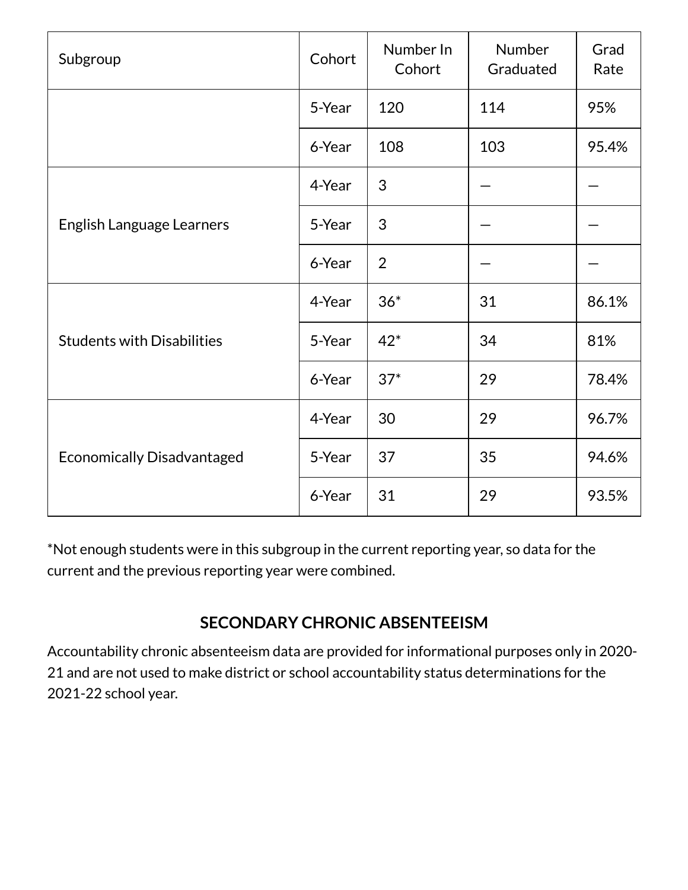| Subgroup | Cohort | Number In Cohort | Number Graduated | Grad Rate |
| --- | --- | --- | --- | --- |
| | 5-Year | 120 | 114 | 95% |
| | 6-Year | 108 | 103 | 95.4% |
| English Language Learners | 4-Year | 3 | — | — |
| | 5-Year | 3 | — | — |
| | 6-Year | 2 | — | — |
| Students with Disabilities | 4-Year | 36* | 31 | 86.1% |
| | 5-Year | 42* | 34 | 81% |
| | 6-Year | 37* | 29 | 78.4% |
| Economically Disadvantaged | 4-Year | 30 | 29 | 96.7% |
| | 5-Year | 37 | 35 | 94.6% |
| | 6-Year | 31 | 29 | 93.5% |

*Not enough students were in this subgroup in the current reporting year, so data for the current and the previous reporting year were combined.

## SECONDARY CHRONIC ABSENTEEISM

Accountability chronic absenteeism data are provided for informational purposes only in 2020-21 and are not used to make district or school accountability status determinations for the 2021-22 school year.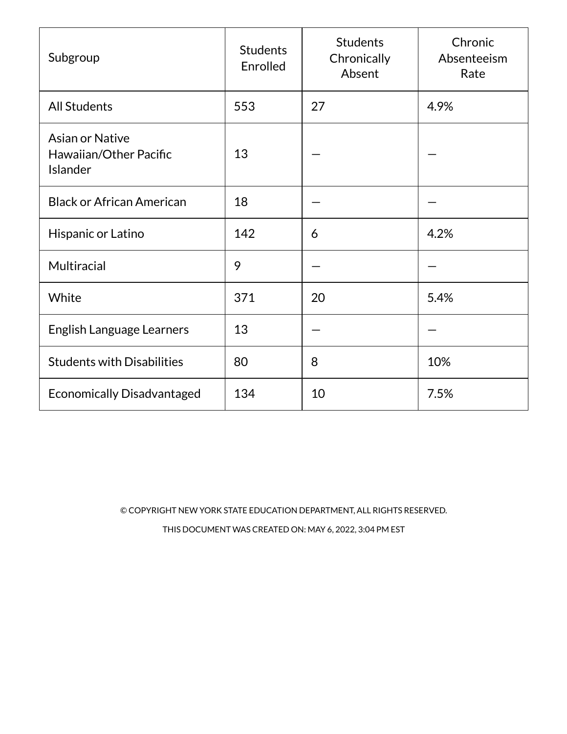| Subgroup | Students Enrolled | Students Chronically Absent | Chronic Absenteeism Rate |
|---|---|---|---|
| All Students | 553 | 27 | 4.9% |
| Asian or Native Hawaiian/Other Pacific Islander | 13 | — | — |
| Black or African American | 18 | — | — |
| Hispanic or Latino | 142 | 6 | 4.2% |
| Multiracial | 9 | — | — |
| White | 371 | 20 | 5.4% |
| English Language Learners | 13 | — | — |
| Students with Disabilities | 80 | 8 | 10% |
| Economically Disadvantaged | 134 | 10 | 7.5% |

© COPYRIGHT NEW YORK STATE EDUCATION DEPARTMENT, ALL RIGHTS RESERVED.

THIS DOCUMENT WAS CREATED ON: MAY 6, 2022, 3:04 PM EST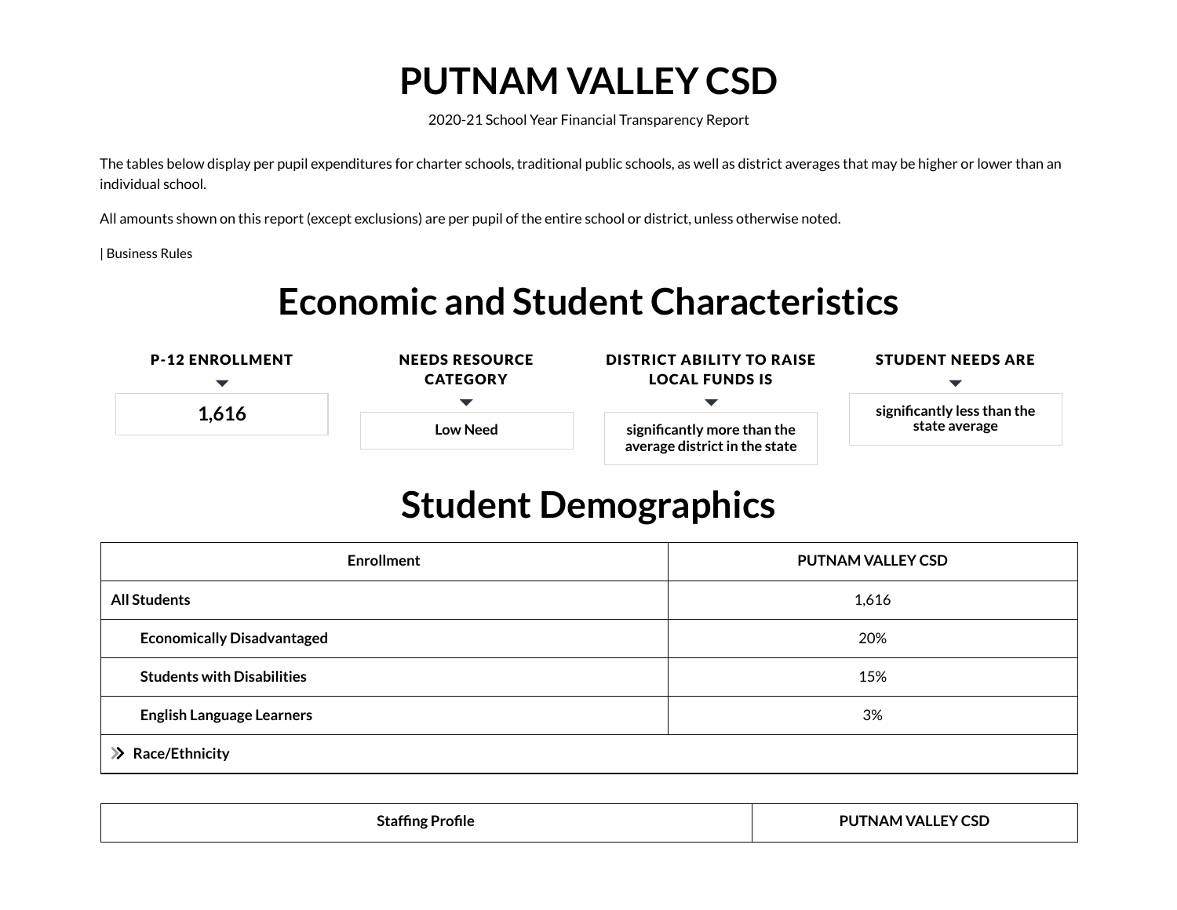# PUTNAM VALLEY CSD

2020-21 School Year Financial Transparency Report

The tables below display per pupil expenditures for charter schools, traditional public schools, as well as district averages that may be higher or lower than an individual school.

All amounts shown on this report (except exclusions) are per pupil of the entire school or district, unless otherwise noted.

| Business Rules

## Economic and Student Characteristics

**P-12 ENROLLMENT**

**1,616**

**NEEDS RESOURCE CATEGORY**

**Low Need**

**DISTRICT ABILITY TO RAISE LOCAL FUNDS IS**

**significantly more than the average district in the state**

**STUDENT NEEDS ARE**

**significantly less than the state average**

## Student Demographics

| Enrollment | PUTNAM VALLEY CSD |
|---|---|
| All Students | 1,616 |
| Economically Disadvantaged | 20% |
| Students with Disabilities | 15% |
| English Language Learners | 3% |
| Race/Ethnicity | |

| Staffing Profile | PUTNAM VALLEY CSD |
|---|---|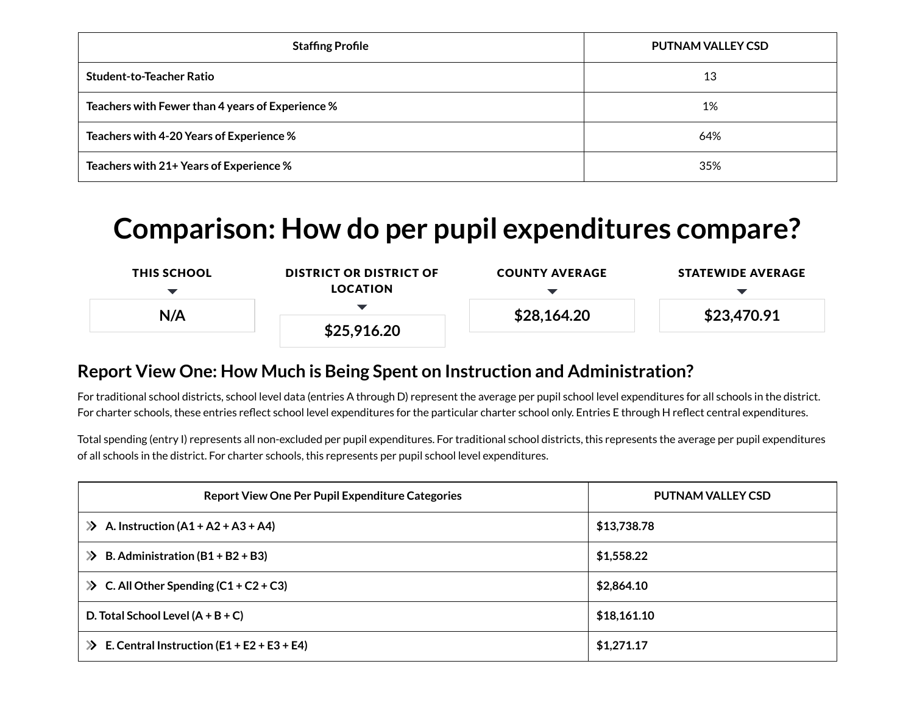| Staffing Profile | PUTNAM VALLEY CSD |
| --- | --- |
| Student-to-Teacher Ratio | 13 |
| Teachers with Fewer than 4 years of Experience % | 1% |
| Teachers with 4-20 Years of Experience % | 64% |
| Teachers with 21+ Years of Experience % | 35% |

# Comparison: How do per pupil expenditures compare?

| THIS SCHOOL | DISTRICT OR DISTRICT OF LOCATION | COUNTY AVERAGE | STATEWIDE AVERAGE |
| --- | --- | --- | --- |
| N/A | $25,916.20 | $28,164.20 | $23,470.91 |

## Report View One: How Much is Being Spent on Instruction and Administration?

For traditional school districts, school level data (entries A through D) represent the average per pupil school level expenditures for all schools in the district. For charter schools, these entries reflect school level expenditures for the particular charter school only. Entries E through H reflect central expenditures.

Total spending (entry I) represents all non-excluded per pupil expenditures. For traditional school districts, this represents the average per pupil expenditures of all schools in the district. For charter schools, this represents per pupil school level expenditures.

| Report View One Per Pupil Expenditure Categories | PUTNAM VALLEY CSD |
| --- | --- |
| A. Instruction (A1 + A2 + A3 + A4) | $13,738.78 |
| B. Administration (B1 + B2 + B3) | $1,558.22 |
| C. All Other Spending (C1 + C2 + C3) | $2,864.10 |
| D. Total School Level (A + B + C) | $18,161.10 |
| E. Central Instruction (E1 + E2 + E3 + E4) | $1,271.17 |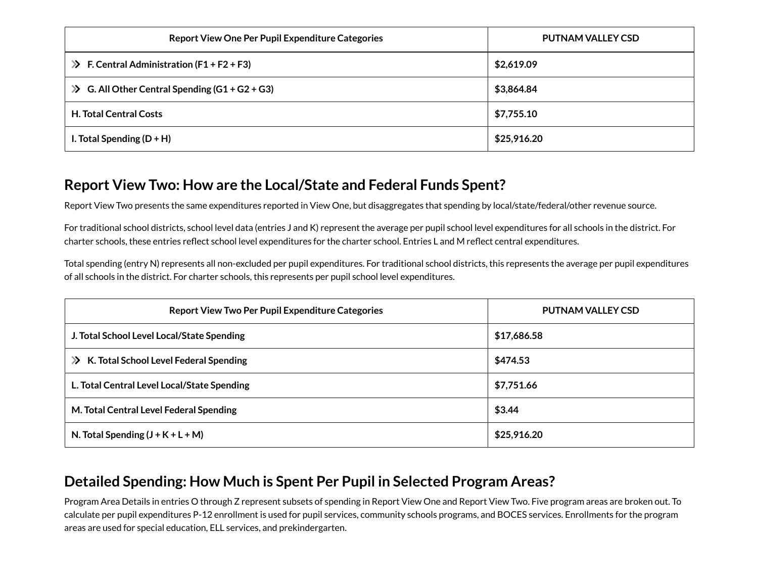| Report View One Per Pupil Expenditure Categories | PUTNAM VALLEY CSD |
| --- | --- |
| F. Central Administration (F1 + F2 + F3) | $2,619.09 |
| G. All Other Central Spending (G1 + G2 + G3) | $3,864.84 |
| H. Total Central Costs | $7,755.10 |
| I. Total Spending (D + H) | $25,916.20 |

## Report View Two: How are the Local/State and Federal Funds Spent?

Report View Two presents the same expenditures reported in View One, but disaggregates that spending by local/state/federal/other revenue source.

For traditional school districts, school level data (entries J and K) represent the average per pupil school level expenditures for all schools in the district. For charter schools, these entries reflect school level expenditures for the charter school. Entries L and M reflect central expenditures.

Total spending (entry N) represents all non-excluded per pupil expenditures. For traditional school districts, this represents the average per pupil expenditures of all schools in the district. For charter schools, this represents per pupil school level expenditures.

| Report View Two Per Pupil Expenditure Categories | PUTNAM VALLEY CSD |
| --- | --- |
| J. Total School Level Local/State Spending | $17,686.58 |
| K. Total School Level Federal Spending | $474.53 |
| L. Total Central Level Local/State Spending | $7,751.66 |
| M. Total Central Level Federal Spending | $3.44 |
| N. Total Spending (J + K + L + M) | $25,916.20 |

## Detailed Spending: How Much is Spent Per Pupil in Selected Program Areas?

Program Area Details in entries O through Z represent subsets of spending in Report View One and Report View Two. Five program areas are broken out. To calculate per pupil expenditures P-12 enrollment is used for pupil services, community schools programs, and BOCES services. Enrollments for the program areas are used for special education, ELL services, and prekindergarten.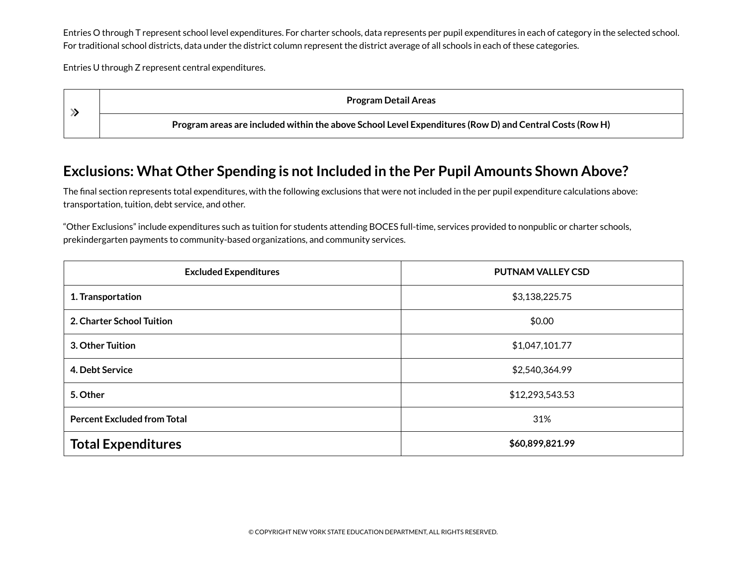Entries O through T represent school level expenditures. For charter schools, data represents per pupil expenditures in each of category in the selected school. For traditional school districts, data under the district column represent the district average of all schools in each of these categories.

Entries U through Z represent central expenditures.

| » | Program Detail Areas |
| --- | --- |
| | Program areas are included within the above School Level Expenditures (Row D) and Central Costs (Row H) |

## Exclusions: What Other Spending is not Included in the Per Pupil Amounts Shown Above?

The final section represents total expenditures, with the following exclusions that were not included in the per pupil expenditure calculations above: transportation, tuition, debt service, and other.

“Other Exclusions” include expenditures such as tuition for students attending BOCES full-time, services provided to nonpublic or charter schools, prekindergarten payments to community-based organizations, and community services.

| Excluded Expenditures | PUTNAM VALLEY CSD |
| --- | --- |
| **1. Transportation** | $3,138,225.75 |
| **2. Charter School Tuition** | $0.00 |
| **3. Other Tuition** | $1,047,101.77 |
| **4. Debt Service** | $2,540,364.99 |
| **5. Other** | $12,293,543.53 |
| **Percent Excluded from Total** | 31% |
| **Total Expenditures** | **$60,899,821.99** |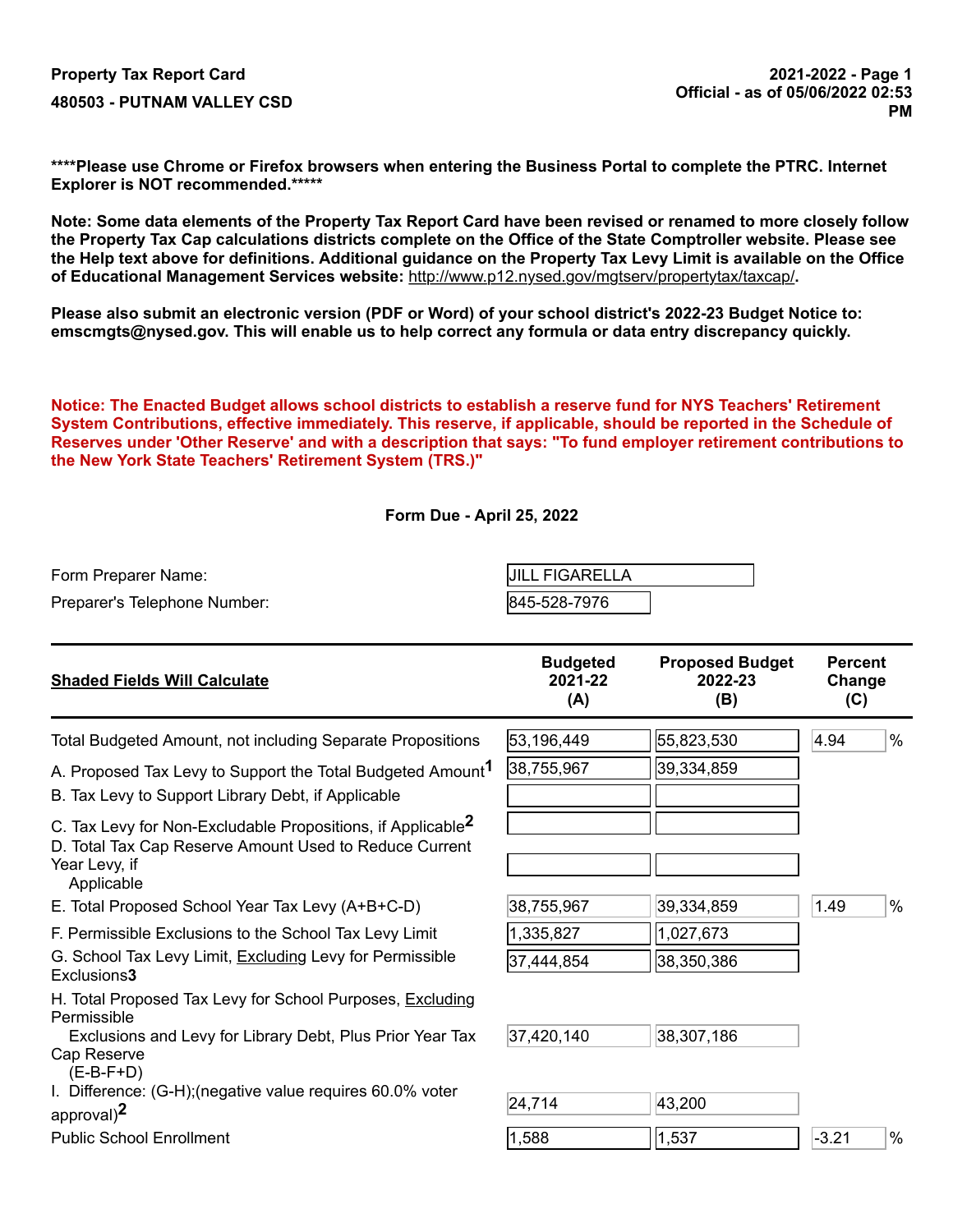**Property Tax Report Card**

**480503 - PUTNAM VALLEY CSD**

**2021-2022 - Page 1**
**Official - as of 05/06/2022 02:53 PM**

**\*\*\*\*Please use Chrome or Firefox browsers when entering the Business Portal to complete the PTRC. Internet Explorer is NOT recommended.\*\*\*\*\***

**Note: Some data elements of the Property Tax Report Card have been revised or renamed to more closely follow the Property Tax Cap calculations districts complete on the Office of the State Comptroller website. Please see the Help text above for definitions. Additional guidance on the Property Tax Levy Limit is available on the Office of Educational Management Services website:** http://www.p12.nysed.gov/mgtserv/propertytax/taxcap/.

**Please also submit an electronic version (PDF or Word) of your school district's 2022-23 Budget Notice to: emscmgts@nysed.gov. This will enable us to help correct any formula or data entry discrepancy quickly.**

**Notice: The Enacted Budget allows school districts to establish a reserve fund for NYS Teachers' Retirement System Contributions, effective immediately. This reserve, if applicable, should be reported in the Schedule of Reserves under 'Other Reserve' and with a description that says: "To fund employer retirement contributions to the New York State Teachers' Retirement System (TRS.)"**

**Form Due - April 25, 2022**

Form Preparer Name: JILL FIGARELLA

Preparer's Telephone Number: 845-528-7976

| **Shaded Fields Will Calculate** | **Budgeted 2021-22 (A)** | **Proposed Budget 2022-23 (B)** | **Percent Change (C)** |
|---|---|---|---|
| Total Budgeted Amount, not including Separate Propositions | 53,196,449 | 55,823,530 | 4.94 % |
| A. Proposed Tax Levy to Support the Total Budgeted Amount[1] | 38,755,967 | 39,334,859 | |
| B. Tax Levy to Support Library Debt, if Applicable | | | |
| C. Tax Levy for Non-Excludable Propositions, if Applicable[2] | | | |
| D. Total Tax Cap Reserve Amount Used to Reduce Current Year Levy, if Applicable | | | |
| E. Total Proposed School Year Tax Levy (A+B+C-D) | 38,755,967 | 39,334,859 | 1.49 % |
| F. Permissible Exclusions to the School Tax Levy Limit | 1,335,827 | 1,027,673 | |
| G. School Tax Levy Limit, Excluding Levy for Permissible Exclusions[3] | 37,444,854 | 38,350,386 | |
| H. Total Proposed Tax Levy for School Purposes, Excluding Permissible Exclusions and Levy for Library Debt, Plus Prior Year Tax Cap Reserve (E-B-F+D) | 37,420,140 | 38,307,186 | |
| I. Difference: (G-H);(negative value requires 60.0% voter approval)[2] | 24,714 | 43,200 | |
| Public School Enrollment | 1,588 | 1,537 | -3.21 % |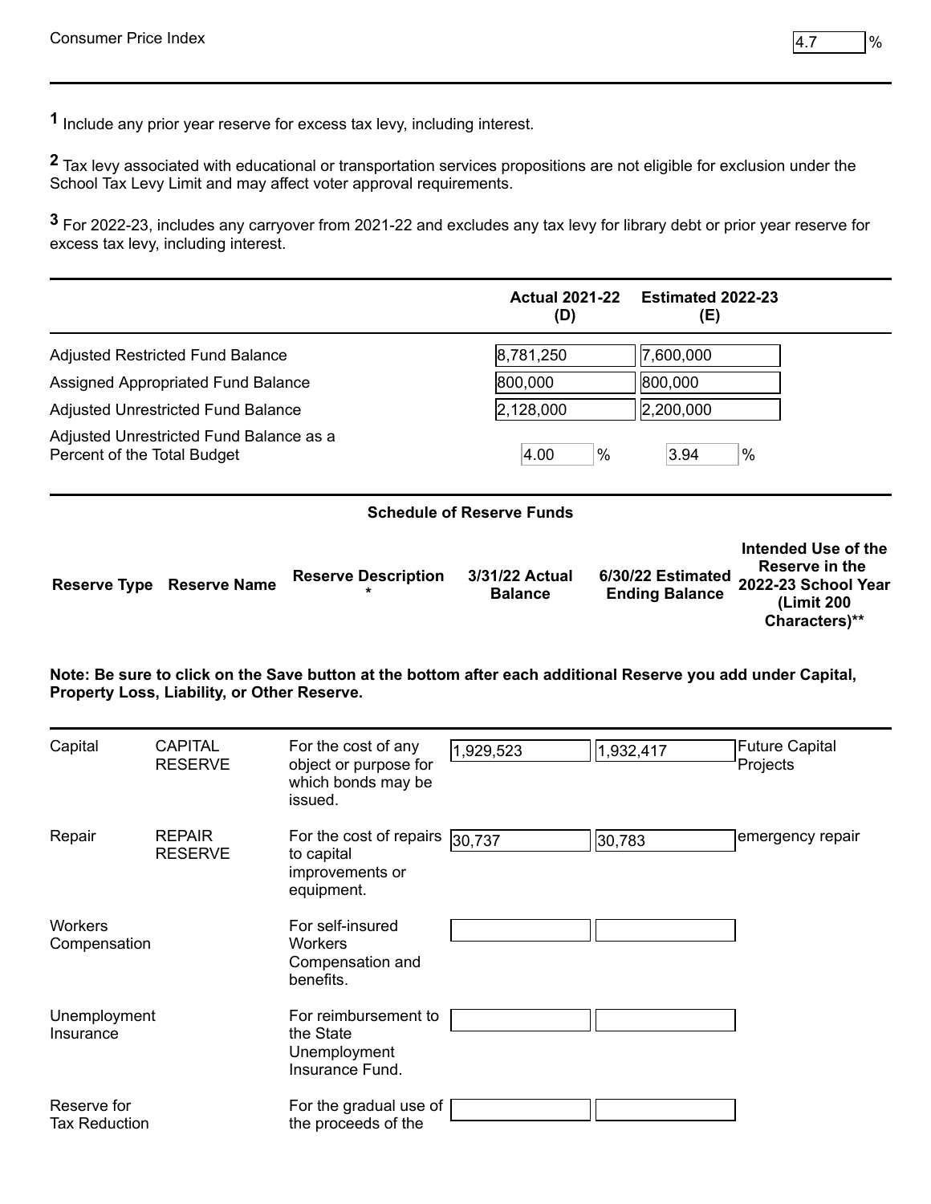| Consumer Price Index | 4.7 % |
|---|---|

[1] Include any prior year reserve for excess tax levy, including interest.

[2] Tax levy associated with educational or transportation services propositions are not eligible for exclusion under the School Tax Levy Limit and may affect voter approval requirements.

[3] For 2022-23, includes any carryover from 2021-22 and excludes any tax levy for library debt or prior year reserve for excess tax levy, including interest.

| | Actual 2021-22 (D) | Estimated 2022-23 (E) |
|---|---|---|
| Adjusted Restricted Fund Balance | 8,781,250 | 7,600,000 |
| Assigned Appropriated Fund Balance | 800,000 | 800,000 |
| Adjusted Unrestricted Fund Balance | 2,128,000 | 2,200,000 |
| Adjusted Unrestricted Fund Balance as a Percent of the Total Budget | 4.00 % | 3.94 % |

**Schedule of Reserve Funds**

**Note: Be sure to click on the Save button at the bottom after each additional Reserve you add under Capital, Property Loss, Liability, or Other Reserve.**

| Reserve Type | Reserve Name | Reserve Description * | 3/31/22 Actual Balance | 6/30/22 Estimated Ending Balance | Intended Use of the Reserve in the 2022-23 School Year (Limit 200 Characters)** |
|---|---|---|---|---|---|
| Capital | CAPITAL RESERVE | For the cost of any object or purpose for which bonds may be issued. | 1,929,523 | 1,932,417 | Future Capital Projects |
| Repair | REPAIR RESERVE | For the cost of repairs to capital improvements or equipment. | 30,737 | 30,783 | emergency repair |
| Workers Compensation | | For self-insured Workers Compensation and benefits. | | | |
| Unemployment Insurance | | For reimbursement to the State Unemployment Insurance Fund. | | | |
| Reserve for Tax Reduction | | For the gradual use of the proceeds of the | | | |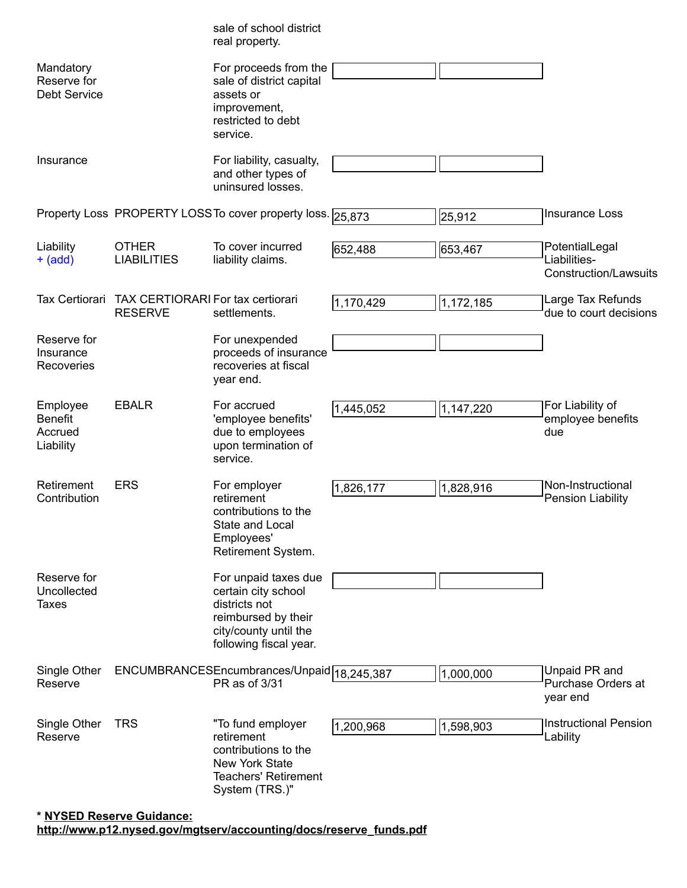| | | | | | |
|---|---|---|---|---|---|
| | | sale of school district real property. | | | |
| Mandatory Reserve for Debt Service | | For proceeds from the sale of district capital assets or improvement, restricted to debt service. | | | |
| Insurance | | For liability, casualty, and other types of uninsured losses. | | | |
| Property Loss | PROPERTY LOSS | To cover property loss. | 25,873 | 25,912 | Insurance Loss |
| Liability + (add) | OTHER LIABILITIES | To cover incurred liability claims. | 652,488 | 653,467 | PotentialLegal Liabilities- Construction/Lawsuits |
| Tax Certiorari | TAX CERTIORARI RESERVE | For tax certiorari settlements. | 1,170,429 | 1,172,185 | Large Tax Refunds due to court decisions |
| Reserve for Insurance Recoveries | | For unexpended proceeds of insurance recoveries at fiscal year end. | | | |
| Employee Benefit Accrued Liability | EBALR | For accrued 'employee benefits' due to employees upon termination of service. | 1,445,052 | 1,147,220 | For Liability of employee benefits due |
| Retirement Contribution | ERS | For employer retirement contributions to the State and Local Employees' Retirement System. | 1,826,177 | 1,828,916 | Non-Instructional Pension Liability |
| Reserve for Uncollected Taxes | | For unpaid taxes due certain city school districts not reimbursed by their city/county until the following fiscal year. | | | |
| Single Other Reserve | ENCUMBRANCES | Encumbrances/Unpaid PR as of 3/31 | 18,245,387 | 1,000,000 | Unpaid PR and Purchase Orders at year end |
| Single Other Reserve | TRS | "To fund employer retirement contributions to the New York State Teachers' Retirement System (TRS.)" | 1,200,968 | 1,598,903 | Instructional Pension Lability |

**\* NYSED Reserve Guidance: http://www.p12.nysed.gov/mgtserv/accounting/docs/reserve_funds.pdf**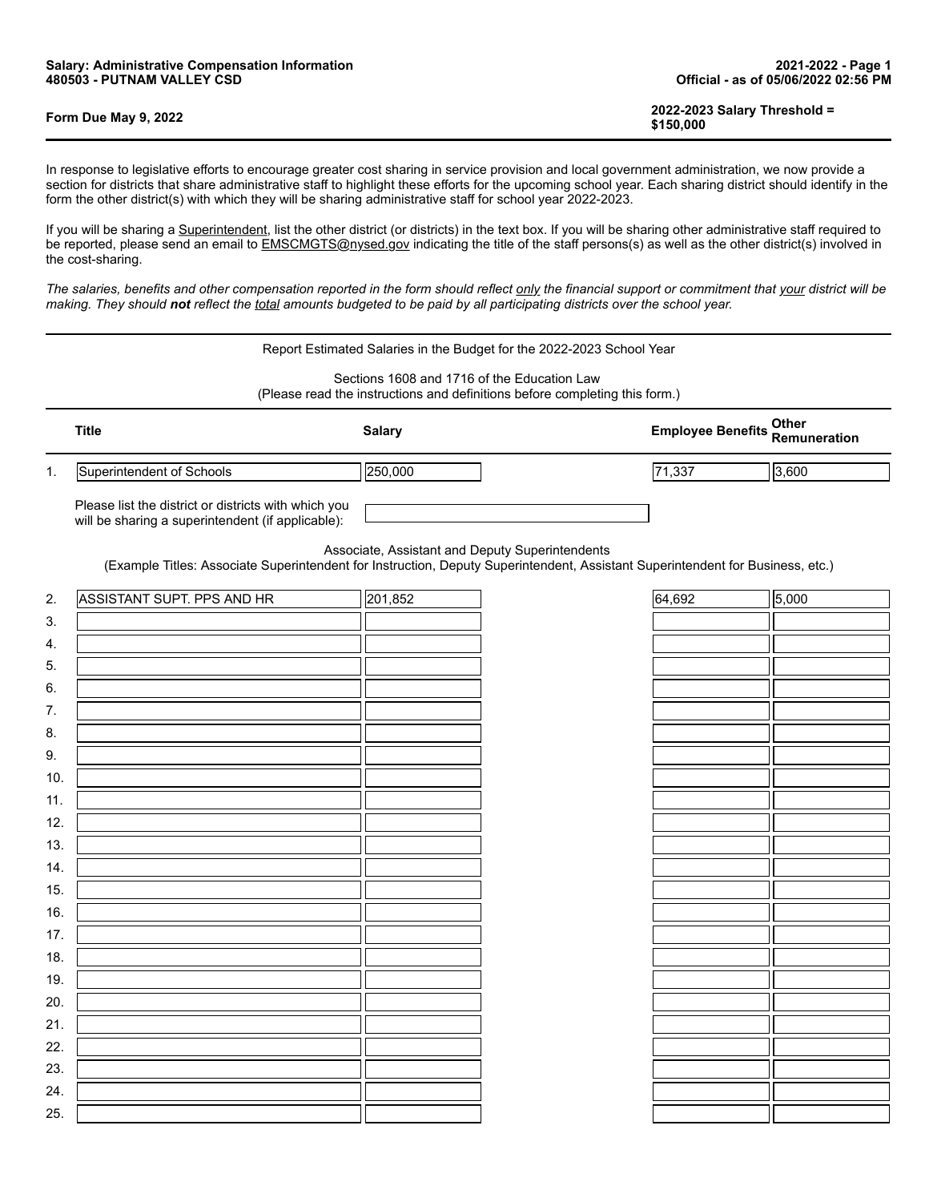**Salary: Administrative Compensation Information**
**480503 - PUTNAM VALLEY CSD**

**2021-2022 - Page 1**
**Official - as of 05/06/2022 02:56 PM**

**Form Due May 9, 2022**

**2022-2023 Salary Threshold = $150,000**

In response to legislative efforts to encourage greater cost sharing in service provision and local government administration, we now provide a section for districts that share administrative staff to highlight these efforts for the upcoming school year. Each sharing district should identify in the form the other district(s) with which they will be sharing administrative staff for school year 2022-2023.

If you will be sharing a Superintendent, list the other district (or districts) in the text box. If you will be sharing other administrative staff required to be reported, please send an email to EMSCMGTS@nysed.gov indicating the title of the staff persons(s) as well as the other district(s) involved in the cost-sharing.

*The salaries, benefits and other compensation reported in the form should reflect only the financial support or commitment that your district will be making. They should **not** reflect the total amounts budgeted to be paid by all participating districts over the school year.*

Report Estimated Salaries in the Budget for the 2022-2023 School Year

Sections 1608 and 1716 of the Education Law
(Please read the instructions and definitions before completing this form.)

| | Title | Salary | Employee Benefits | Other Remuneration |
|---|---|---|---|---|
| 1. | Superintendent of Schools | 250,000 | 71,337 | 3,600 |

Please list the district or districts with which you will be sharing a superintendent (if applicable):

Associate, Assistant and Deputy Superintendents
(Example Titles: Associate Superintendent for Instruction, Deputy Superintendent, Assistant Superintendent for Business, etc.)

| | Title | Salary | Employee Benefits | Other Remuneration |
|---|---|---|---|---|
| 2. | ASSISTANT SUPT. PPS AND HR | 201,852 | 64,692 | 5,000 |
| 3. | | | | |
| 4. | | | | |
| 5. | | | | |
| 6. | | | | |
| 7. | | | | |
| 8. | | | | |
| 9. | | | | |
| 10. | | | | |
| 11. | | | | |
| 12. | | | | |
| 13. | | | | |
| 14. | | | | |
| 15. | | | | |
| 16. | | | | |
| 17. | | | | |
| 18. | | | | |
| 19. | | | | |
| 20. | | | | |
| 21. | | | | |
| 22. | | | | |
| 23. | | | | |
| 24. | | | | |
| 25. | | | | |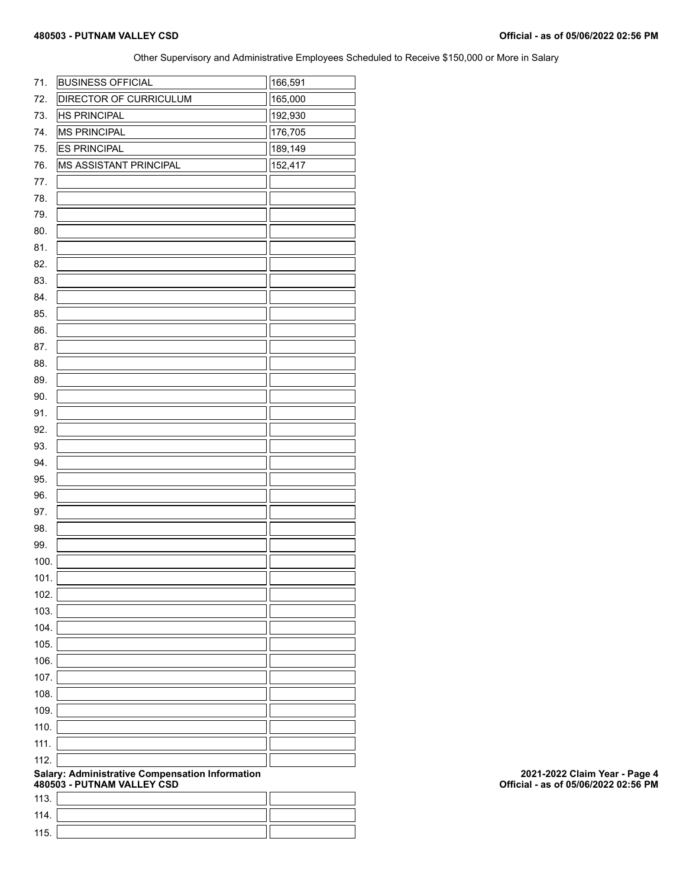Other Supervisory and Administrative Employees Scheduled to Receive $150,000 or More in Salary

| No. | Title | Salary |
|---|---|---|
| 71. | BUSINESS OFFICIAL | 166,591 |
| 72. | DIRECTOR OF CURRICULUM | 165,000 |
| 73. | HS PRINCIPAL | 192,930 |
| 74. | MS PRINCIPAL | 176,705 |
| 75. | ES PRINCIPAL | 189,149 |
| 76. | MS ASSISTANT PRINCIPAL | 152,417 |
| 77. | | |
| 78. | | |
| 79. | | |
| 80. | | |
| 81. | | |
| 82. | | |
| 83. | | |
| 84. | | |
| 85. | | |
| 86. | | |
| 87. | | |
| 88. | | |
| 89. | | |
| 90. | | |
| 91. | | |
| 92. | | |
| 93. | | |
| 94. | | |
| 95. | | |
| 96. | | |
| 97. | | |
| 98. | | |
| 99. | | |
| 100. | | |
| 101. | | |
| 102. | | |
| 103. | | |
| 104. | | |
| 105. | | |
| 106. | | |
| 107. | | |
| 108. | | |
| 109. | | |
| 110. | | |
| 111. | | |
| 112. | | |

**Salary: Administrative Compensation Information**
**480503 - PUTNAM VALLEY CSD**

**2021-2022 Claim Year - Page 4**
**Official - as of 05/06/2022 02:56 PM**

| No. | Title | Salary |
|---|---|---|
| 113. | | |
| 114. | | |
| 115. | | |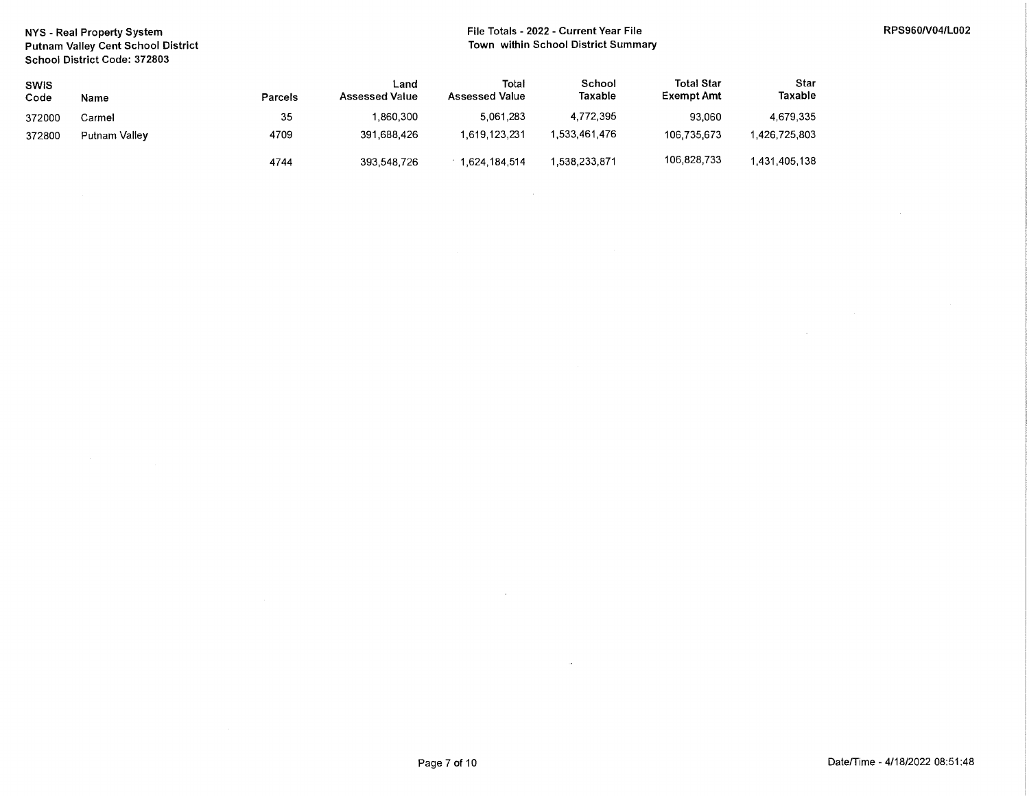NYS - Real Property System
Putnam Valley Cent School District
School District Code: 372803

File Totals - 2022 - Current Year File
Town within School District Summary

RPS960/V04/L002

| SWIS Code | Name | Parcels | Land Assessed Value | Total Assessed Value | School Taxable | Total Star Exempt Amt | Star Taxable |
|---|---|---|---|---|---|---|---|
| 372000 | Carmel | 35 | 1,860,300 | 5,061,283 | 4,772,395 | 93,060 | 4,679,335 |
| 372800 | Putnam Valley | 4709 | 391,688,426 | 1,619,123,231 | 1,533,461,476 | 106,735,673 | 1,426,725,803 |
| | | 4744 | 393,548,726 | 1,624,184,514 | 1,538,233,871 | 106,828,733 | 1,431,405,138 |

Date/Time - 4/18/2022 08:51:48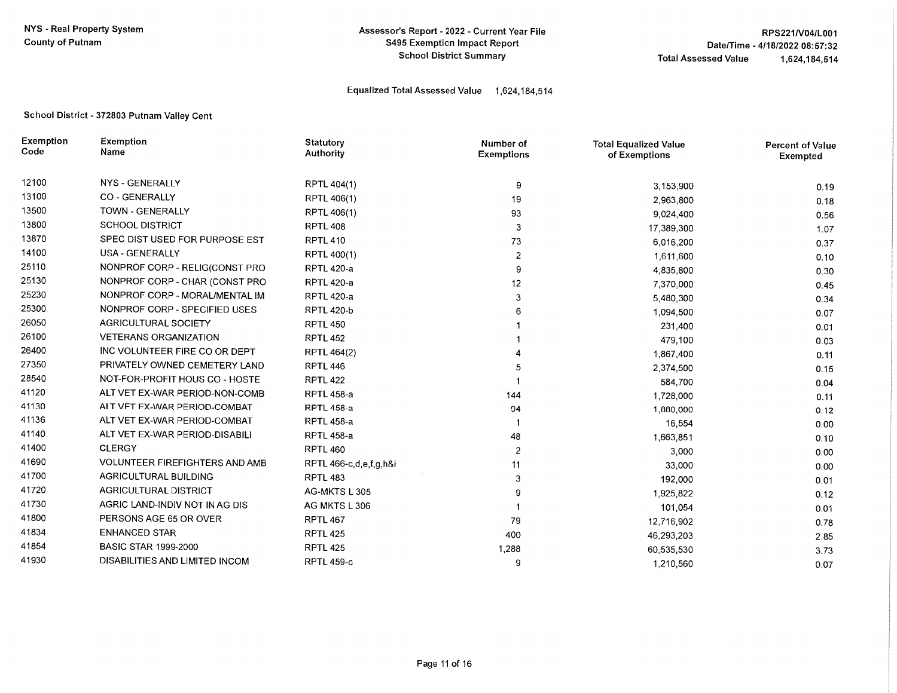NYS - Real Property System
County of Putnam

## Assessor's Report - 2022 - Current Year File
## S495 Exemption Impact Report
## School District Summary

RPS221/V04/L001
Date/Time - 4/18/2022 08:57:32
Total Assessed Value 1,624,184,514

Equalized Total Assessed Value 1,624,184,514

### School District - 372803 Putnam Valley Cent

| Exemption Code | Exemption Name | Statutory Authority | Number of Exemptions | Total Equalized Value of Exemptions | Percent of Value Exempted |
|---|---|---|---|---|---|
| 12100 | NYS - GENERALLY | RPTL 404(1) | 9 | 3,153,900 | 0.19 |
| 13100 | CO - GENERALLY | RPTL 406(1) | 19 | 2,963,800 | 0.18 |
| 13500 | TOWN - GENERALLY | RPTL 406(1) | 93 | 9,024,400 | 0.56 |
| 13800 | SCHOOL DISTRICT | RPTL 408 | 3 | 17,389,300 | 1.07 |
| 13870 | SPEC DIST USED FOR PURPOSE EST | RPTL 410 | 73 | 6,016,200 | 0.37 |
| 14100 | USA - GENERALLY | RPTL 400(1) | 2 | 1,611,600 | 0.10 |
| 25110 | NONPROF CORP - RELIG(CONST PRO | RPTL 420-a | 9 | 4,835,800 | 0.30 |
| 25130 | NONPROF CORP - CHAR (CONST PRO | RPTL 420-a | 12 | 7,370,000 | 0.45 |
| 25230 | NONPROF CORP - MORAL/MENTAL IM | RPTL 420-a | 3 | 5,480,300 | 0.34 |
| 25300 | NONPROF CORP - SPECIFIED USES | RPTL 420-b | 6 | 1,094,500 | 0.07 |
| 26050 | AGRICULTURAL SOCIETY | RPTL 450 | 1 | 231,400 | 0.01 |
| 26100 | VETERANS ORGANIZATION | RPTL 452 | 1 | 479,100 | 0.03 |
| 26400 | INC VOLUNTEER FIRE CO OR DEPT | RPTL 464(2) | 4 | 1,867,400 | 0.11 |
| 27350 | PRIVATELY OWNED CEMETERY LAND | RPTL 446 | 5 | 2,374,500 | 0.15 |
| 28540 | NOT-FOR-PROFIT HOUS CO - HOSTE | RPTL 422 | 1 | 584,700 | 0.04 |
| 41120 | ALT VET EX-WAR PERIOD-NON-COMB | RPTL 458-a | 144 | 1,728,000 | 0.11 |
| 41130 | ALT VET EX-WAR PERIOD-COMBAT | RPTL 458-a | 94 | 1,880,000 | 0.12 |
| 41136 | ALT VET EX-WAR PERIOD-COMBAT | RPTL 458-a | 1 | 16,554 | 0.00 |
| 41140 | ALT VET EX-WAR PERIOD-DISABILI | RPTL 458-a | 48 | 1,663,851 | 0.10 |
| 41400 | CLERGY | RPTL 460 | 2 | 3,000 | 0.00 |
| 41690 | VOLUNTEER FIREFIGHTERS AND AMB | RPTL 466-c,d,e,f,g,h&i | 11 | 33,000 | 0.00 |
| 41700 | AGRICULTURAL BUILDING | RPTL 483 | 3 | 192,000 | 0.01 |
| 41720 | AGRICULTURAL DISTRICT | AG-MKTS L 305 | 9 | 1,925,822 | 0.12 |
| 41730 | AGRIC LAND-INDIV NOT IN AG DIS | AG MKTS L 306 | 1 | 101,054 | 0.01 |
| 41800 | PERSONS AGE 65 OR OVER | RPTL 467 | 79 | 12,716,902 | 0.78 |
| 41834 | ENHANCED STAR | RPTL 425 | 400 | 46,293,203 | 2.85 |
| 41854 | BASIC STAR 1999-2000 | RPTL 425 | 1,288 | 60,535,530 | 3.73 |
| 41930 | DISABILITIES AND LIMITED INCOM | RPTL 459-c | 9 | 1,210,560 | 0.07 |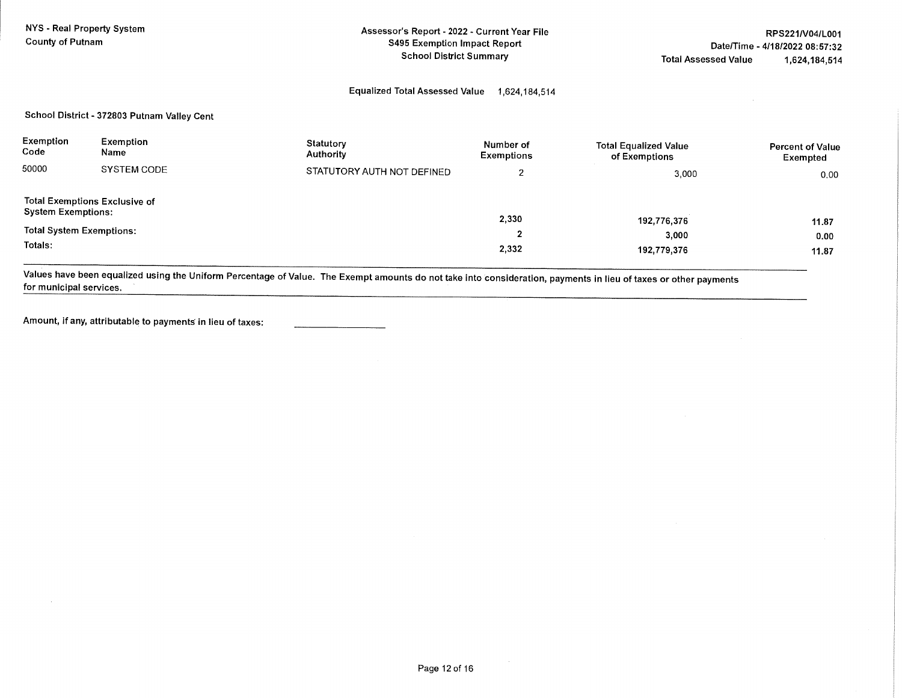NYS - Real Property System
County of Putnam

Assessor's Report - 2022 - Current Year File
S495 Exemption Impact Report
School District Summary

RPS221/V04/L001
Date/Time - 4/18/2022 08:57:32
Total Assessed Value 1,624,184,514

Equalized Total Assessed Value 1,624,184,514

School District - 372803 Putnam Valley Cent

| Exemption Code | Exemption Name | Statutory Authority | Number of Exemptions | Total Equalized Value of Exemptions | Percent of Value Exempted |
|---|---|---|---|---|---|
| 50000 | SYSTEM CODE | STATUTORY AUTH NOT DEFINED | 2 | 3,000 | 0.00 |
| Total Exemptions Exclusive of System Exemptions: | | | 2,330 | 192,776,376 | 11.87 |
| Total System Exemptions: | | | 2 | 3,000 | 0.00 |
| Totals: | | | 2,332 | 192,779,376 | 11.87 |

Values have been equalized using the Uniform Percentage of Value. The Exempt amounts do not take into consideration, payments in lieu of taxes or other payments for municipal services.

Amount, if any, attributable to payments in lieu of taxes: ______________